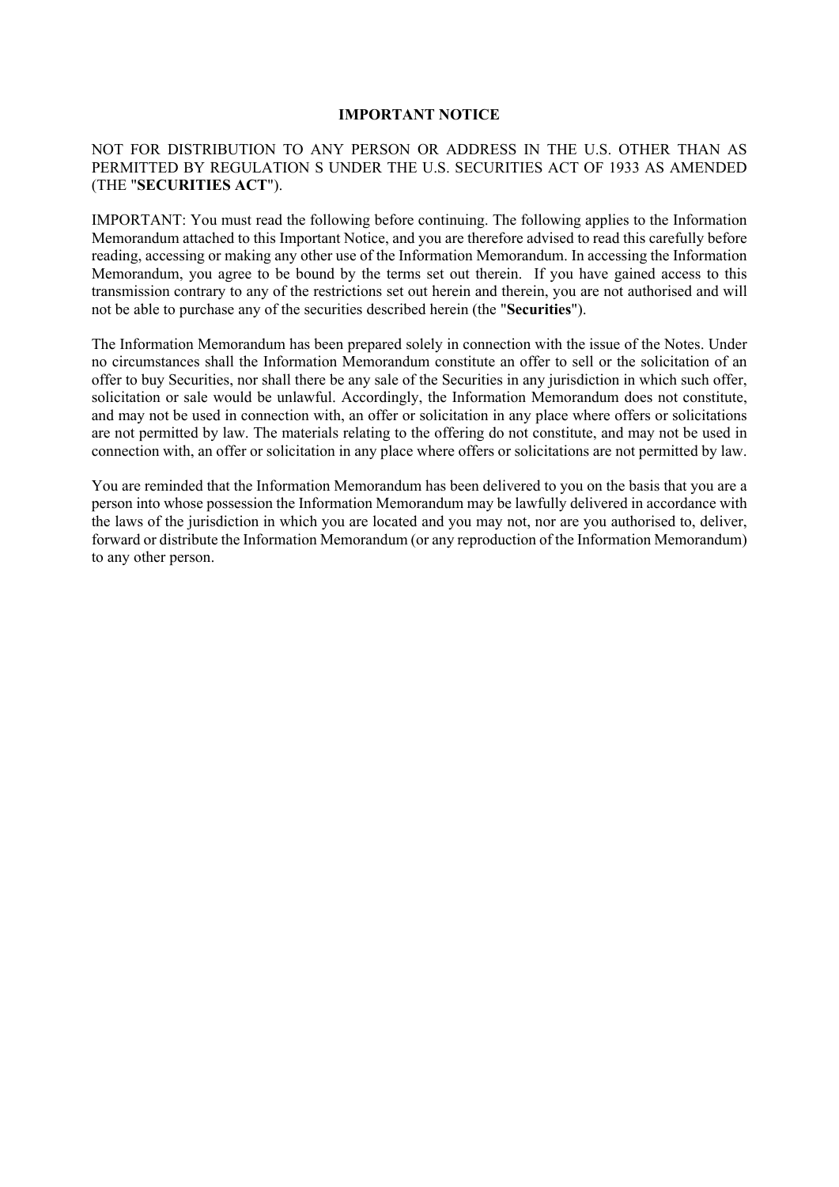# IMPORTANT NOTICE

NOT FOR DISTRIBUTION TO ANY PERSON OR ADDRESS IN THE U.S. OTHER THAN AS PERMITTED BY REGULATION S UNDER THE U.S. SECURITIES ACT OF 1933 AS AMENDED (THE "**SECURITIES ACT**").

IMPORTANT: You must read the following before continuing. The following applies to the Information Memorandum attached to this Important Notice, and you are therefore advised to read this carefully before reading, accessing or making any other use of the Information Memorandum. In accessing the Information Memorandum, you agree to be bound by the terms set out therein. If you have gained access to this transmission contrary to any of the restrictions set out herein and therein, you are not authorised and will not be able to purchase any of the securities described herein (the "**Securities**").

The Information Memorandum has been prepared solely in connection with the issue of the Notes. Under no circumstances shall the Information Memorandum constitute an offer to sell or the solicitation of an offer to buy Securities, nor shall there be any sale of the Securities in any jurisdiction in which such offer, solicitation or sale would be unlawful. Accordingly, the Information Memorandum does not constitute, and may not be used in connection with, an offer or solicitation in any place where offers or solicitations are not permitted by law. The materials relating to the offering do not constitute, and may not be used in connection with, an offer or solicitation in any place where offers or solicitations are not permitted by law.

You are reminded that the Information Memorandum has been delivered to you on the basis that you are a person into whose possession the Information Memorandum may be lawfully delivered in accordance with the laws of the jurisdiction in which you are located and you may not, nor are you authorised to, deliver, forward or distribute the Information Memorandum (or any reproduction of the Information Memorandum) to any other person.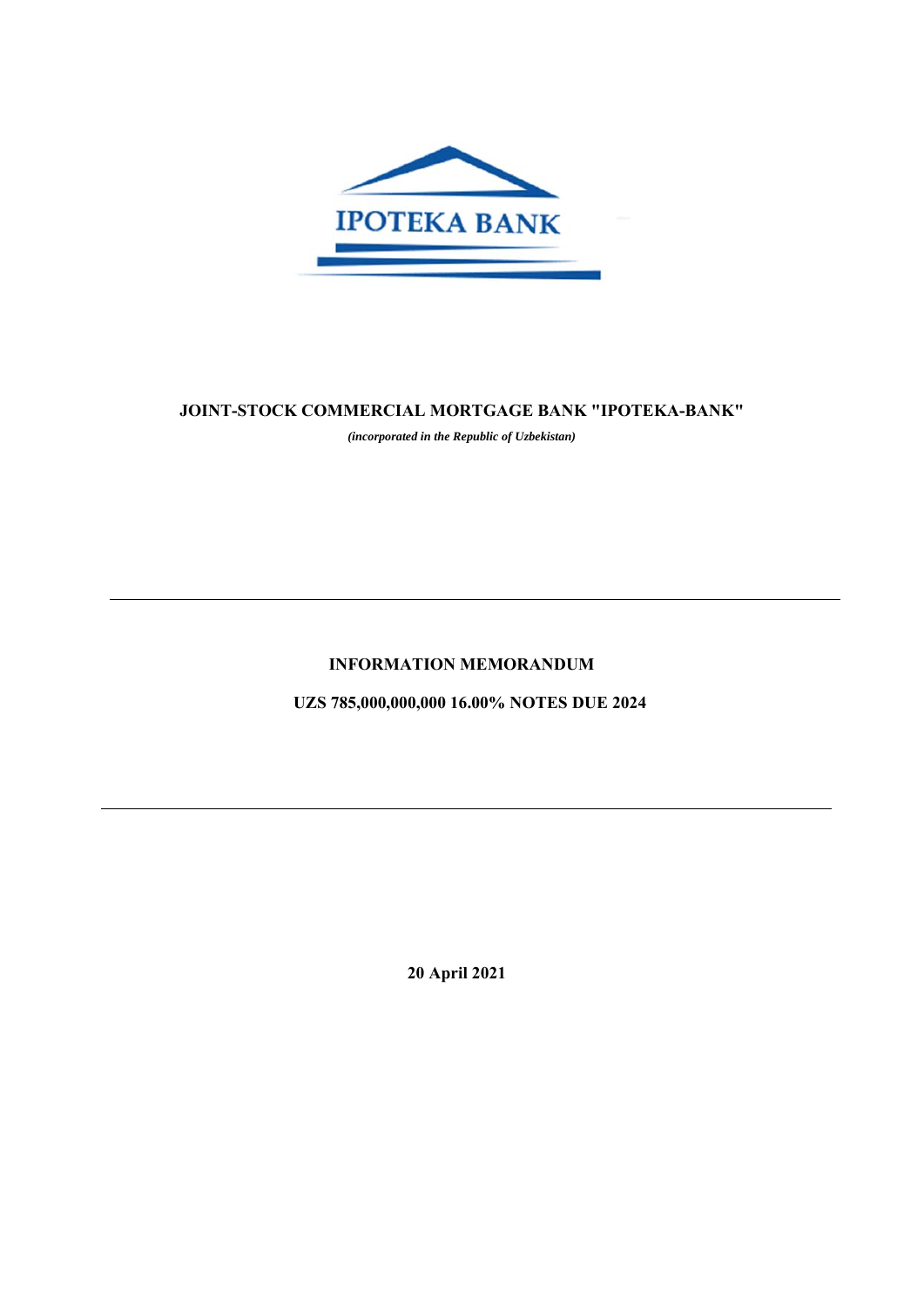IPOTEKA BANK

# JOINT-STOCK COMMERCIAL MORTGAGE BANK "IPOTEKA-BANK"

*(incorporated in the Republic of Uzbekistan)*

---

## INFORMATION MEMORANDUM

## UZS 785,000,000,000 16.00% NOTES DUE 2024

---

**20 April 2021**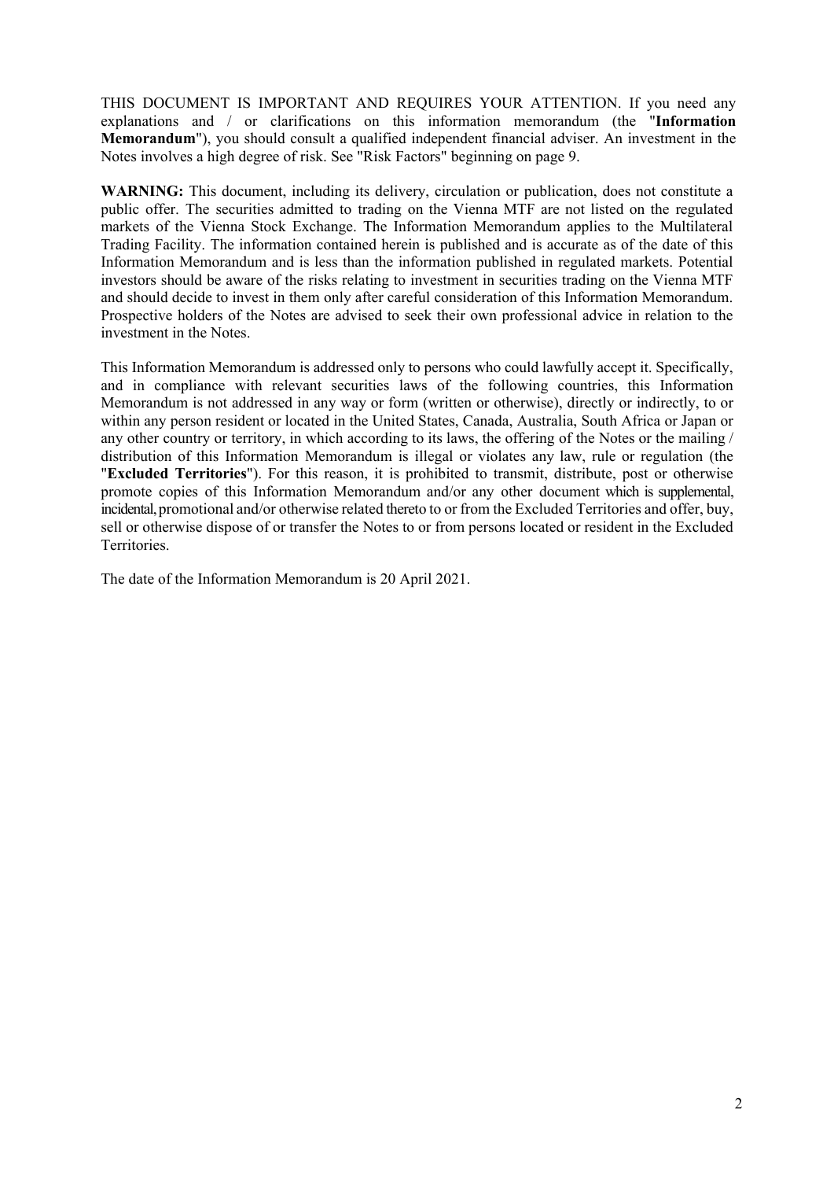THIS DOCUMENT IS IMPORTANT AND REQUIRES YOUR ATTENTION. If you need any explanations and / or clarifications on this information memorandum (the "**Information Memorandum**"), you should consult a qualified independent financial adviser. An investment in the Notes involves a high degree of risk. See "Risk Factors" beginning on page 9.

**WARNING:** This document, including its delivery, circulation or publication, does not constitute a public offer. The securities admitted to trading on the Vienna MTF are not listed on the regulated markets of the Vienna Stock Exchange. The Information Memorandum applies to the Multilateral Trading Facility. The information contained herein is published and is accurate as of the date of this Information Memorandum and is less than the information published in regulated markets. Potential investors should be aware of the risks relating to investment in securities trading on the Vienna MTF and should decide to invest in them only after careful consideration of this Information Memorandum. Prospective holders of the Notes are advised to seek their own professional advice in relation to the investment in the Notes.

This Information Memorandum is addressed only to persons who could lawfully accept it. Specifically, and in compliance with relevant securities laws of the following countries, this Information Memorandum is not addressed in any way or form (written or otherwise), directly or indirectly, to or within any person resident or located in the United States, Canada, Australia, South Africa or Japan or any other country or territory, in which according to its laws, the offering of the Notes or the mailing / distribution of this Information Memorandum is illegal or violates any law, rule or regulation (the "**Excluded Territories**"). For this reason, it is prohibited to transmit, distribute, post or otherwise promote copies of this Information Memorandum and/or any other document which is supplemental, incidental, promotional and/or otherwise related thereto to or from the Excluded Territories and offer, buy, sell or otherwise dispose of or transfer the Notes to or from persons located or resident in the Excluded Territories.

The date of the Information Memorandum is 20 April 2021.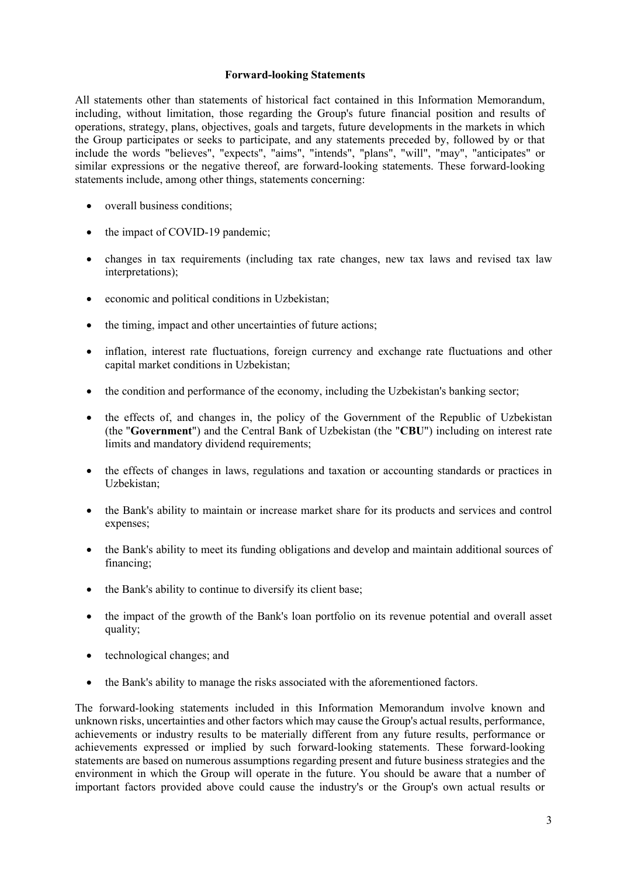### Forward-looking Statements

All statements other than statements of historical fact contained in this Information Memorandum, including, without limitation, those regarding the Group's future financial position and results of operations, strategy, plans, objectives, goals and targets, future developments in the markets in which the Group participates or seeks to participate, and any statements preceded by, followed by or that include the words "believes", "expects", "aims", "intends", "plans", "will", "may", "anticipates" or similar expressions or the negative thereof, are forward-looking statements. These forward-looking statements include, among other things, statements concerning:

- overall business conditions;
- the impact of COVID-19 pandemic;
- changes in tax requirements (including tax rate changes, new tax laws and revised tax law interpretations);
- economic and political conditions in Uzbekistan;
- the timing, impact and other uncertainties of future actions;
- inflation, interest rate fluctuations, foreign currency and exchange rate fluctuations and other capital market conditions in Uzbekistan;
- the condition and performance of the economy, including the Uzbekistan's banking sector;
- the effects of, and changes in, the policy of the Government of the Republic of Uzbekistan (the "**Government**") and the Central Bank of Uzbekistan (the "**CBU**") including on interest rate limits and mandatory dividend requirements;
- the effects of changes in laws, regulations and taxation or accounting standards or practices in Uzbekistan;
- the Bank's ability to maintain or increase market share for its products and services and control expenses;
- the Bank's ability to meet its funding obligations and develop and maintain additional sources of financing;
- the Bank's ability to continue to diversify its client base;
- the impact of the growth of the Bank's loan portfolio on its revenue potential and overall asset quality;
- technological changes; and
- the Bank's ability to manage the risks associated with the aforementioned factors.

The forward-looking statements included in this Information Memorandum involve known and unknown risks, uncertainties and other factors which may cause the Group's actual results, performance, achievements or industry results to be materially different from any future results, performance or achievements expressed or implied by such forward-looking statements. These forward-looking statements are based on numerous assumptions regarding present and future business strategies and the environment in which the Group will operate in the future. You should be aware that a number of important factors provided above could cause the industry's or the Group's own actual results or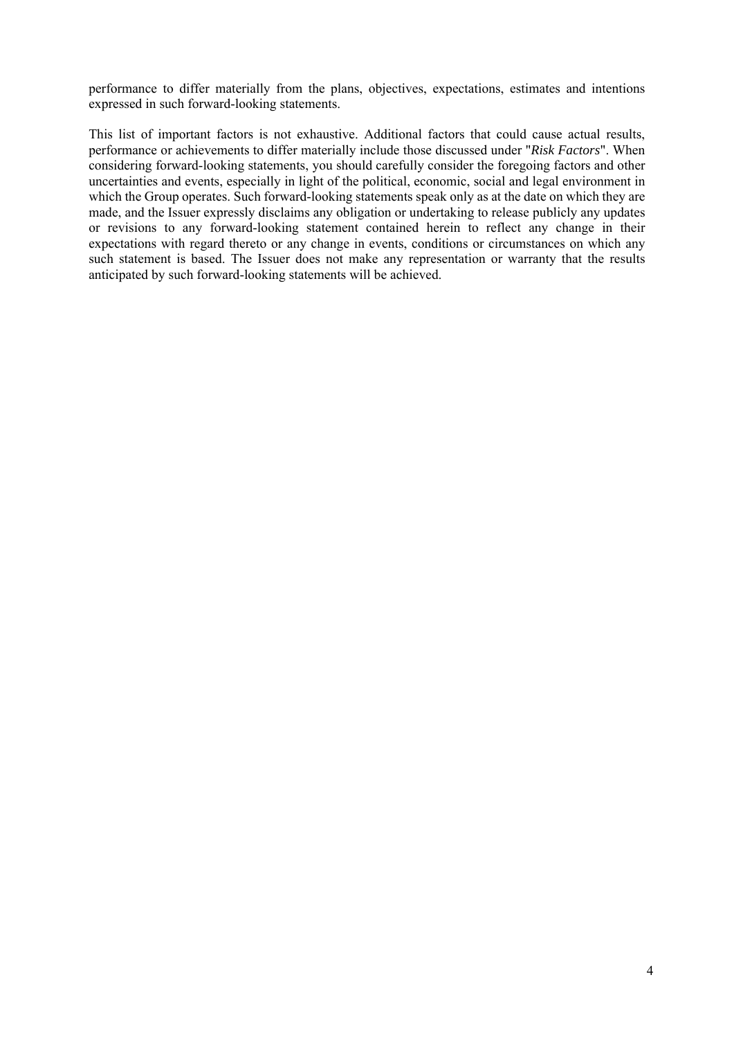performance to differ materially from the plans, objectives, expectations, estimates and intentions expressed in such forward-looking statements.

This list of important factors is not exhaustive. Additional factors that could cause actual results, performance or achievements to differ materially include those discussed under "*Risk Factors*". When considering forward-looking statements, you should carefully consider the foregoing factors and other uncertainties and events, especially in light of the political, economic, social and legal environment in which the Group operates. Such forward-looking statements speak only as at the date on which they are made, and the Issuer expressly disclaims any obligation or undertaking to release publicly any updates or revisions to any forward-looking statement contained herein to reflect any change in their expectations with regard thereto or any change in events, conditions or circumstances on which any such statement is based. The Issuer does not make any representation or warranty that the results anticipated by such forward-looking statements will be achieved.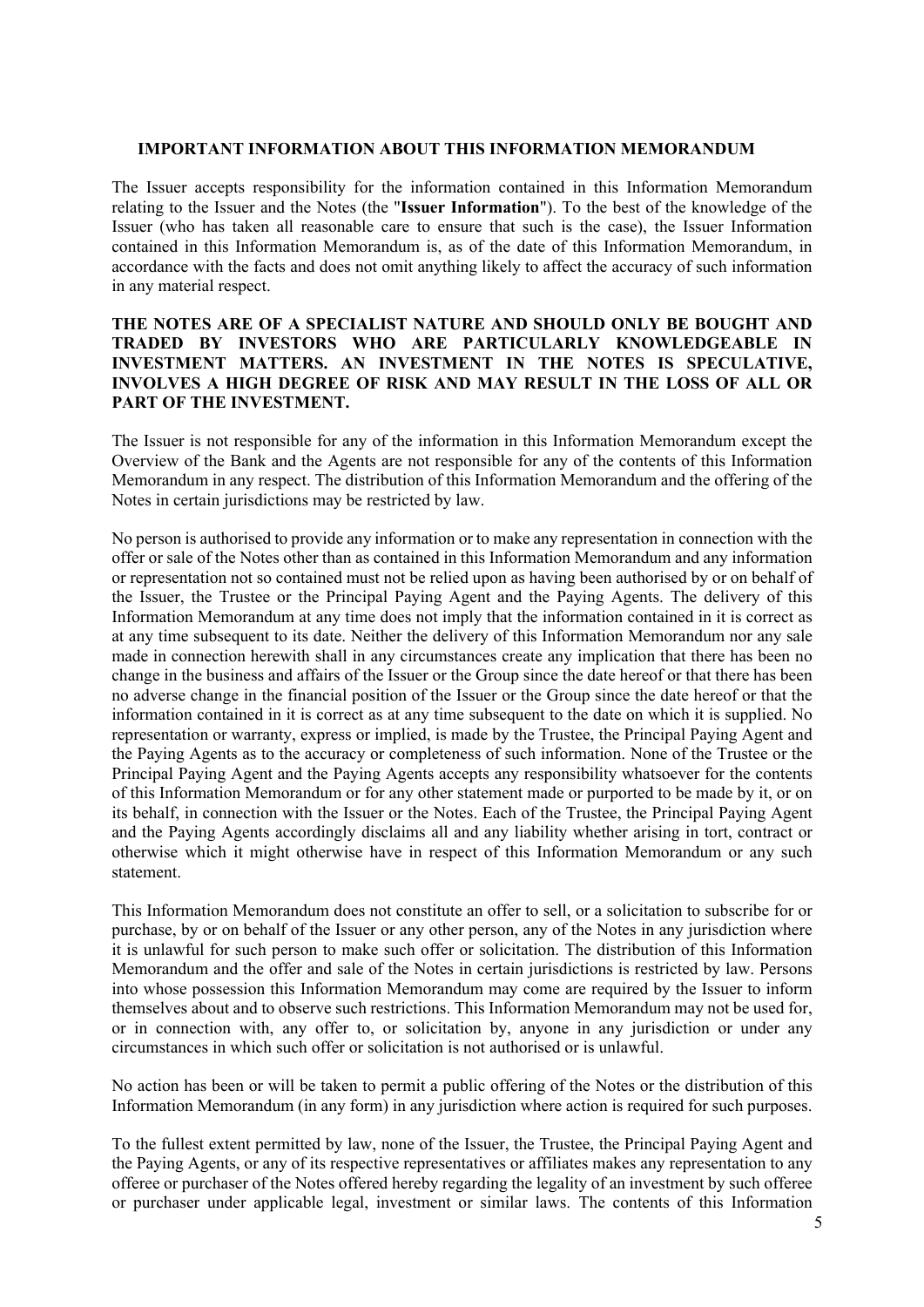## IMPORTANT INFORMATION ABOUT THIS INFORMATION MEMORANDUM

The Issuer accepts responsibility for the information contained in this Information Memorandum relating to the Issuer and the Notes (the "**Issuer Information**"). To the best of the knowledge of the Issuer (who has taken all reasonable care to ensure that such is the case), the Issuer Information contained in this Information Memorandum is, as of the date of this Information Memorandum, in accordance with the facts and does not omit anything likely to affect the accuracy of such information in any material respect.

**THE NOTES ARE OF A SPECIALIST NATURE AND SHOULD ONLY BE BOUGHT AND TRADED BY INVESTORS WHO ARE PARTICULARLY KNOWLEDGEABLE IN INVESTMENT MATTERS. AN INVESTMENT IN THE NOTES IS SPECULATIVE, INVOLVES A HIGH DEGREE OF RISK AND MAY RESULT IN THE LOSS OF ALL OR PART OF THE INVESTMENT.**

The Issuer is not responsible for any of the information in this Information Memorandum except the Overview of the Bank and the Agents are not responsible for any of the contents of this Information Memorandum in any respect. The distribution of this Information Memorandum and the offering of the Notes in certain jurisdictions may be restricted by law.

No person is authorised to provide any information or to make any representation in connection with the offer or sale of the Notes other than as contained in this Information Memorandum and any information or representation not so contained must not be relied upon as having been authorised by or on behalf of the Issuer, the Trustee or the Principal Paying Agent and the Paying Agents. The delivery of this Information Memorandum at any time does not imply that the information contained in it is correct as at any time subsequent to its date. Neither the delivery of this Information Memorandum nor any sale made in connection herewith shall in any circumstances create any implication that there has been no change in the business and affairs of the Issuer or the Group since the date hereof or that there has been no adverse change in the financial position of the Issuer or the Group since the date hereof or that the information contained in it is correct as at any time subsequent to the date on which it is supplied. No representation or warranty, express or implied, is made by the Trustee, the Principal Paying Agent and the Paying Agents as to the accuracy or completeness of such information. None of the Trustee or the Principal Paying Agent and the Paying Agents accepts any responsibility whatsoever for the contents of this Information Memorandum or for any other statement made or purported to be made by it, or on its behalf, in connection with the Issuer or the Notes. Each of the Trustee, the Principal Paying Agent and the Paying Agents accordingly disclaims all and any liability whether arising in tort, contract or otherwise which it might otherwise have in respect of this Information Memorandum or any such statement.

This Information Memorandum does not constitute an offer to sell, or a solicitation to subscribe for or purchase, by or on behalf of the Issuer or any other person, any of the Notes in any jurisdiction where it is unlawful for such person to make such offer or solicitation. The distribution of this Information Memorandum and the offer and sale of the Notes in certain jurisdictions is restricted by law. Persons into whose possession this Information Memorandum may come are required by the Issuer to inform themselves about and to observe such restrictions. This Information Memorandum may not be used for, or in connection with, any offer to, or solicitation by, anyone in any jurisdiction or under any circumstances in which such offer or solicitation is not authorised or is unlawful.

No action has been or will be taken to permit a public offering of the Notes or the distribution of this Information Memorandum (in any form) in any jurisdiction where action is required for such purposes.

To the fullest extent permitted by law, none of the Issuer, the Trustee, the Principal Paying Agent and the Paying Agents, or any of its respective representatives or affiliates makes any representation to any offeree or purchaser of the Notes offered hereby regarding the legality of an investment by such offeree or purchaser under applicable legal, investment or similar laws. The contents of this Information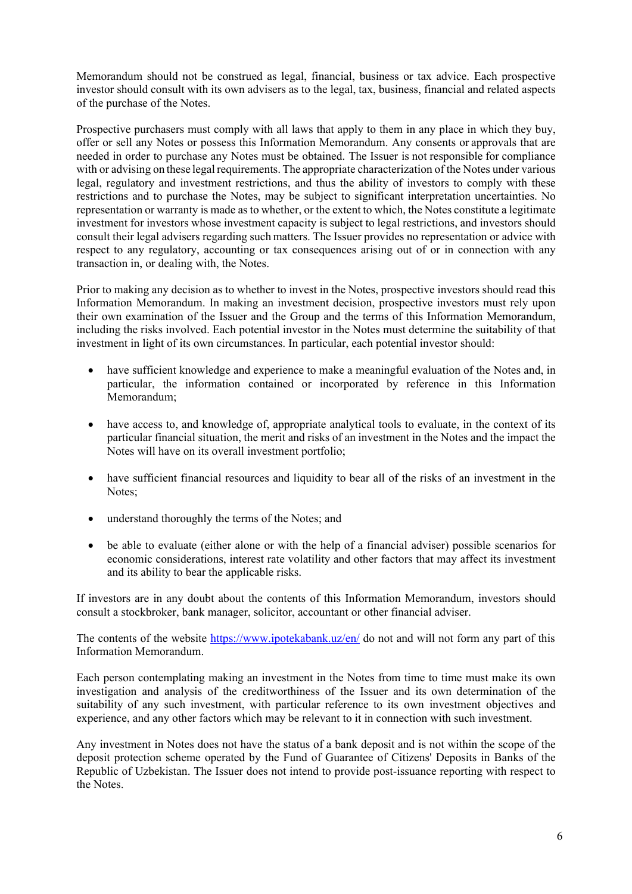Memorandum should not be construed as legal, financial, business or tax advice. Each prospective investor should consult with its own advisers as to the legal, tax, business, financial and related aspects of the purchase of the Notes.

Prospective purchasers must comply with all laws that apply to them in any place in which they buy, offer or sell any Notes or possess this Information Memorandum. Any consents or approvals that are needed in order to purchase any Notes must be obtained. The Issuer is not responsible for compliance with or advising on these legal requirements. The appropriate characterization of the Notes under various legal, regulatory and investment restrictions, and thus the ability of investors to comply with these restrictions and to purchase the Notes, may be subject to significant interpretation uncertainties. No representation or warranty is made as to whether, or the extent to which, the Notes constitute a legitimate investment for investors whose investment capacity is subject to legal restrictions, and investors should consult their legal advisers regarding such matters. The Issuer provides no representation or advice with respect to any regulatory, accounting or tax consequences arising out of or in connection with any transaction in, or dealing with, the Notes.

Prior to making any decision as to whether to invest in the Notes, prospective investors should read this Information Memorandum. In making an investment decision, prospective investors must rely upon their own examination of the Issuer and the Group and the terms of this Information Memorandum, including the risks involved. Each potential investor in the Notes must determine the suitability of that investment in light of its own circumstances. In particular, each potential investor should:

- have sufficient knowledge and experience to make a meaningful evaluation of the Notes and, in particular, the information contained or incorporated by reference in this Information Memorandum;
- have access to, and knowledge of, appropriate analytical tools to evaluate, in the context of its particular financial situation, the merit and risks of an investment in the Notes and the impact the Notes will have on its overall investment portfolio;
- have sufficient financial resources and liquidity to bear all of the risks of an investment in the Notes;
- understand thoroughly the terms of the Notes; and
- be able to evaluate (either alone or with the help of a financial adviser) possible scenarios for economic considerations, interest rate volatility and other factors that may affect its investment and its ability to bear the applicable risks.

If investors are in any doubt about the contents of this Information Memorandum, investors should consult a stockbroker, bank manager, solicitor, accountant or other financial adviser.

The contents of the website https://www.ipotekabank.uz/en/ do not and will not form any part of this Information Memorandum.

Each person contemplating making an investment in the Notes from time to time must make its own investigation and analysis of the creditworthiness of the Issuer and its own determination of the suitability of any such investment, with particular reference to its own investment objectives and experience, and any other factors which may be relevant to it in connection with such investment.

Any investment in Notes does not have the status of a bank deposit and is not within the scope of the deposit protection scheme operated by the Fund of Guarantee of Citizens' Deposits in Banks of the Republic of Uzbekistan. The Issuer does not intend to provide post-issuance reporting with respect to the Notes.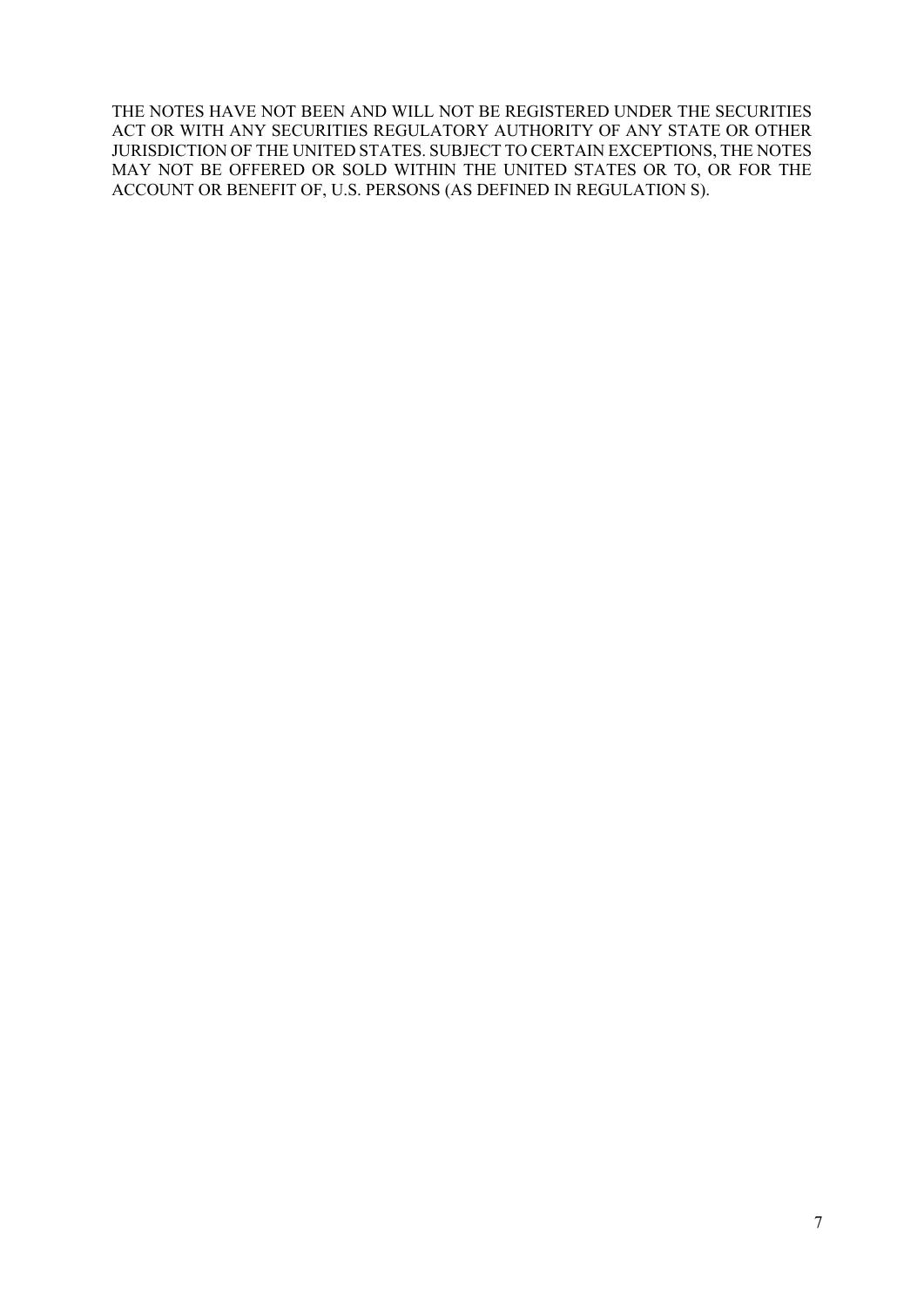THE NOTES HAVE NOT BEEN AND WILL NOT BE REGISTERED UNDER THE SECURITIES ACT OR WITH ANY SECURITIES REGULATORY AUTHORITY OF ANY STATE OR OTHER JURISDICTION OF THE UNITED STATES. SUBJECT TO CERTAIN EXCEPTIONS, THE NOTES MAY NOT BE OFFERED OR SOLD WITHIN THE UNITED STATES OR TO, OR FOR THE ACCOUNT OR BENEFIT OF, U.S. PERSONS (AS DEFINED IN REGULATION S).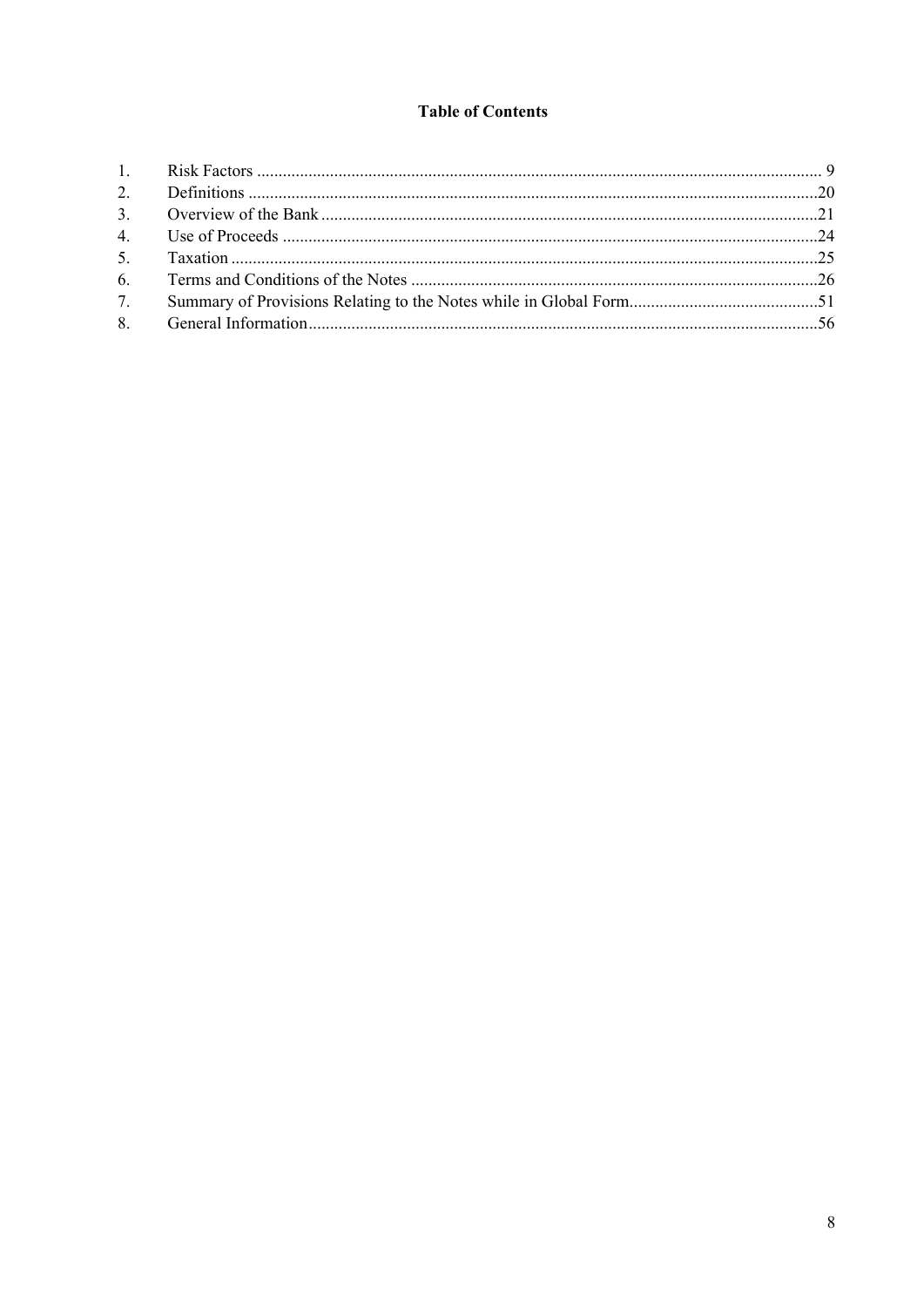# Table of Contents

| | | |
|---|---|---|
| 1. | Risk Factors | 9 |
| 2. | Definitions | 20 |
| 3. | Overview of the Bank | 21 |
| 4. | Use of Proceeds | 24 |
| 5. | Taxation | 25 |
| 6. | Terms and Conditions of the Notes | 26 |
| 7. | Summary of Provisions Relating to the Notes while in Global Form | 51 |
| 8. | General Information | 56 |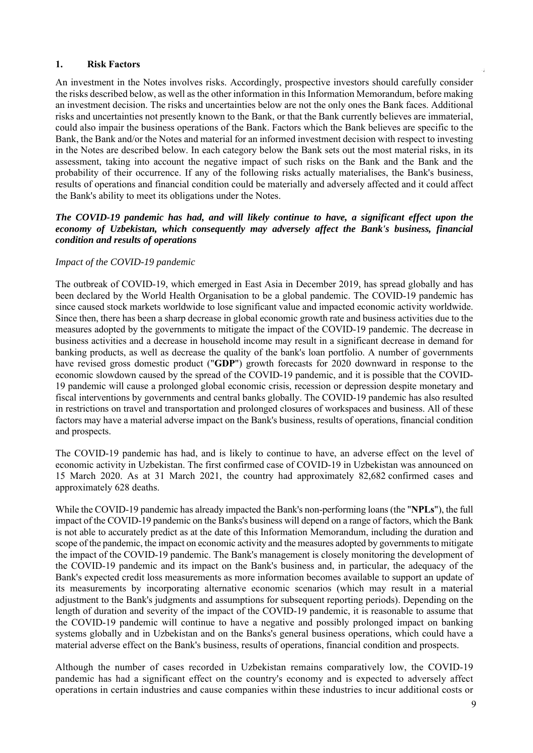## 1. Risk Factors

An investment in the Notes involves risks. Accordingly, prospective investors should carefully consider the risks described below, as well as the other information in this Information Memorandum, before making an investment decision. The risks and uncertainties below are not the only ones the Bank faces. Additional risks and uncertainties not presently known to the Bank, or that the Bank currently believes are immaterial, could also impair the business operations of the Bank. Factors which the Bank believes are specific to the Bank, the Bank and/or the Notes and material for an informed investment decision with respect to investing in the Notes are described below. In each category below the Bank sets out the most material risks, in its assessment, taking into account the negative impact of such risks on the Bank and the Bank and the probability of their occurrence. If any of the following risks actually materialises, the Bank's business, results of operations and financial condition could be materially and adversely affected and it could affect the Bank's ability to meet its obligations under the Notes.

***The COVID-19 pandemic has had, and will likely continue to have, a significant effect upon the economy of Uzbekistan, which consequently may adversely affect the Bank's business, financial condition and results of operations***

*Impact of the COVID-19 pandemic*

The outbreak of COVID-19, which emerged in East Asia in December 2019, has spread globally and has been declared by the World Health Organisation to be a global pandemic. The COVID-19 pandemic has since caused stock markets worldwide to lose significant value and impacted economic activity worldwide. Since then, there has been a sharp decrease in global economic growth rate and business activities due to the measures adopted by the governments to mitigate the impact of the COVID-19 pandemic. The decrease in business activities and a decrease in household income may result in a significant decrease in demand for banking products, as well as decrease the quality of the bank's loan portfolio. A number of governments have revised gross domestic product ("**GDP**") growth forecasts for 2020 downward in response to the economic slowdown caused by the spread of the COVID-19 pandemic, and it is possible that the COVID-19 pandemic will cause a prolonged global economic crisis, recession or depression despite monetary and fiscal interventions by governments and central banks globally. The COVID-19 pandemic has also resulted in restrictions on travel and transportation and prolonged closures of workspaces and business. All of these factors may have a material adverse impact on the Bank's business, results of operations, financial condition and prospects.

The COVID-19 pandemic has had, and is likely to continue to have, an adverse effect on the level of economic activity in Uzbekistan. The first confirmed case of COVID-19 in Uzbekistan was announced on 15 March 2020. As at 31 March 2021, the country had approximately 82,682 confirmed cases and approximately 628 deaths.

While the COVID-19 pandemic has already impacted the Bank's non-performing loans (the "**NPLs**"), the full impact of the COVID-19 pandemic on the Banks's business will depend on a range of factors, which the Bank is not able to accurately predict as at the date of this Information Memorandum, including the duration and scope of the pandemic, the impact on economic activity and the measures adopted by governments to mitigate the impact of the COVID-19 pandemic. The Bank's management is closely monitoring the development of the COVID-19 pandemic and its impact on the Bank's business and, in particular, the adequacy of the Bank's expected credit loss measurements as more information becomes available to support an update of its measurements by incorporating alternative economic scenarios (which may result in a material adjustment to the Bank's judgments and assumptions for subsequent reporting periods). Depending on the length of duration and severity of the impact of the COVID-19 pandemic, it is reasonable to assume that the COVID-19 pandemic will continue to have a negative and possibly prolonged impact on banking systems globally and in Uzbekistan and on the Banks's general business operations, which could have a material adverse effect on the Bank's business, results of operations, financial condition and prospects.

Although the number of cases recorded in Uzbekistan remains comparatively low, the COVID-19 pandemic has had a significant effect on the country's economy and is expected to adversely affect operations in certain industries and cause companies within these industries to incur additional costs or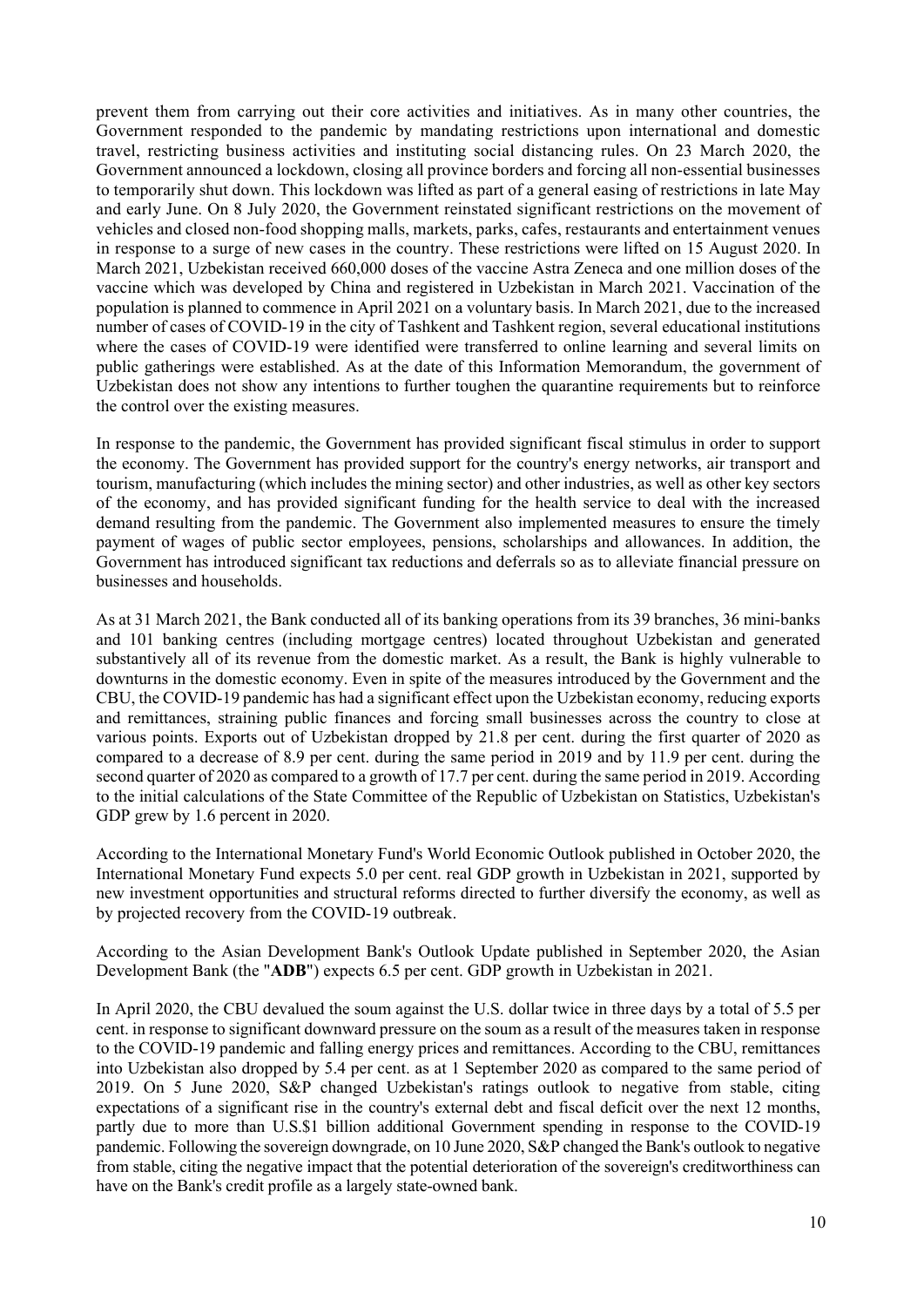prevent them from carrying out their core activities and initiatives. As in many other countries, the Government responded to the pandemic by mandating restrictions upon international and domestic travel, restricting business activities and instituting social distancing rules. On 23 March 2020, the Government announced a lockdown, closing all province borders and forcing all non-essential businesses to temporarily shut down. This lockdown was lifted as part of a general easing of restrictions in late May and early June. On 8 July 2020, the Government reinstated significant restrictions on the movement of vehicles and closed non-food shopping malls, markets, parks, cafes, restaurants and entertainment venues in response to a surge of new cases in the country. These restrictions were lifted on 15 August 2020. In March 2021, Uzbekistan received 660,000 doses of the vaccine Astra Zeneca and one million doses of the vaccine which was developed by China and registered in Uzbekistan in March 2021. Vaccination of the population is planned to commence in April 2021 on a voluntary basis. In March 2021, due to the increased number of cases of COVID-19 in the city of Tashkent and Tashkent region, several educational institutions where the cases of COVID-19 were identified were transferred to online learning and several limits on public gatherings were established. As at the date of this Information Memorandum, the government of Uzbekistan does not show any intentions to further toughen the quarantine requirements but to reinforce the control over the existing measures.

In response to the pandemic, the Government has provided significant fiscal stimulus in order to support the economy. The Government has provided support for the country's energy networks, air transport and tourism, manufacturing (which includes the mining sector) and other industries, as well as other key sectors of the economy, and has provided significant funding for the health service to deal with the increased demand resulting from the pandemic. The Government also implemented measures to ensure the timely payment of wages of public sector employees, pensions, scholarships and allowances. In addition, the Government has introduced significant tax reductions and deferrals so as to alleviate financial pressure on businesses and households.

As at 31 March 2021, the Bank conducted all of its banking operations from its 39 branches, 36 mini-banks and 101 banking centres (including mortgage centres) located throughout Uzbekistan and generated substantively all of its revenue from the domestic market. As a result, the Bank is highly vulnerable to downturns in the domestic economy. Even in spite of the measures introduced by the Government and the CBU, the COVID-19 pandemic has had a significant effect upon the Uzbekistan economy, reducing exports and remittances, straining public finances and forcing small businesses across the country to close at various points. Exports out of Uzbekistan dropped by 21.8 per cent. during the first quarter of 2020 as compared to a decrease of 8.9 per cent. during the same period in 2019 and by 11.9 per cent. during the second quarter of 2020 as compared to a growth of 17.7 per cent. during the same period in 2019. According to the initial calculations of the State Committee of the Republic of Uzbekistan on Statistics, Uzbekistan's GDP grew by 1.6 percent in 2020.

According to the International Monetary Fund's World Economic Outlook published in October 2020, the International Monetary Fund expects 5.0 per cent. real GDP growth in Uzbekistan in 2021, supported by new investment opportunities and structural reforms directed to further diversify the economy, as well as by projected recovery from the COVID-19 outbreak.

According to the Asian Development Bank's Outlook Update published in September 2020, the Asian Development Bank (the "**ADB**") expects 6.5 per cent. GDP growth in Uzbekistan in 2021.

In April 2020, the CBU devalued the soum against the U.S. dollar twice in three days by a total of 5.5 per cent. in response to significant downward pressure on the soum as a result of the measures taken in response to the COVID-19 pandemic and falling energy prices and remittances. According to the CBU, remittances into Uzbekistan also dropped by 5.4 per cent. as at 1 September 2020 as compared to the same period of 2019. On 5 June 2020, S&P changed Uzbekistan's ratings outlook to negative from stable, citing expectations of a significant rise in the country's external debt and fiscal deficit over the next 12 months, partly due to more than U.S.$1 billion additional Government spending in response to the COVID-19 pandemic. Following the sovereign downgrade, on 10 June 2020, S&P changed the Bank's outlook to negative from stable, citing the negative impact that the potential deterioration of the sovereign's creditworthiness can have on the Bank's credit profile as a largely state-owned bank.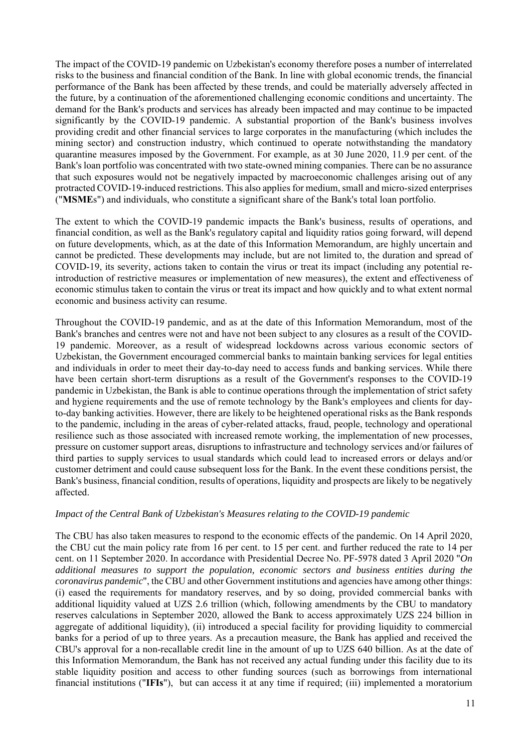The impact of the COVID-19 pandemic on Uzbekistan's economy therefore poses a number of interrelated risks to the business and financial condition of the Bank. In line with global economic trends, the financial performance of the Bank has been affected by these trends, and could be materially adversely affected in the future, by a continuation of the aforementioned challenging economic conditions and uncertainty. The demand for the Bank's products and services has already been impacted and may continue to be impacted significantly by the COVID-19 pandemic. A substantial proportion of the Bank's business involves providing credit and other financial services to large corporates in the manufacturing (which includes the mining sector) and construction industry, which continued to operate notwithstanding the mandatory quarantine measures imposed by the Government. For example, as at 30 June 2020, 11.9 per cent. of the Bank's loan portfolio was concentrated with two state-owned mining companies. There can be no assurance that such exposures would not be negatively impacted by macroeconomic challenges arising out of any protracted COVID-19-induced restrictions. This also applies for medium, small and micro-sized enterprises ("**MSME**s") and individuals, who constitute a significant share of the Bank's total loan portfolio.

The extent to which the COVID-19 pandemic impacts the Bank's business, results of operations, and financial condition, as well as the Bank's regulatory capital and liquidity ratios going forward, will depend on future developments, which, as at the date of this Information Memorandum, are highly uncertain and cannot be predicted. These developments may include, but are not limited to, the duration and spread of COVID-19, its severity, actions taken to contain the virus or treat its impact (including any potential re-introduction of restrictive measures or implementation of new measures), the extent and effectiveness of economic stimulus taken to contain the virus or treat its impact and how quickly and to what extent normal economic and business activity can resume.

Throughout the COVID-19 pandemic, and as at the date of this Information Memorandum, most of the Bank's branches and centres were not and have not been subject to any closures as a result of the COVID-19 pandemic. Moreover, as a result of widespread lockdowns across various economic sectors of Uzbekistan, the Government encouraged commercial banks to maintain banking services for legal entities and individuals in order to meet their day-to-day need to access funds and banking services. While there have been certain short-term disruptions as a result of the Government's responses to the COVID-19 pandemic in Uzbekistan, the Bank is able to continue operations through the implementation of strict safety and hygiene requirements and the use of remote technology by the Bank's employees and clients for day-to-day banking activities. However, there are likely to be heightened operational risks as the Bank responds to the pandemic, including in the areas of cyber-related attacks, fraud, people, technology and operational resilience such as those associated with increased remote working, the implementation of new processes, pressure on customer support areas, disruptions to infrastructure and technology services and/or failures of third parties to supply services to usual standards which could lead to increased errors or delays and/or customer detriment and could cause subsequent loss for the Bank. In the event these conditions persist, the Bank's business, financial condition, results of operations, liquidity and prospects are likely to be negatively affected.

*Impact of the Central Bank of Uzbekistan's Measures relating to the COVID-19 pandemic*

The CBU has also taken measures to respond to the economic effects of the pandemic. On 14 April 2020, the CBU cut the main policy rate from 16 per cent. to 15 per cent. and further reduced the rate to 14 per cent. on 11 September 2020. In accordance with Presidential Decree No. PF-5978 dated 3 April 2020 "*On additional measures to support the population, economic sectors and business entities during the coronavirus pandemic*", the CBU and other Government institutions and agencies have among other things: (i) eased the requirements for mandatory reserves, and by so doing, provided commercial banks with additional liquidity valued at UZS 2.6 trillion (which, following amendments by the CBU to mandatory reserves calculations in September 2020, allowed the Bank to access approximately UZS 224 billion in aggregate of additional liquidity), (ii) introduced a special facility for providing liquidity to commercial banks for a period of up to three years. As a precaution measure, the Bank has applied and received the CBU's approval for a non-recallable credit line in the amount of up to UZS 640 billion. As at the date of this Information Memorandum, the Bank has not received any actual funding under this facility due to its stable liquidity position and access to other funding sources (such as borrowings from international financial institutions ("**IFIs**"), but can access it at any time if required; (iii) implemented a moratorium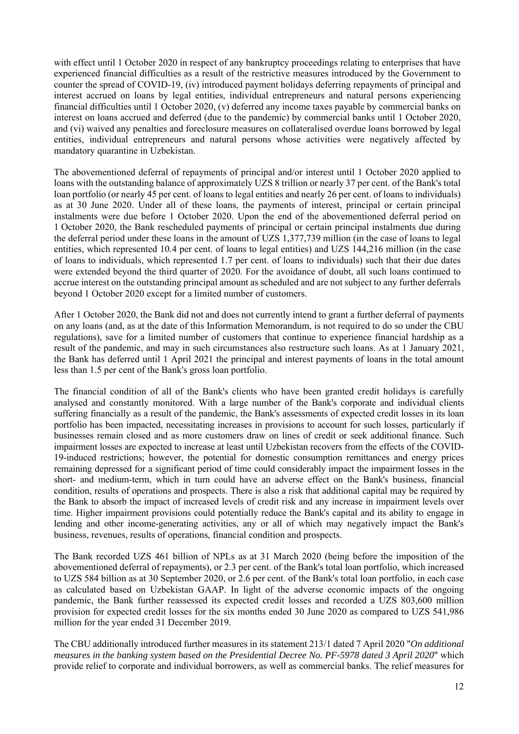with effect until 1 October 2020 in respect of any bankruptcy proceedings relating to enterprises that have experienced financial difficulties as a result of the restrictive measures introduced by the Government to counter the spread of COVID-19, (iv) introduced payment holidays deferring repayments of principal and interest accrued on loans by legal entities, individual entrepreneurs and natural persons experiencing financial difficulties until 1 October 2020, (v) deferred any income taxes payable by commercial banks on interest on loans accrued and deferred (due to the pandemic) by commercial banks until 1 October 2020, and (vi) waived any penalties and foreclosure measures on collateralised overdue loans borrowed by legal entities, individual entrepreneurs and natural persons whose activities were negatively affected by mandatory quarantine in Uzbekistan.

The abovementioned deferral of repayments of principal and/or interest until 1 October 2020 applied to loans with the outstanding balance of approximately UZS 8 trillion or nearly 37 per cent. of the Bank's total loan portfolio (or nearly 45 per cent. of loans to legal entities and nearly 26 per cent. of loans to individuals) as at 30 June 2020. Under all of these loans, the payments of interest, principal or certain principal instalments were due before 1 October 2020. Upon the end of the abovementioned deferral period on 1 October 2020, the Bank rescheduled payments of principal or certain principal instalments due during the deferral period under these loans in the amount of UZS 1,377,739 million (in the case of loans to legal entities, which represented 10.4 per cent. of loans to legal entities) and UZS 144,216 million (in the case of loans to individuals, which represented 1.7 per cent. of loans to individuals) such that their due dates were extended beyond the third quarter of 2020. For the avoidance of doubt, all such loans continued to accrue interest on the outstanding principal amount as scheduled and are not subject to any further deferrals beyond 1 October 2020 except for a limited number of customers.

After 1 October 2020, the Bank did not and does not currently intend to grant a further deferral of payments on any loans (and, as at the date of this Information Memorandum, is not required to do so under the CBU regulations), save for a limited number of customers that continue to experience financial hardship as a result of the pandemic, and may in such circumstances also restructure such loans. As at 1 January 2021, the Bank has deferred until 1 April 2021 the principal and interest payments of loans in the total amount less than 1.5 per cent of the Bank's gross loan portfolio.

The financial condition of all of the Bank's clients who have been granted credit holidays is carefully analysed and constantly monitored. With a large number of the Bank's corporate and individual clients suffering financially as a result of the pandemic, the Bank's assessments of expected credit losses in its loan portfolio has been impacted, necessitating increases in provisions to account for such losses, particularly if businesses remain closed and as more customers draw on lines of credit or seek additional finance. Such impairment losses are expected to increase at least until Uzbekistan recovers from the effects of the COVID-19-induced restrictions; however, the potential for domestic consumption remittances and energy prices remaining depressed for a significant period of time could considerably impact the impairment losses in the short- and medium-term, which in turn could have an adverse effect on the Bank's business, financial condition, results of operations and prospects. There is also a risk that additional capital may be required by the Bank to absorb the impact of increased levels of credit risk and any increase in impairment levels over time. Higher impairment provisions could potentially reduce the Bank's capital and its ability to engage in lending and other income-generating activities, any or all of which may negatively impact the Bank's business, revenues, results of operations, financial condition and prospects.

The Bank recorded UZS 461 billion of NPLs as at 31 March 2020 (being before the imposition of the abovementioned deferral of repayments), or 2.3 per cent. of the Bank's total loan portfolio, which increased to UZS 584 billion as at 30 September 2020, or 2.6 per cent. of the Bank's total loan portfolio, in each case as calculated based on Uzbekistan GAAP. In light of the adverse economic impacts of the ongoing pandemic, the Bank further reassessed its expected credit losses and recorded a UZS 803,600 million provision for expected credit losses for the six months ended 30 June 2020 as compared to UZS 541,986 million for the year ended 31 December 2019.

The CBU additionally introduced further measures in its statement 213/1 dated 7 April 2020 "*On additional measures in the banking system based on the Presidential Decree No. PF-5978 dated 3 April 2020*" which provide relief to corporate and individual borrowers, as well as commercial banks. The relief measures for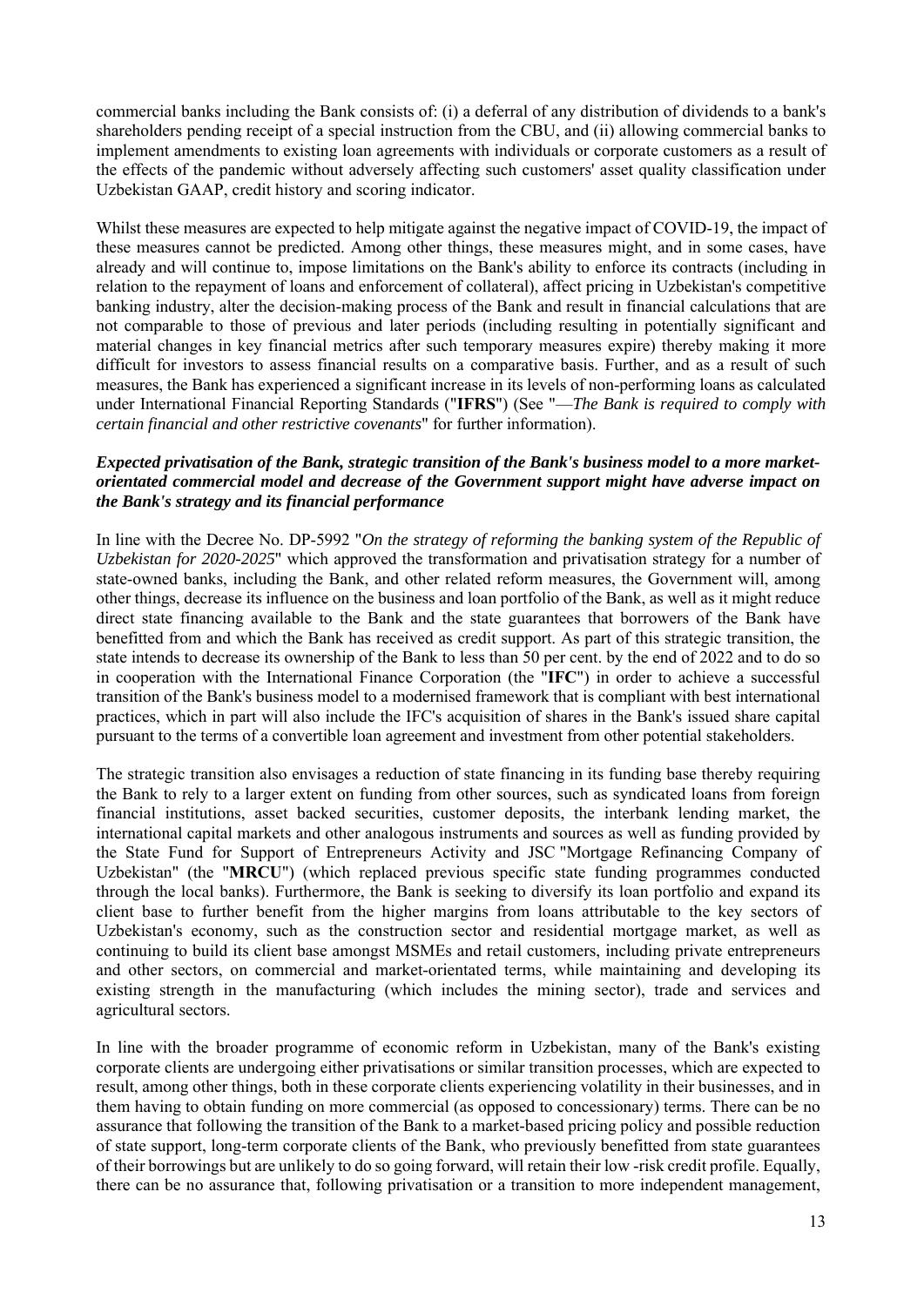commercial banks including the Bank consists of: (i) a deferral of any distribution of dividends to a bank's shareholders pending receipt of a special instruction from the CBU, and (ii) allowing commercial banks to implement amendments to existing loan agreements with individuals or corporate customers as a result of the effects of the pandemic without adversely affecting such customers' asset quality classification under Uzbekistan GAAP, credit history and scoring indicator.

Whilst these measures are expected to help mitigate against the negative impact of COVID-19, the impact of these measures cannot be predicted. Among other things, these measures might, and in some cases, have already and will continue to, impose limitations on the Bank's ability to enforce its contracts (including in relation to the repayment of loans and enforcement of collateral), affect pricing in Uzbekistan's competitive banking industry, alter the decision-making process of the Bank and result in financial calculations that are not comparable to those of previous and later periods (including resulting in potentially significant and material changes in key financial metrics after such temporary measures expire) thereby making it more difficult for investors to assess financial results on a comparative basis. Further, and as a result of such measures, the Bank has experienced a significant increase in its levels of non-performing loans as calculated under International Financial Reporting Standards ("**IFRS**") (See "—*The Bank is required to comply with certain financial and other restrictive covenants*" for further information).

***Expected privatisation of the Bank, strategic transition of the Bank's business model to a more market-orientated commercial model and decrease of the Government support might have adverse impact on the Bank's strategy and its financial performance***

In line with the Decree No. DP-5992 "*On the strategy of reforming the banking system of the Republic of Uzbekistan for 2020-2025*" which approved the transformation and privatisation strategy for a number of state-owned banks, including the Bank, and other related reform measures, the Government will, among other things, decrease its influence on the business and loan portfolio of the Bank, as well as it might reduce direct state financing available to the Bank and the state guarantees that borrowers of the Bank have benefitted from and which the Bank has received as credit support. As part of this strategic transition, the state intends to decrease its ownership of the Bank to less than 50 per cent. by the end of 2022 and to do so in cooperation with the International Finance Corporation (the "**IFC**") in order to achieve a successful transition of the Bank's business model to a modernised framework that is compliant with best international practices, which in part will also include the IFC's acquisition of shares in the Bank's issued share capital pursuant to the terms of a convertible loan agreement and investment from other potential stakeholders.

The strategic transition also envisages a reduction of state financing in its funding base thereby requiring the Bank to rely to a larger extent on funding from other sources, such as syndicated loans from foreign financial institutions, asset backed securities, customer deposits, the interbank lending market, the international capital markets and other analogous instruments and sources as well as funding provided by the State Fund for Support of Entrepreneurs Activity and JSC "Mortgage Refinancing Company of Uzbekistan" (the "**MRCU**") (which replaced previous specific state funding programmes conducted through the local banks). Furthermore, the Bank is seeking to diversify its loan portfolio and expand its client base to further benefit from the higher margins from loans attributable to the key sectors of Uzbekistan's economy, such as the construction sector and residential mortgage market, as well as continuing to build its client base amongst MSMEs and retail customers, including private entrepreneurs and other sectors, on commercial and market-orientated terms, while maintaining and developing its existing strength in the manufacturing (which includes the mining sector), trade and services and agricultural sectors.

In line with the broader programme of economic reform in Uzbekistan, many of the Bank's existing corporate clients are undergoing either privatisations or similar transition processes, which are expected to result, among other things, both in these corporate clients experiencing volatility in their businesses, and in them having to obtain funding on more commercial (as opposed to concessionary) terms. There can be no assurance that following the transition of the Bank to a market-based pricing policy and possible reduction of state support, long-term corporate clients of the Bank, who previously benefitted from state guarantees of their borrowings but are unlikely to do so going forward, will retain their low -risk credit profile. Equally, there can be no assurance that, following privatisation or a transition to more independent management,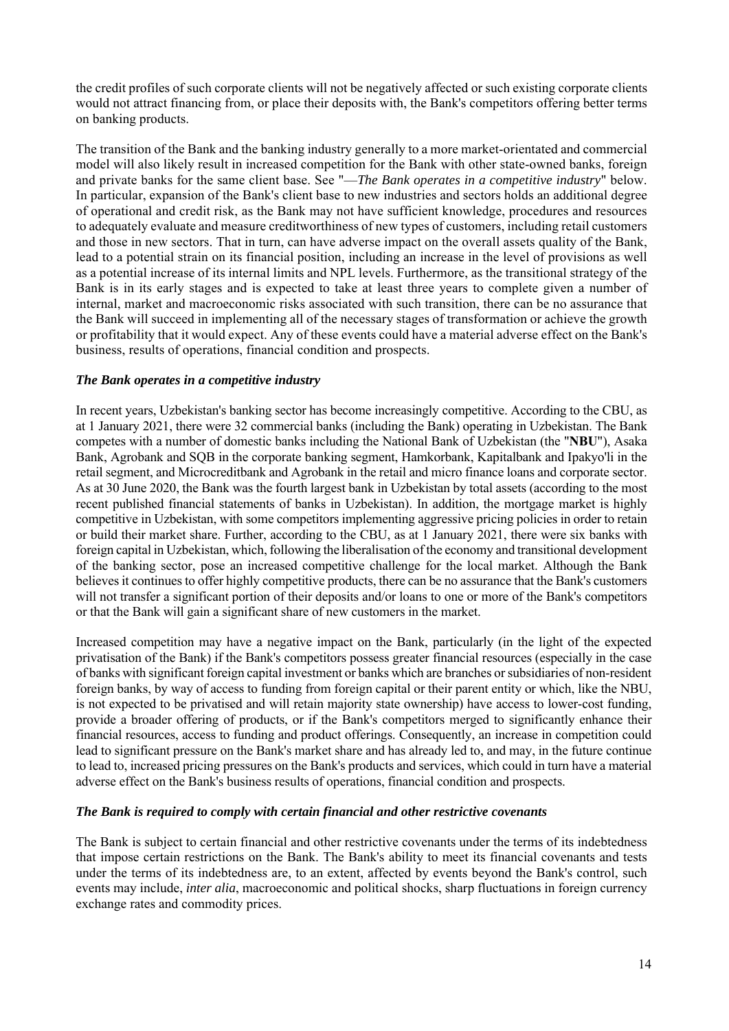the credit profiles of such corporate clients will not be negatively affected or such existing corporate clients would not attract financing from, or place their deposits with, the Bank's competitors offering better terms on banking products.

The transition of the Bank and the banking industry generally to a more market-orientated and commercial model will also likely result in increased competition for the Bank with other state-owned banks, foreign and private banks for the same client base. See "—*The Bank operates in a competitive industry*" below. In particular, expansion of the Bank's client base to new industries and sectors holds an additional degree of operational and credit risk, as the Bank may not have sufficient knowledge, procedures and resources to adequately evaluate and measure creditworthiness of new types of customers, including retail customers and those in new sectors. That in turn, can have adverse impact on the overall assets quality of the Bank, lead to a potential strain on its financial position, including an increase in the level of provisions as well as a potential increase of its internal limits and NPL levels. Furthermore, as the transitional strategy of the Bank is in its early stages and is expected to take at least three years to complete given a number of internal, market and macroeconomic risks associated with such transition, there can be no assurance that the Bank will succeed in implementing all of the necessary stages of transformation or achieve the growth or profitability that it would expect. Any of these events could have a material adverse effect on the Bank's business, results of operations, financial condition and prospects.

### *The Bank operates in a competitive industry*

In recent years, Uzbekistan's banking sector has become increasingly competitive. According to the CBU, as at 1 January 2021, there were 32 commercial banks (including the Bank) operating in Uzbekistan. The Bank competes with a number of domestic banks including the National Bank of Uzbekistan (the "**NBU**"), Asaka Bank, Agrobank and SQB in the corporate banking segment, Hamkorbank, Kapitalbank and Ipakyo'li in the retail segment, and Microcreditbank and Agrobank in the retail and micro finance loans and corporate sector. As at 30 June 2020, the Bank was the fourth largest bank in Uzbekistan by total assets (according to the most recent published financial statements of banks in Uzbekistan). In addition, the mortgage market is highly competitive in Uzbekistan, with some competitors implementing aggressive pricing policies in order to retain or build their market share. Further, according to the CBU, as at 1 January 2021, there were six banks with foreign capital in Uzbekistan, which, following the liberalisation of the economy and transitional development of the banking sector, pose an increased competitive challenge for the local market. Although the Bank believes it continues to offer highly competitive products, there can be no assurance that the Bank's customers will not transfer a significant portion of their deposits and/or loans to one or more of the Bank's competitors or that the Bank will gain a significant share of new customers in the market.

Increased competition may have a negative impact on the Bank, particularly (in the light of the expected privatisation of the Bank) if the Bank's competitors possess greater financial resources (especially in the case of banks with significant foreign capital investment or banks which are branches or subsidiaries of non-resident foreign banks, by way of access to funding from foreign capital or their parent entity or which, like the NBU, is not expected to be privatised and will retain majority state ownership) have access to lower-cost funding, provide a broader offering of products, or if the Bank's competitors merged to significantly enhance their financial resources, access to funding and product offerings. Consequently, an increase in competition could lead to significant pressure on the Bank's market share and has already led to, and may, in the future continue to lead to, increased pricing pressures on the Bank's products and services, which could in turn have a material adverse effect on the Bank's business results of operations, financial condition and prospects.

### *The Bank is required to comply with certain financial and other restrictive covenants*

The Bank is subject to certain financial and other restrictive covenants under the terms of its indebtedness that impose certain restrictions on the Bank. The Bank's ability to meet its financial covenants and tests under the terms of its indebtedness are, to an extent, affected by events beyond the Bank's control, such events may include, *inter alia*, macroeconomic and political shocks, sharp fluctuations in foreign currency exchange rates and commodity prices.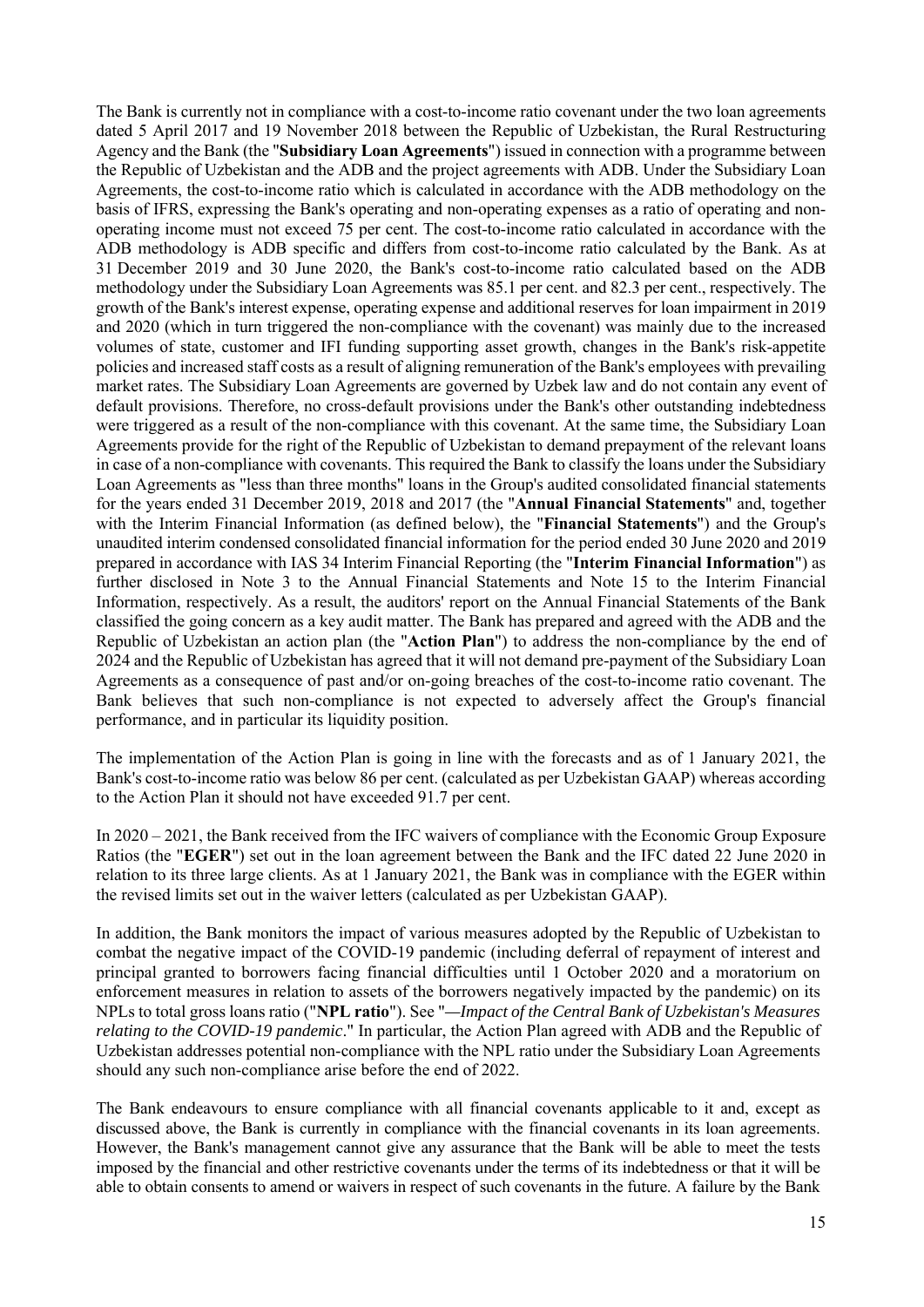The Bank is currently not in compliance with a cost-to-income ratio covenant under the two loan agreements dated 5 April 2017 and 19 November 2018 between the Republic of Uzbekistan, the Rural Restructuring Agency and the Bank (the "**Subsidiary Loan Agreements**") issued in connection with a programme between the Republic of Uzbekistan and the ADB and the project agreements with ADB. Under the Subsidiary Loan Agreements, the cost-to-income ratio which is calculated in accordance with the ADB methodology on the basis of IFRS, expressing the Bank's operating and non-operating expenses as a ratio of operating and non-operating income must not exceed 75 per cent. The cost-to-income ratio calculated in accordance with the ADB methodology is ADB specific and differs from cost-to-income ratio calculated by the Bank. As at 31 December 2019 and 30 June 2020, the Bank's cost-to-income ratio calculated based on the ADB methodology under the Subsidiary Loan Agreements was 85.1 per cent. and 82.3 per cent., respectively. The growth of the Bank's interest expense, operating expense and additional reserves for loan impairment in 2019 and 2020 (which in turn triggered the non-compliance with the covenant) was mainly due to the increased volumes of state, customer and IFI funding supporting asset growth, changes in the Bank's risk-appetite policies and increased staff costs as a result of aligning remuneration of the Bank's employees with prevailing market rates. The Subsidiary Loan Agreements are governed by Uzbek law and do not contain any event of default provisions. Therefore, no cross-default provisions under the Bank's other outstanding indebtedness were triggered as a result of the non-compliance with this covenant. At the same time, the Subsidiary Loan Agreements provide for the right of the Republic of Uzbekistan to demand prepayment of the relevant loans in case of a non-compliance with covenants. This required the Bank to classify the loans under the Subsidiary Loan Agreements as "less than three months" loans in the Group's audited consolidated financial statements for the years ended 31 December 2019, 2018 and 2017 (the "**Annual Financial Statements**" and, together with the Interim Financial Information (as defined below), the "**Financial Statements**") and the Group's unaudited interim condensed consolidated financial information for the period ended 30 June 2020 and 2019 prepared in accordance with IAS 34 Interim Financial Reporting (the "**Interim Financial Information**") as further disclosed in Note 3 to the Annual Financial Statements and Note 15 to the Interim Financial Information, respectively. As a result, the auditors' report on the Annual Financial Statements of the Bank classified the going concern as a key audit matter. The Bank has prepared and agreed with the ADB and the Republic of Uzbekistan an action plan (the "**Action Plan**") to address the non-compliance by the end of 2024 and the Republic of Uzbekistan has agreed that it will not demand pre-payment of the Subsidiary Loan Agreements as a consequence of past and/or on-going breaches of the cost-to-income ratio covenant. The Bank believes that such non-compliance is not expected to adversely affect the Group's financial performance, and in particular its liquidity position.

The implementation of the Action Plan is going in line with the forecasts and as of 1 January 2021, the Bank's cost-to-income ratio was below 86 per cent. (calculated as per Uzbekistan GAAP) whereas according to the Action Plan it should not have exceeded 91.7 per cent.

In 2020 – 2021, the Bank received from the IFC waivers of compliance with the Economic Group Exposure Ratios (the "**EGER**") set out in the loan agreement between the Bank and the IFC dated 22 June 2020 in relation to its three large clients. As at 1 January 2021, the Bank was in compliance with the EGER within the revised limits set out in the waiver letters (calculated as per Uzbekistan GAAP).

In addition, the Bank monitors the impact of various measures adopted by the Republic of Uzbekistan to combat the negative impact of the COVID-19 pandemic (including deferral of repayment of interest and principal granted to borrowers facing financial difficulties until 1 October 2020 and a moratorium on enforcement measures in relation to assets of the borrowers negatively impacted by the pandemic) on its NPLs to total gross loans ratio ("**NPL ratio**"). See "*—Impact of the Central Bank of Uzbekistan's Measures relating to the COVID-19 pandemic*." In particular, the Action Plan agreed with ADB and the Republic of Uzbekistan addresses potential non-compliance with the NPL ratio under the Subsidiary Loan Agreements should any such non-compliance arise before the end of 2022.

The Bank endeavours to ensure compliance with all financial covenants applicable to it and, except as discussed above, the Bank is currently in compliance with the financial covenants in its loan agreements. However, the Bank's management cannot give any assurance that the Bank will be able to meet the tests imposed by the financial and other restrictive covenants under the terms of its indebtedness or that it will be able to obtain consents to amend or waivers in respect of such covenants in the future. A failure by the Bank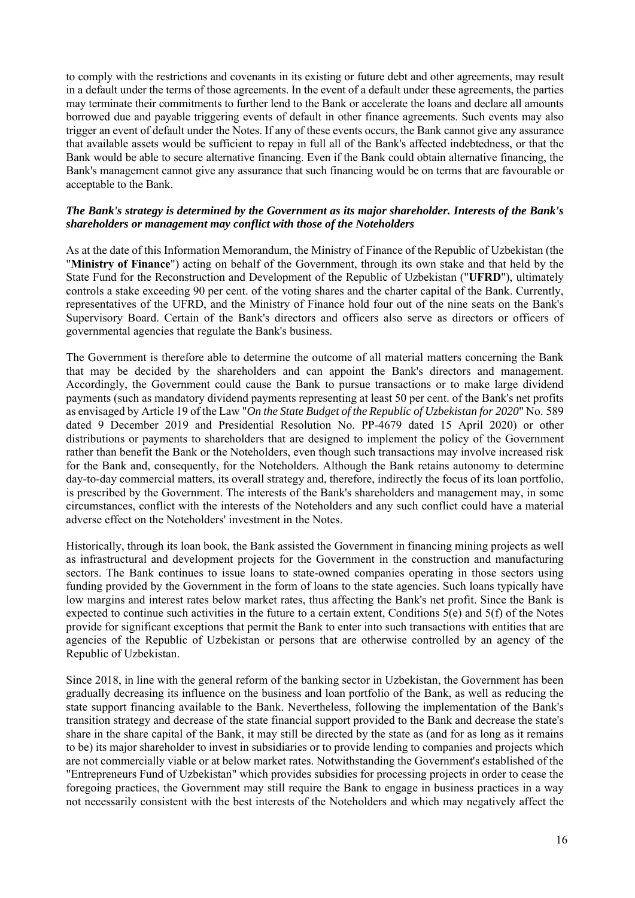to comply with the restrictions and covenants in its existing or future debt and other agreements, may result in a default under the terms of those agreements. In the event of a default under these agreements, the parties may terminate their commitments to further lend to the Bank or accelerate the loans and declare all amounts borrowed due and payable triggering events of default in other finance agreements. Such events may also trigger an event of default under the Notes. If any of these events occurs, the Bank cannot give any assurance that available assets would be sufficient to repay in full all of the Bank's affected indebtedness, or that the Bank would be able to secure alternative financing. Even if the Bank could obtain alternative financing, the Bank's management cannot give any assurance that such financing would be on terms that are favourable or acceptable to the Bank.

***The Bank's strategy is determined by the Government as its major shareholder. Interests of the Bank's shareholders or management may conflict with those of the Noteholders***

As at the date of this Information Memorandum, the Ministry of Finance of the Republic of Uzbekistan (the "**Ministry of Finance**") acting on behalf of the Government, through its own stake and that held by the State Fund for the Reconstruction and Development of the Republic of Uzbekistan ("**UFRD**"), ultimately controls a stake exceeding 90 per cent. of the voting shares and the charter capital of the Bank. Currently, representatives of the UFRD, and the Ministry of Finance hold four out of the nine seats on the Bank's Supervisory Board. Certain of the Bank's directors and officers also serve as directors or officers of governmental agencies that regulate the Bank's business.

The Government is therefore able to determine the outcome of all material matters concerning the Bank that may be decided by the shareholders and can appoint the Bank's directors and management. Accordingly, the Government could cause the Bank to pursue transactions or to make large dividend payments (such as mandatory dividend payments representing at least 50 per cent. of the Bank's net profits as envisaged by Article 19 of the Law "*On the State Budget of the Republic of Uzbekistan for 2020*" No. 589 dated 9 December 2019 and Presidential Resolution No. PP-4679 dated 15 April 2020) or other distributions or payments to shareholders that are designed to implement the policy of the Government rather than benefit the Bank or the Noteholders, even though such transactions may involve increased risk for the Bank and, consequently, for the Noteholders. Although the Bank retains autonomy to determine day-to-day commercial matters, its overall strategy and, therefore, indirectly the focus of its loan portfolio, is prescribed by the Government. The interests of the Bank's shareholders and management may, in some circumstances, conflict with the interests of the Noteholders and any such conflict could have a material adverse effect on the Noteholders' investment in the Notes.

Historically, through its loan book, the Bank assisted the Government in financing mining projects as well as infrastructural and development projects for the Government in the construction and manufacturing sectors. The Bank continues to issue loans to state-owned companies operating in those sectors using funding provided by the Government in the form of loans to the state agencies. Such loans typically have low margins and interest rates below market rates, thus affecting the Bank's net profit. Since the Bank is expected to continue such activities in the future to a certain extent, Conditions 5(e) and 5(f) of the Notes provide for significant exceptions that permit the Bank to enter into such transactions with entities that are agencies of the Republic of Uzbekistan or persons that are otherwise controlled by an agency of the Republic of Uzbekistan.

Since 2018, in line with the general reform of the banking sector in Uzbekistan, the Government has been gradually decreasing its influence on the business and loan portfolio of the Bank, as well as reducing the state support financing available to the Bank. Nevertheless, following the implementation of the Bank's transition strategy and decrease of the state financial support provided to the Bank and decrease the state's share in the share capital of the Bank, it may still be directed by the state as (and for as long as it remains to be) its major shareholder to invest in subsidiaries or to provide lending to companies and projects which are not commercially viable or at below market rates. Notwithstanding the Government's established of the "Entrepreneurs Fund of Uzbekistan" which provides subsidies for processing projects in order to cease the foregoing practices, the Government may still require the Bank to engage in business practices in a way not necessarily consistent with the best interests of the Noteholders and which may negatively affect the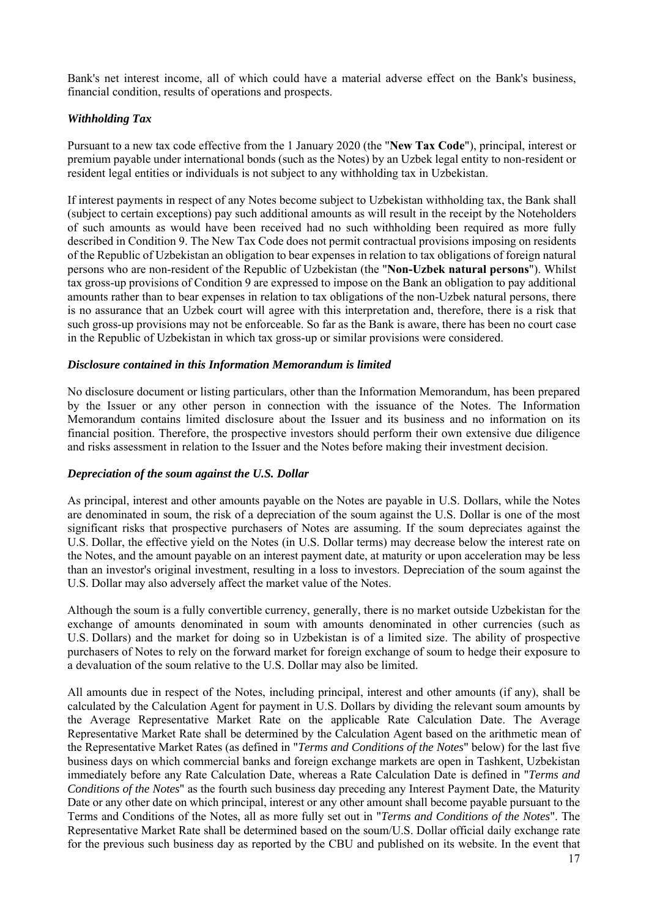Bank's net interest income, all of which could have a material adverse effect on the Bank's business, financial condition, results of operations and prospects.

### *Withholding Tax*

Pursuant to a new tax code effective from the 1 January 2020 (the "**New Tax Code**"), principal, interest or premium payable under international bonds (such as the Notes) by an Uzbek legal entity to non-resident or resident legal entities or individuals is not subject to any withholding tax in Uzbekistan.

If interest payments in respect of any Notes become subject to Uzbekistan withholding tax, the Bank shall (subject to certain exceptions) pay such additional amounts as will result in the receipt by the Noteholders of such amounts as would have been received had no such withholding been required as more fully described in Condition 9. The New Tax Code does not permit contractual provisions imposing on residents of the Republic of Uzbekistan an obligation to bear expenses in relation to tax obligations of foreign natural persons who are non-resident of the Republic of Uzbekistan (the "**Non-Uzbek natural persons**"). Whilst tax gross-up provisions of Condition 9 are expressed to impose on the Bank an obligation to pay additional amounts rather than to bear expenses in relation to tax obligations of the non-Uzbek natural persons, there is no assurance that an Uzbek court will agree with this interpretation and, therefore, there is a risk that such gross-up provisions may not be enforceable. So far as the Bank is aware, there has been no court case in the Republic of Uzbekistan in which tax gross-up or similar provisions were considered.

### *Disclosure contained in this Information Memorandum is limited*

No disclosure document or listing particulars, other than the Information Memorandum, has been prepared by the Issuer or any other person in connection with the issuance of the Notes. The Information Memorandum contains limited disclosure about the Issuer and its business and no information on its financial position. Therefore, the prospective investors should perform their own extensive due diligence and risks assessment in relation to the Issuer and the Notes before making their investment decision.

### *Depreciation of the soum against the U.S. Dollar*

As principal, interest and other amounts payable on the Notes are payable in U.S. Dollars, while the Notes are denominated in soum, the risk of a depreciation of the soum against the U.S. Dollar is one of the most significant risks that prospective purchasers of Notes are assuming. If the soum depreciates against the U.S. Dollar, the effective yield on the Notes (in U.S. Dollar terms) may decrease below the interest rate on the Notes, and the amount payable on an interest payment date, at maturity or upon acceleration may be less than an investor's original investment, resulting in a loss to investors. Depreciation of the soum against the U.S. Dollar may also adversely affect the market value of the Notes.

Although the soum is a fully convertible currency, generally, there is no market outside Uzbekistan for the exchange of amounts denominated in soum with amounts denominated in other currencies (such as U.S. Dollars) and the market for doing so in Uzbekistan is of a limited size. The ability of prospective purchasers of Notes to rely on the forward market for foreign exchange of soum to hedge their exposure to a devaluation of the soum relative to the U.S. Dollar may also be limited.

All amounts due in respect of the Notes, including principal, interest and other amounts (if any), shall be calculated by the Calculation Agent for payment in U.S. Dollars by dividing the relevant soum amounts by the Average Representative Market Rate on the applicable Rate Calculation Date. The Average Representative Market Rate shall be determined by the Calculation Agent based on the arithmetic mean of the Representative Market Rates (as defined in "*Terms and Conditions of the Notes*" below) for the last five business days on which commercial banks and foreign exchange markets are open in Tashkent, Uzbekistan immediately before any Rate Calculation Date, whereas a Rate Calculation Date is defined in "*Terms and Conditions of the Notes*" as the fourth such business day preceding any Interest Payment Date, the Maturity Date or any other date on which principal, interest or any other amount shall become payable pursuant to the Terms and Conditions of the Notes, all as more fully set out in "*Terms and Conditions of the Notes*". The Representative Market Rate shall be determined based on the soum/U.S. Dollar official daily exchange rate for the previous such business day as reported by the CBU and published on its website. In the event that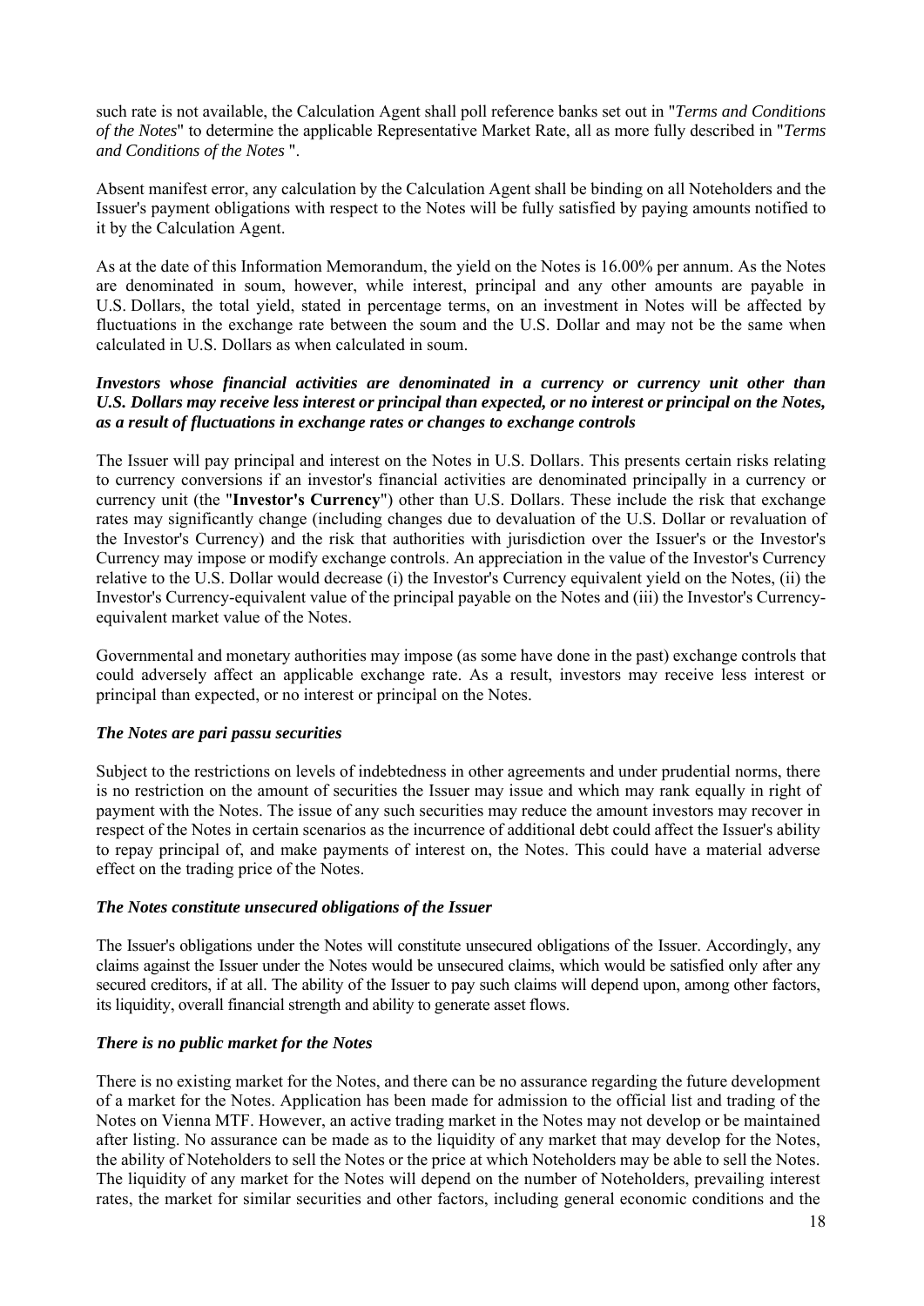such rate is not available, the Calculation Agent shall poll reference banks set out in "*Terms and Conditions of the Notes*" to determine the applicable Representative Market Rate, all as more fully described in "*Terms and Conditions of the Notes* ".

Absent manifest error, any calculation by the Calculation Agent shall be binding on all Noteholders and the Issuer's payment obligations with respect to the Notes will be fully satisfied by paying amounts notified to it by the Calculation Agent.

As at the date of this Information Memorandum, the yield on the Notes is 16.00% per annum. As the Notes are denominated in soum, however, while interest, principal and any other amounts are payable in U.S. Dollars, the total yield, stated in percentage terms, on an investment in Notes will be affected by fluctuations in the exchange rate between the soum and the U.S. Dollar and may not be the same when calculated in U.S. Dollars as when calculated in soum.

***Investors whose financial activities are denominated in a currency or currency unit other than U.S. Dollars may receive less interest or principal than expected, or no interest or principal on the Notes, as a result of fluctuations in exchange rates or changes to exchange controls***

The Issuer will pay principal and interest on the Notes in U.S. Dollars. This presents certain risks relating to currency conversions if an investor's financial activities are denominated principally in a currency or currency unit (the "**Investor's Currency**") other than U.S. Dollars. These include the risk that exchange rates may significantly change (including changes due to devaluation of the U.S. Dollar or revaluation of the Investor's Currency) and the risk that authorities with jurisdiction over the Issuer's or the Investor's Currency may impose or modify exchange controls. An appreciation in the value of the Investor's Currency relative to the U.S. Dollar would decrease (i) the Investor's Currency equivalent yield on the Notes, (ii) the Investor's Currency-equivalent value of the principal payable on the Notes and (iii) the Investor's Currency-equivalent market value of the Notes.

Governmental and monetary authorities may impose (as some have done in the past) exchange controls that could adversely affect an applicable exchange rate. As a result, investors may receive less interest or principal than expected, or no interest or principal on the Notes.

***The Notes are pari passu securities***

Subject to the restrictions on levels of indebtedness in other agreements and under prudential norms, there is no restriction on the amount of securities the Issuer may issue and which may rank equally in right of payment with the Notes. The issue of any such securities may reduce the amount investors may recover in respect of the Notes in certain scenarios as the incurrence of additional debt could affect the Issuer's ability to repay principal of, and make payments of interest on, the Notes. This could have a material adverse effect on the trading price of the Notes.

***The Notes constitute unsecured obligations of the Issuer***

The Issuer's obligations under the Notes will constitute unsecured obligations of the Issuer. Accordingly, any claims against the Issuer under the Notes would be unsecured claims, which would be satisfied only after any secured creditors, if at all. The ability of the Issuer to pay such claims will depend upon, among other factors, its liquidity, overall financial strength and ability to generate asset flows.

***There is no public market for the Notes***

There is no existing market for the Notes, and there can be no assurance regarding the future development of a market for the Notes. Application has been made for admission to the official list and trading of the Notes on Vienna MTF. However, an active trading market in the Notes may not develop or be maintained after listing. No assurance can be made as to the liquidity of any market that may develop for the Notes, the ability of Noteholders to sell the Notes or the price at which Noteholders may be able to sell the Notes. The liquidity of any market for the Notes will depend on the number of Noteholders, prevailing interest rates, the market for similar securities and other factors, including general economic conditions and the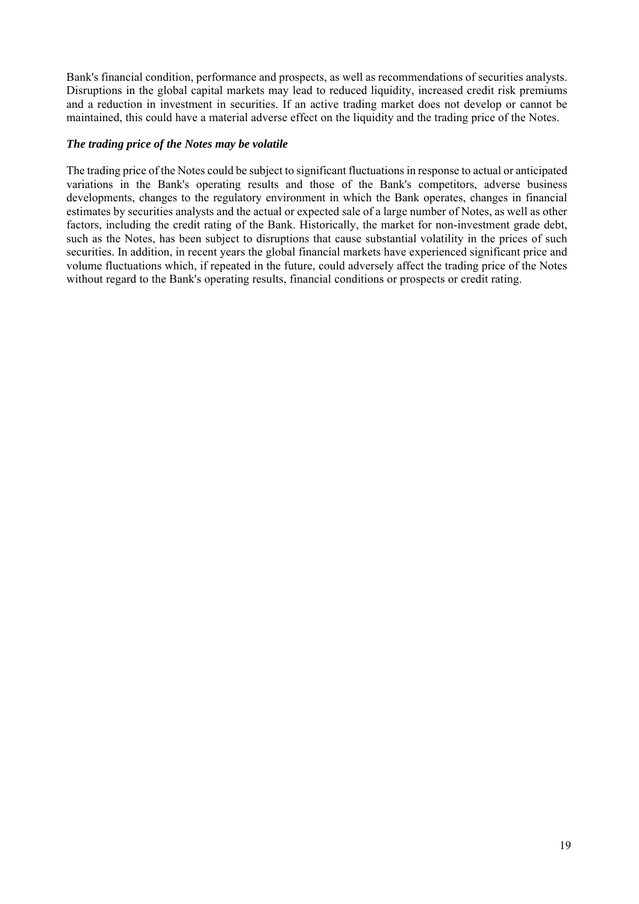Bank's financial condition, performance and prospects, as well as recommendations of securities analysts. Disruptions in the global capital markets may lead to reduced liquidity, increased credit risk premiums and a reduction in investment in securities. If an active trading market does not develop or cannot be maintained, this could have a material adverse effect on the liquidity and the trading price of the Notes.

***The trading price of the Notes may be volatile***

The trading price of the Notes could be subject to significant fluctuations in response to actual or anticipated variations in the Bank's operating results and those of the Bank's competitors, adverse business developments, changes to the regulatory environment in which the Bank operates, changes in financial estimates by securities analysts and the actual or expected sale of a large number of Notes, as well as other factors, including the credit rating of the Bank. Historically, the market for non-investment grade debt, such as the Notes, has been subject to disruptions that cause substantial volatility in the prices of such securities. In addition, in recent years the global financial markets have experienced significant price and volume fluctuations which, if repeated in the future, could adversely affect the trading price of the Notes without regard to the Bank's operating results, financial conditions or prospects or credit rating.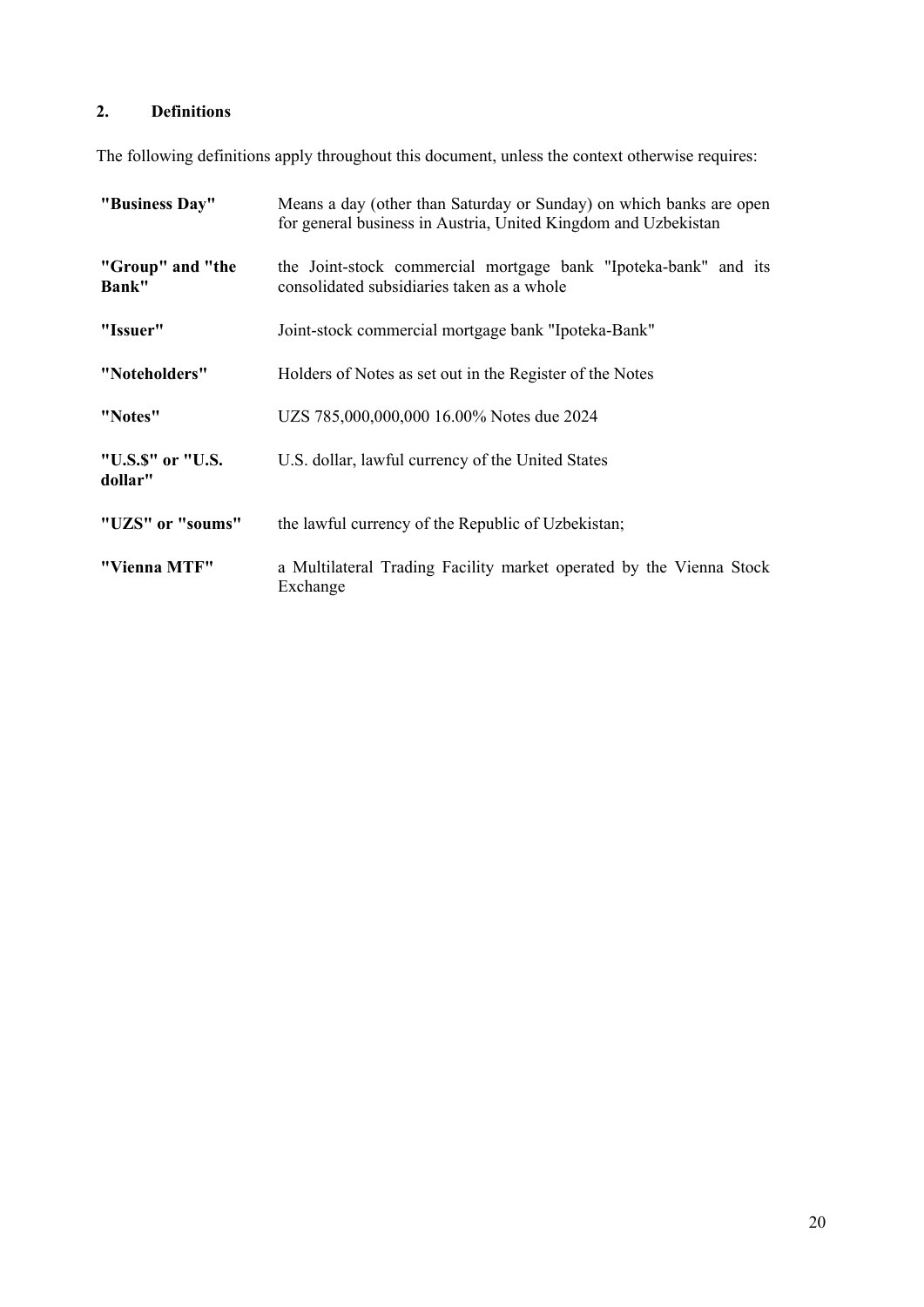## 2. Definitions

The following definitions apply throughout this document, unless the context otherwise requires:

| | |
|---|---|
| **"Business Day"** | Means a day (other than Saturday or Sunday) on which banks are open for general business in Austria, United Kingdom and Uzbekistan |
| **"Group" and "the Bank"** | the Joint-stock commercial mortgage bank "Ipoteka-bank" and its consolidated subsidiaries taken as a whole |
| **"Issuer"** | Joint-stock commercial mortgage bank "Ipoteka-Bank" |
| **"Noteholders"** | Holders of Notes as set out in the Register of the Notes |
| **"Notes"** | UZS 785,000,000,000 16.00% Notes due 2024 |
| **"U.S.$" or "U.S. dollar"** | U.S. dollar, lawful currency of the United States |
| **"UZS" or "soums"** | the lawful currency of the Republic of Uzbekistan; |
| **"Vienna MTF"** | a Multilateral Trading Facility market operated by the Vienna Stock Exchange |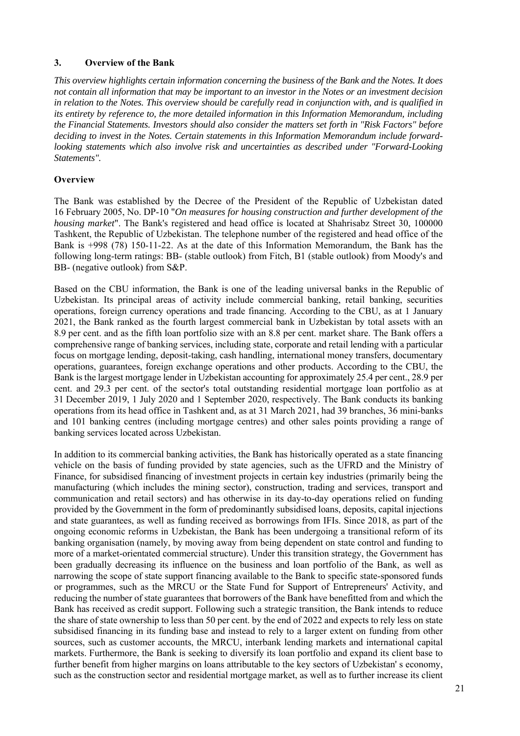## 3. Overview of the Bank

*This overview highlights certain information concerning the business of the Bank and the Notes. It does not contain all information that may be important to an investor in the Notes or an investment decision in relation to the Notes. This overview should be carefully read in conjunction with, and is qualified in its entirety by reference to, the more detailed information in this Information Memorandum, including the Financial Statements. Investors should also consider the matters set forth in "Risk Factors" before deciding to invest in the Notes. Certain statements in this Information Memorandum include forward-looking statements which also involve risk and uncertainties as described under "Forward-Looking Statements".*

### Overview

The Bank was established by the Decree of the President of the Republic of Uzbekistan dated 16 February 2005, No. DP-10 "*On measures for housing construction and further development of the housing market*". The Bank's registered and head office is located at Shahrisabz Street 30, 100000 Tashkent, the Republic of Uzbekistan. The telephone number of the registered and head office of the Bank is +998 (78) 150-11-22. As at the date of this Information Memorandum, the Bank has the following long-term ratings: BB- (stable outlook) from Fitch, B1 (stable outlook) from Moody's and BB- (negative outlook) from S&P.

Based on the CBU information, the Bank is one of the leading universal banks in the Republic of Uzbekistan. Its principal areas of activity include commercial banking, retail banking, securities operations, foreign currency operations and trade financing. According to the CBU, as at 1 January 2021, the Bank ranked as the fourth largest commercial bank in Uzbekistan by total assets with an 8.9 per cent. and as the fifth loan portfolio size with an 8.8 per cent. market share. The Bank offers a comprehensive range of banking services, including state, corporate and retail lending with a particular focus on mortgage lending, deposit-taking, cash handling, international money transfers, documentary operations, guarantees, foreign exchange operations and other products. According to the CBU, the Bank is the largest mortgage lender in Uzbekistan accounting for approximately 25.4 per cent., 28.9 per cent. and 29.3 per cent. of the sector's total outstanding residential mortgage loan portfolio as at 31 December 2019, 1 July 2020 and 1 September 2020, respectively. The Bank conducts its banking operations from its head office in Tashkent and, as at 31 March 2021, had 39 branches, 36 mini-banks and 101 banking centres (including mortgage centres) and other sales points providing a range of banking services located across Uzbekistan.

In addition to its commercial banking activities, the Bank has historically operated as a state financing vehicle on the basis of funding provided by state agencies, such as the UFRD and the Ministry of Finance, for subsidised financing of investment projects in certain key industries (primarily being the manufacturing (which includes the mining sector), construction, trading and services, transport and communication and retail sectors) and has otherwise in its day-to-day operations relied on funding provided by the Government in the form of predominantly subsidised loans, deposits, capital injections and state guarantees, as well as funding received as borrowings from IFIs. Since 2018, as part of the ongoing economic reforms in Uzbekistan, the Bank has been undergoing a transitional reform of its banking organisation (namely, by moving away from being dependent on state control and funding to more of a market-orientated commercial structure). Under this transition strategy, the Government has been gradually decreasing its influence on the business and loan portfolio of the Bank, as well as narrowing the scope of state support financing available to the Bank to specific state-sponsored funds or programmes, such as the MRCU or the State Fund for Support of Entrepreneurs' Activity, and reducing the number of state guarantees that borrowers of the Bank have benefitted from and which the Bank has received as credit support. Following such a strategic transition, the Bank intends to reduce the share of state ownership to less than 50 per cent. by the end of 2022 and expects to rely less on state subsidised financing in its funding base and instead to rely to a larger extent on funding from other sources, such as customer accounts, the MRCU, interbank lending markets and international capital markets. Furthermore, the Bank is seeking to diversify its loan portfolio and expand its client base to further benefit from higher margins on loans attributable to the key sectors of Uzbekistan' s economy, such as the construction sector and residential mortgage market, as well as to further increase its client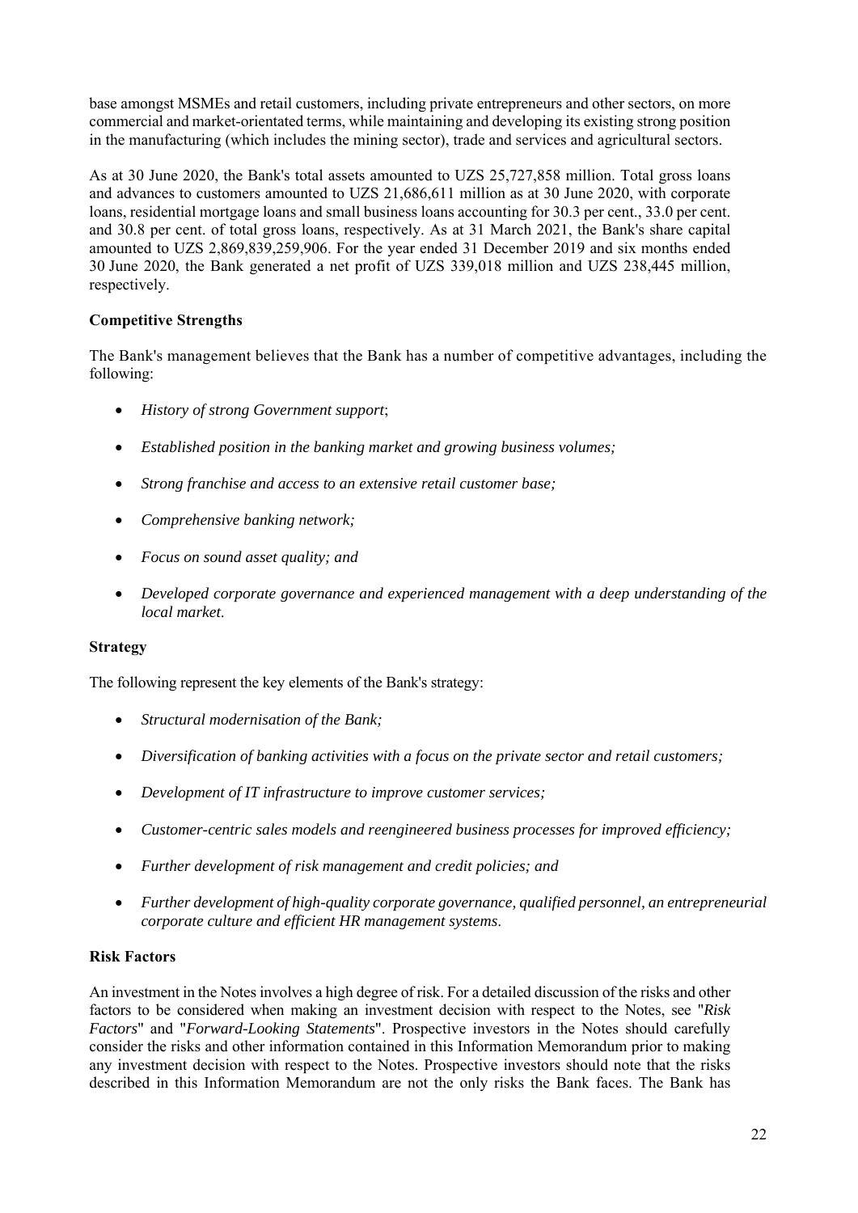base amongst MSMEs and retail customers, including private entrepreneurs and other sectors, on more commercial and market-orientated terms, while maintaining and developing its existing strong position in the manufacturing (which includes the mining sector), trade and services and agricultural sectors.

As at 30 June 2020, the Bank's total assets amounted to UZS 25,727,858 million. Total gross loans and advances to customers amounted to UZS 21,686,611 million as at 30 June 2020, with corporate loans, residential mortgage loans and small business loans accounting for 30.3 per cent., 33.0 per cent. and 30.8 per cent. of total gross loans, respectively. As at 31 March 2021, the Bank's share capital amounted to UZS 2,869,839,259,906. For the year ended 31 December 2019 and six months ended 30 June 2020, the Bank generated a net profit of UZS 339,018 million and UZS 238,445 million, respectively.

**Competitive Strengths**

The Bank's management believes that the Bank has a number of competitive advantages, including the following:

- *History of strong Government support*;
- *Established position in the banking market and growing business volumes;*
- *Strong franchise and access to an extensive retail customer base;*
- *Comprehensive banking network;*
- *Focus on sound asset quality; and*
- *Developed corporate governance and experienced management with a deep understanding of the local market*.

**Strategy**

The following represent the key elements of the Bank's strategy:

- *Structural modernisation of the Bank;*
- *Diversification of banking activities with a focus on the private sector and retail customers;*
- *Development of IT infrastructure to improve customer services;*
- *Customer-centric sales models and reengineered business processes for improved efficiency;*
- *Further development of risk management and credit policies; and*
- *Further development of high-quality corporate governance, qualified personnel, an entrepreneurial corporate culture and efficient HR management systems*.

**Risk Factors**

An investment in the Notes involves a high degree of risk. For a detailed discussion of the risks and other factors to be considered when making an investment decision with respect to the Notes, see "*Risk Factors*" and "*Forward-Looking Statements*". Prospective investors in the Notes should carefully consider the risks and other information contained in this Information Memorandum prior to making any investment decision with respect to the Notes. Prospective investors should note that the risks described in this Information Memorandum are not the only risks the Bank faces. The Bank has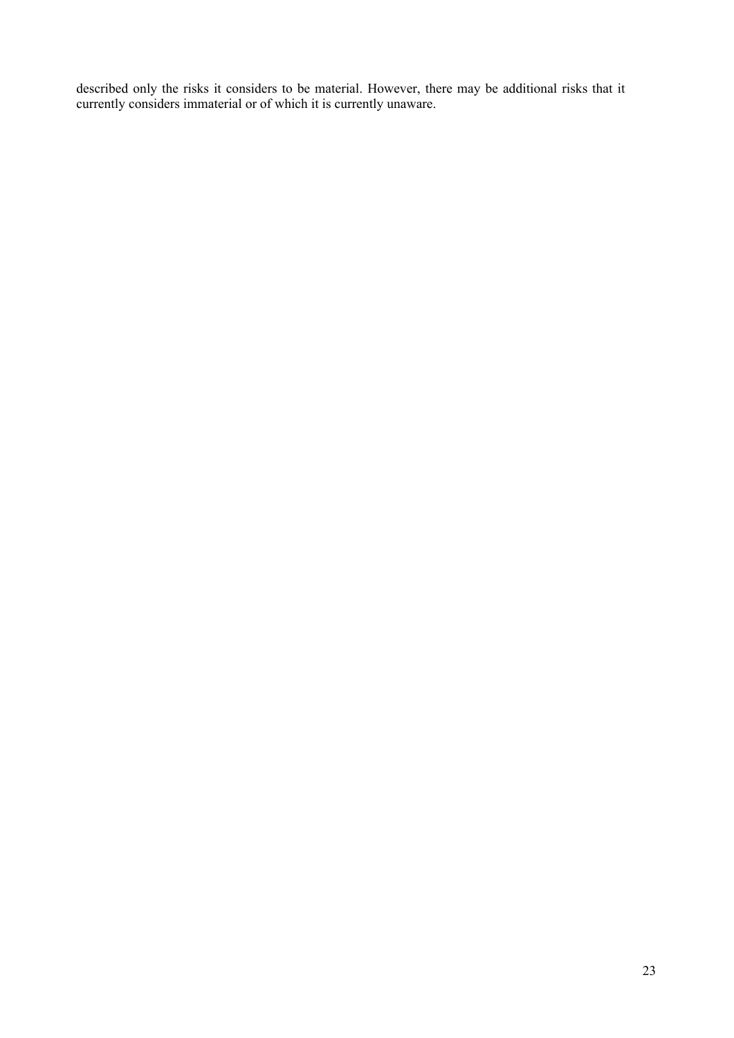described only the risks it considers to be material. However, there may be additional risks that it currently considers immaterial or of which it is currently unaware.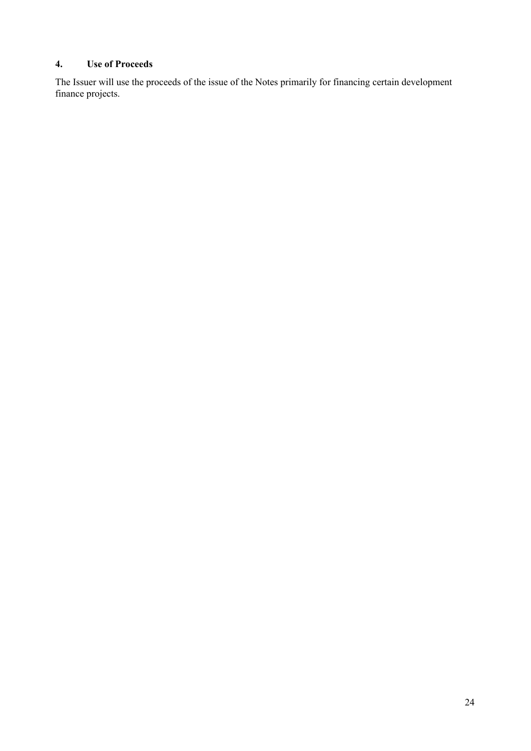## 4. Use of Proceeds

The Issuer will use the proceeds of the issue of the Notes primarily for financing certain development finance projects.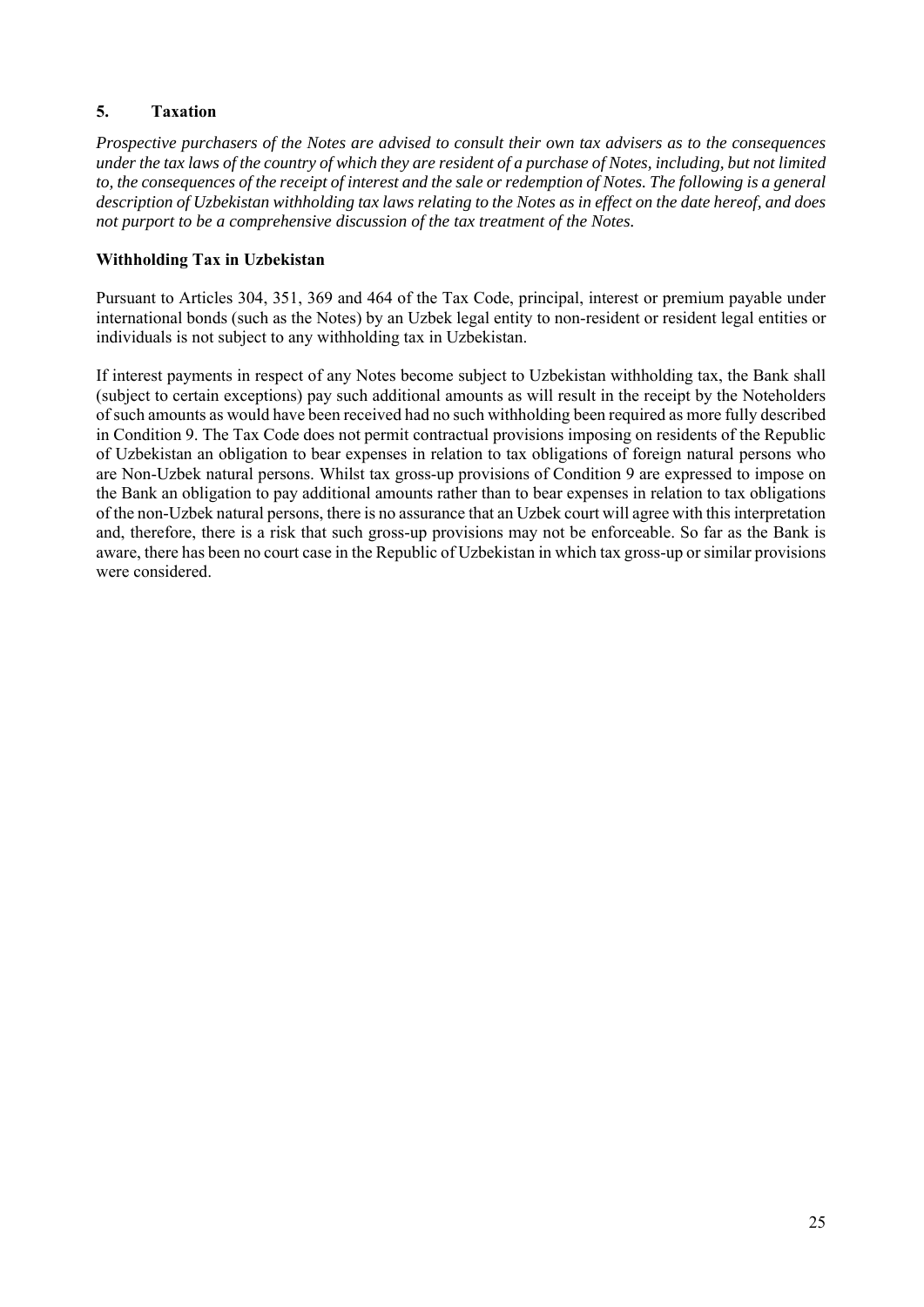## 5. Taxation

*Prospective purchasers of the Notes are advised to consult their own tax advisers as to the consequences under the tax laws of the country of which they are resident of a purchase of Notes, including, but not limited to, the consequences of the receipt of interest and the sale or redemption of Notes. The following is a general description of Uzbekistan withholding tax laws relating to the Notes as in effect on the date hereof, and does not purport to be a comprehensive discussion of the tax treatment of the Notes.*

### Withholding Tax in Uzbekistan

Pursuant to Articles 304, 351, 369 and 464 of the Tax Code, principal, interest or premium payable under international bonds (such as the Notes) by an Uzbek legal entity to non-resident or resident legal entities or individuals is not subject to any withholding tax in Uzbekistan.

If interest payments in respect of any Notes become subject to Uzbekistan withholding tax, the Bank shall (subject to certain exceptions) pay such additional amounts as will result in the receipt by the Noteholders of such amounts as would have been received had no such withholding been required as more fully described in Condition 9. The Tax Code does not permit contractual provisions imposing on residents of the Republic of Uzbekistan an obligation to bear expenses in relation to tax obligations of foreign natural persons who are Non-Uzbek natural persons. Whilst tax gross-up provisions of Condition 9 are expressed to impose on the Bank an obligation to pay additional amounts rather than to bear expenses in relation to tax obligations of the non-Uzbek natural persons, there is no assurance that an Uzbek court will agree with this interpretation and, therefore, there is a risk that such gross-up provisions may not be enforceable. So far as the Bank is aware, there has been no court case in the Republic of Uzbekistan in which tax gross-up or similar provisions were considered.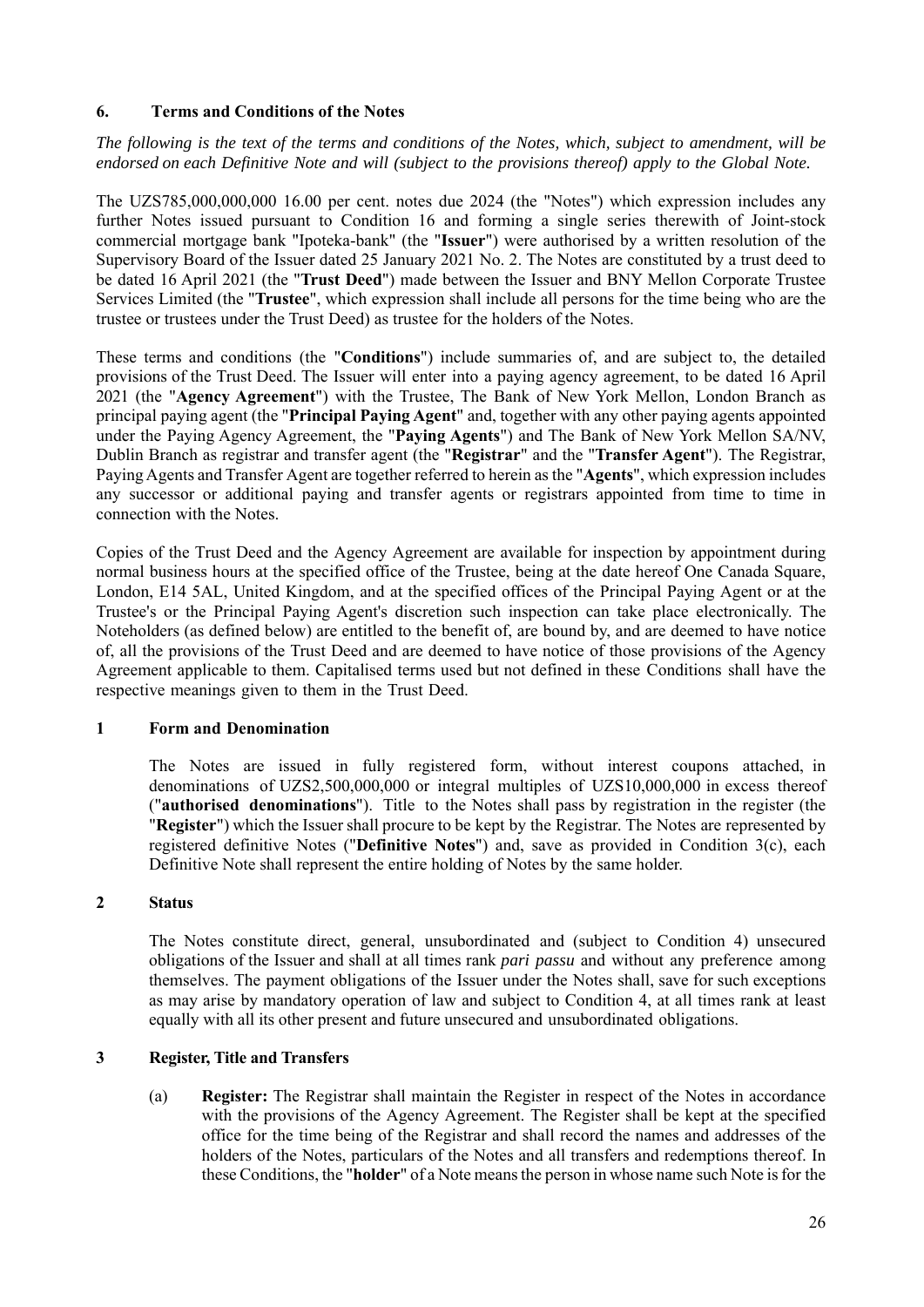## 6. Terms and Conditions of the Notes

*The following is the text of the terms and conditions of the Notes, which, subject to amendment, will be endorsed on each Definitive Note and will (subject to the provisions thereof) apply to the Global Note.*

The UZS785,000,000,000 16.00 per cent. notes due 2024 (the "Notes") which expression includes any further Notes issued pursuant to Condition 16 and forming a single series therewith of Joint-stock commercial mortgage bank "Ipoteka-bank" (the "**Issuer**") were authorised by a written resolution of the Supervisory Board of the Issuer dated 25 January 2021 No. 2. The Notes are constituted by a trust deed to be dated 16 April 2021 (the "**Trust Deed**") made between the Issuer and BNY Mellon Corporate Trustee Services Limited (the "**Trustee**", which expression shall include all persons for the time being who are the trustee or trustees under the Trust Deed) as trustee for the holders of the Notes.

These terms and conditions (the "**Conditions**") include summaries of, and are subject to, the detailed provisions of the Trust Deed. The Issuer will enter into a paying agency agreement, to be dated 16 April 2021 (the "**Agency Agreement**") with the Trustee, The Bank of New York Mellon, London Branch as principal paying agent (the "**Principal Paying Agent**" and, together with any other paying agents appointed under the Paying Agency Agreement, the "**Paying Agents**") and The Bank of New York Mellon SA/NV, Dublin Branch as registrar and transfer agent (the "**Registrar**" and the "**Transfer Agent**"). The Registrar, Paying Agents and Transfer Agent are together referred to herein as the "**Agents**", which expression includes any successor or additional paying and transfer agents or registrars appointed from time to time in connection with the Notes.

Copies of the Trust Deed and the Agency Agreement are available for inspection by appointment during normal business hours at the specified office of the Trustee, being at the date hereof One Canada Square, London, E14 5AL, United Kingdom, and at the specified offices of the Principal Paying Agent or at the Trustee's or the Principal Paying Agent's discretion such inspection can take place electronically. The Noteholders (as defined below) are entitled to the benefit of, are bound by, and are deemed to have notice of, all the provisions of the Trust Deed and are deemed to have notice of those provisions of the Agency Agreement applicable to them. Capitalised terms used but not defined in these Conditions shall have the respective meanings given to them in the Trust Deed.

### 1 Form and Denomination

The Notes are issued in fully registered form, without interest coupons attached, in denominations of UZS2,500,000,000 or integral multiples of UZS10,000,000 in excess thereof ("**authorised denominations**"). Title to the Notes shall pass by registration in the register (the "**Register**") which the Issuer shall procure to be kept by the Registrar. The Notes are represented by registered definitive Notes ("**Definitive Notes**") and, save as provided in Condition 3(c), each Definitive Note shall represent the entire holding of Notes by the same holder.

### 2 Status

The Notes constitute direct, general, unsubordinated and (subject to Condition 4) unsecured obligations of the Issuer and shall at all times rank *pari passu* and without any preference among themselves. The payment obligations of the Issuer under the Notes shall, save for such exceptions as may arise by mandatory operation of law and subject to Condition 4, at all times rank at least equally with all its other present and future unsecured and unsubordinated obligations.

### 3 Register, Title and Transfers

(a) **Register:** The Registrar shall maintain the Register in respect of the Notes in accordance with the provisions of the Agency Agreement. The Register shall be kept at the specified office for the time being of the Registrar and shall record the names and addresses of the holders of the Notes, particulars of the Notes and all transfers and redemptions thereof. In these Conditions, the "**holder**" of a Note means the person in whose name such Note is for the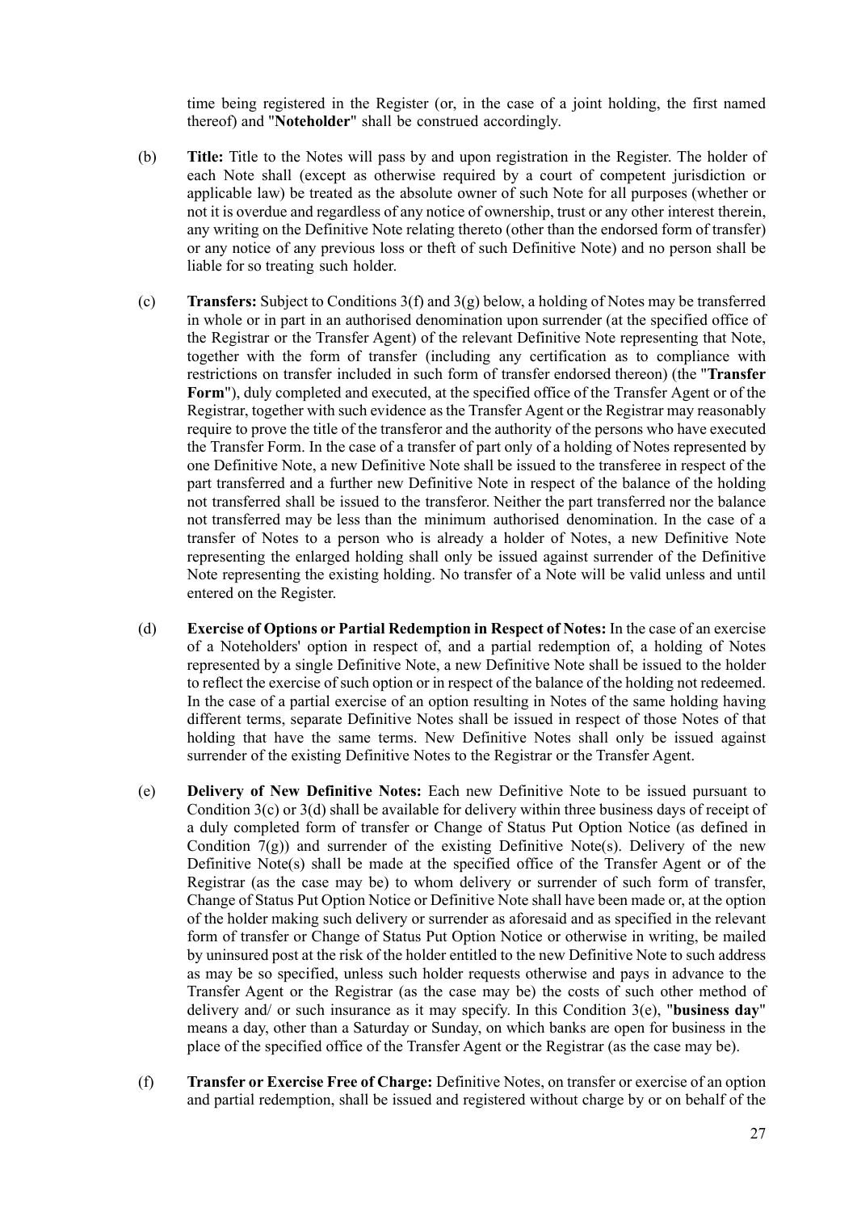time being registered in the Register (or, in the case of a joint holding, the first named thereof) and "**Noteholder**" shall be construed accordingly.

(b) **Title:** Title to the Notes will pass by and upon registration in the Register. The holder of each Note shall (except as otherwise required by a court of competent jurisdiction or applicable law) be treated as the absolute owner of such Note for all purposes (whether or not it is overdue and regardless of any notice of ownership, trust or any other interest therein, any writing on the Definitive Note relating thereto (other than the endorsed form of transfer) or any notice of any previous loss or theft of such Definitive Note) and no person shall be liable for so treating such holder.

(c) **Transfers:** Subject to Conditions 3(f) and 3(g) below, a holding of Notes may be transferred in whole or in part in an authorised denomination upon surrender (at the specified office of the Registrar or the Transfer Agent) of the relevant Definitive Note representing that Note, together with the form of transfer (including any certification as to compliance with restrictions on transfer included in such form of transfer endorsed thereon) (the "**Transfer Form**"), duly completed and executed, at the specified office of the Transfer Agent or of the Registrar, together with such evidence as the Transfer Agent or the Registrar may reasonably require to prove the title of the transferor and the authority of the persons who have executed the Transfer Form. In the case of a transfer of part only of a holding of Notes represented by one Definitive Note, a new Definitive Note shall be issued to the transferee in respect of the part transferred and a further new Definitive Note in respect of the balance of the holding not transferred shall be issued to the transferor. Neither the part transferred nor the balance not transferred may be less than the minimum authorised denomination. In the case of a transfer of Notes to a person who is already a holder of Notes, a new Definitive Note representing the enlarged holding shall only be issued against surrender of the Definitive Note representing the existing holding. No transfer of a Note will be valid unless and until entered on the Register.

(d) **Exercise of Options or Partial Redemption in Respect of Notes:** In the case of an exercise of a Noteholders' option in respect of, and a partial redemption of, a holding of Notes represented by a single Definitive Note, a new Definitive Note shall be issued to the holder to reflect the exercise of such option or in respect of the balance of the holding not redeemed. In the case of a partial exercise of an option resulting in Notes of the same holding having different terms, separate Definitive Notes shall be issued in respect of those Notes of that holding that have the same terms. New Definitive Notes shall only be issued against surrender of the existing Definitive Notes to the Registrar or the Transfer Agent.

(e) **Delivery of New Definitive Notes:** Each new Definitive Note to be issued pursuant to Condition 3(c) or 3(d) shall be available for delivery within three business days of receipt of a duly completed form of transfer or Change of Status Put Option Notice (as defined in Condition 7(g)) and surrender of the existing Definitive Note(s). Delivery of the new Definitive Note(s) shall be made at the specified office of the Transfer Agent or of the Registrar (as the case may be) to whom delivery or surrender of such form of transfer, Change of Status Put Option Notice or Definitive Note shall have been made or, at the option of the holder making such delivery or surrender as aforesaid and as specified in the relevant form of transfer or Change of Status Put Option Notice or otherwise in writing, be mailed by uninsured post at the risk of the holder entitled to the new Definitive Note to such address as may be so specified, unless such holder requests otherwise and pays in advance to the Transfer Agent or the Registrar (as the case may be) the costs of such other method of delivery and/ or such insurance as it may specify. In this Condition 3(e), "**business day**" means a day, other than a Saturday or Sunday, on which banks are open for business in the place of the specified office of the Transfer Agent or the Registrar (as the case may be).

(f) **Transfer or Exercise Free of Charge:** Definitive Notes, on transfer or exercise of an option and partial redemption, shall be issued and registered without charge by or on behalf of the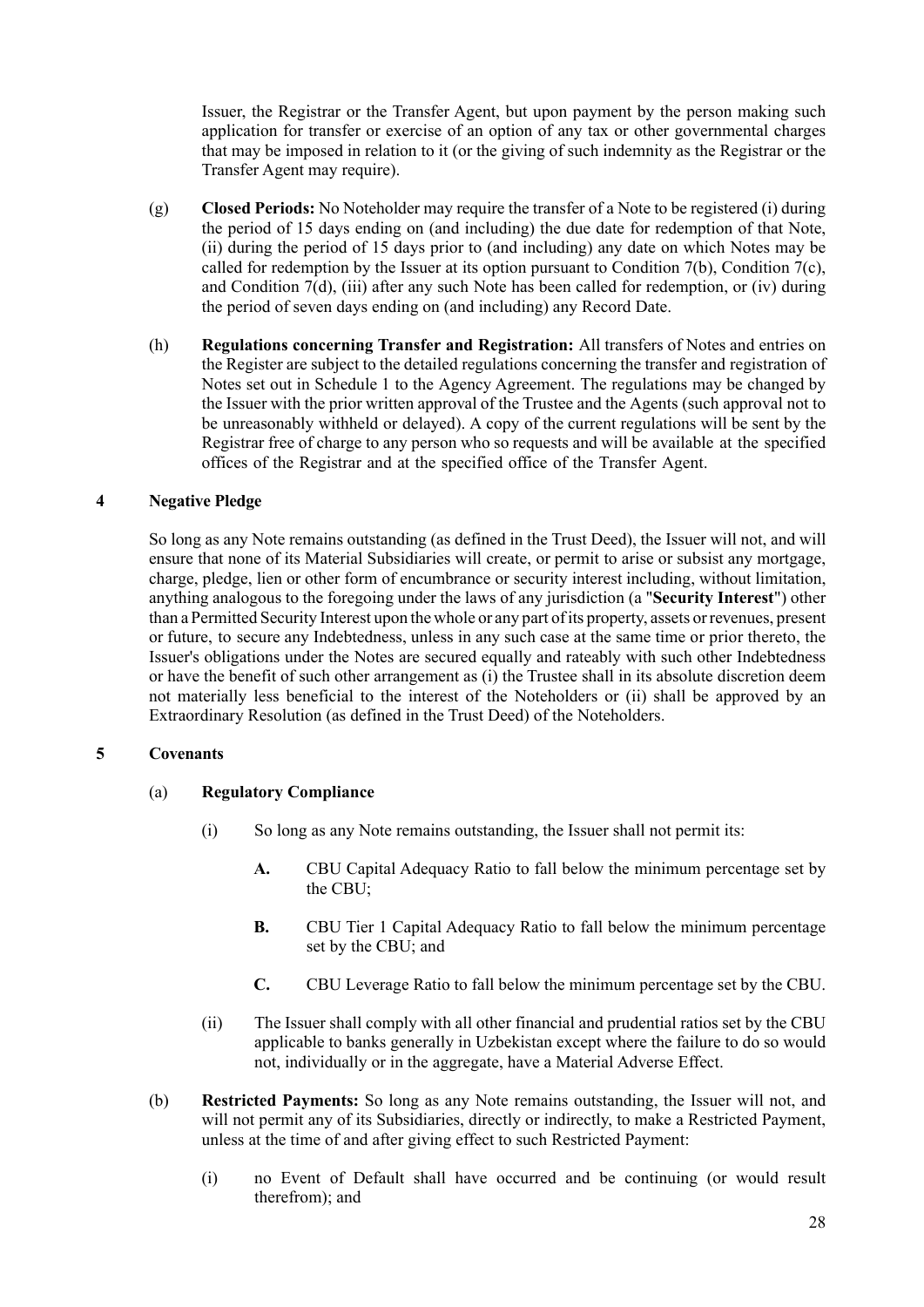Issuer, the Registrar or the Transfer Agent, but upon payment by the person making such application for transfer or exercise of an option of any tax or other governmental charges that may be imposed in relation to it (or the giving of such indemnity as the Registrar or the Transfer Agent may require).

(g) **Closed Periods:** No Noteholder may require the transfer of a Note to be registered (i) during the period of 15 days ending on (and including) the due date for redemption of that Note, (ii) during the period of 15 days prior to (and including) any date on which Notes may be called for redemption by the Issuer at its option pursuant to Condition 7(b), Condition 7(c), and Condition 7(d), (iii) after any such Note has been called for redemption, or (iv) during the period of seven days ending on (and including) any Record Date.

(h) **Regulations concerning Transfer and Registration:** All transfers of Notes and entries on the Register are subject to the detailed regulations concerning the transfer and registration of Notes set out in Schedule 1 to the Agency Agreement. The regulations may be changed by the Issuer with the prior written approval of the Trustee and the Agents (such approval not to be unreasonably withheld or delayed). A copy of the current regulations will be sent by the Registrar free of charge to any person who so requests and will be available at the specified offices of the Registrar and at the specified office of the Transfer Agent.

## 4 Negative Pledge

So long as any Note remains outstanding (as defined in the Trust Deed), the Issuer will not, and will ensure that none of its Material Subsidiaries will create, or permit to arise or subsist any mortgage, charge, pledge, lien or other form of encumbrance or security interest including, without limitation, anything analogous to the foregoing under the laws of any jurisdiction (a "**Security Interest**") other than a Permitted Security Interest upon the whole or any part of its property, assets or revenues, present or future, to secure any Indebtedness, unless in any such case at the same time or prior thereto, the Issuer's obligations under the Notes are secured equally and rateably with such other Indebtedness or have the benefit of such other arrangement as (i) the Trustee shall in its absolute discretion deem not materially less beneficial to the interest of the Noteholders or (ii) shall be approved by an Extraordinary Resolution (as defined in the Trust Deed) of the Noteholders.

## 5 Covenants

(a) **Regulatory Compliance**

(i) So long as any Note remains outstanding, the Issuer shall not permit its:

**A.** CBU Capital Adequacy Ratio to fall below the minimum percentage set by the CBU;

**B.** CBU Tier 1 Capital Adequacy Ratio to fall below the minimum percentage set by the CBU; and

**C.** CBU Leverage Ratio to fall below the minimum percentage set by the CBU.

(ii) The Issuer shall comply with all other financial and prudential ratios set by the CBU applicable to banks generally in Uzbekistan except where the failure to do so would not, individually or in the aggregate, have a Material Adverse Effect.

(b) **Restricted Payments:** So long as any Note remains outstanding, the Issuer will not, and will not permit any of its Subsidiaries, directly or indirectly, to make a Restricted Payment, unless at the time of and after giving effect to such Restricted Payment:

(i) no Event of Default shall have occurred and be continuing (or would result therefrom); and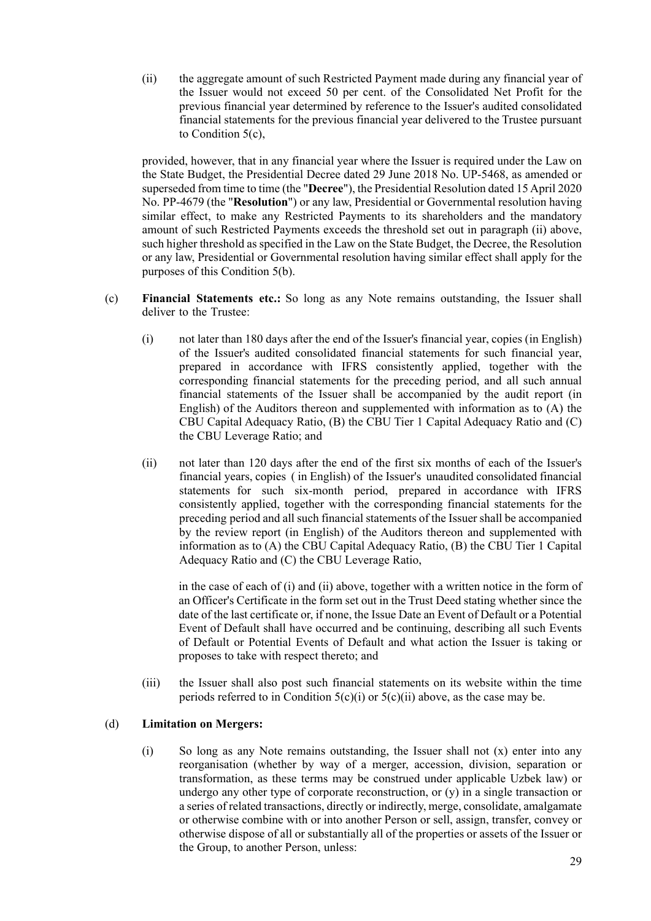(ii) the aggregate amount of such Restricted Payment made during any financial year of the Issuer would not exceed 50 per cent. of the Consolidated Net Profit for the previous financial year determined by reference to the Issuer's audited consolidated financial statements for the previous financial year delivered to the Trustee pursuant to Condition 5(c),

provided, however, that in any financial year where the Issuer is required under the Law on the State Budget, the Presidential Decree dated 29 June 2018 No. UP-5468, as amended or superseded from time to time (the "**Decree**"), the Presidential Resolution dated 15 April 2020 No. PP-4679 (the "**Resolution**") or any law, Presidential or Governmental resolution having similar effect, to make any Restricted Payments to its shareholders and the mandatory amount of such Restricted Payments exceeds the threshold set out in paragraph (ii) above, such higher threshold as specified in the Law on the State Budget, the Decree, the Resolution or any law, Presidential or Governmental resolution having similar effect shall apply for the purposes of this Condition 5(b).

(c) **Financial Statements etc.:** So long as any Note remains outstanding, the Issuer shall deliver to the Trustee:

(i) not later than 180 days after the end of the Issuer's financial year, copies (in English) of the Issuer's audited consolidated financial statements for such financial year, prepared in accordance with IFRS consistently applied, together with the corresponding financial statements for the preceding period, and all such annual financial statements of the Issuer shall be accompanied by the audit report (in English) of the Auditors thereon and supplemented with information as to (A) the CBU Capital Adequacy Ratio, (B) the CBU Tier 1 Capital Adequacy Ratio and (C) the CBU Leverage Ratio; and

(ii) not later than 120 days after the end of the first six months of each of the Issuer's financial years, copies (in English) of the Issuer's unaudited consolidated financial statements for such six-month period, prepared in accordance with IFRS consistently applied, together with the corresponding financial statements for the preceding period and all such financial statements of the Issuer shall be accompanied by the review report (in English) of the Auditors thereon and supplemented with information as to (A) the CBU Capital Adequacy Ratio, (B) the CBU Tier 1 Capital Adequacy Ratio and (C) the CBU Leverage Ratio,

in the case of each of (i) and (ii) above, together with a written notice in the form of an Officer's Certificate in the form set out in the Trust Deed stating whether since the date of the last certificate or, if none, the Issue Date an Event of Default or a Potential Event of Default shall have occurred and be continuing, describing all such Events of Default or Potential Events of Default and what action the Issuer is taking or proposes to take with respect thereto; and

(iii) the Issuer shall also post such financial statements on its website within the time periods referred to in Condition 5(c)(i) or 5(c)(ii) above, as the case may be.

(d) **Limitation on Mergers:**

(i) So long as any Note remains outstanding, the Issuer shall not (x) enter into any reorganisation (whether by way of a merger, accession, division, separation or transformation, as these terms may be construed under applicable Uzbek law) or undergo any other type of corporate reconstruction, or (y) in a single transaction or a series of related transactions, directly or indirectly, merge, consolidate, amalgamate or otherwise combine with or into another Person or sell, assign, transfer, convey or otherwise dispose of all or substantially all of the properties or assets of the Issuer or the Group, to another Person, unless: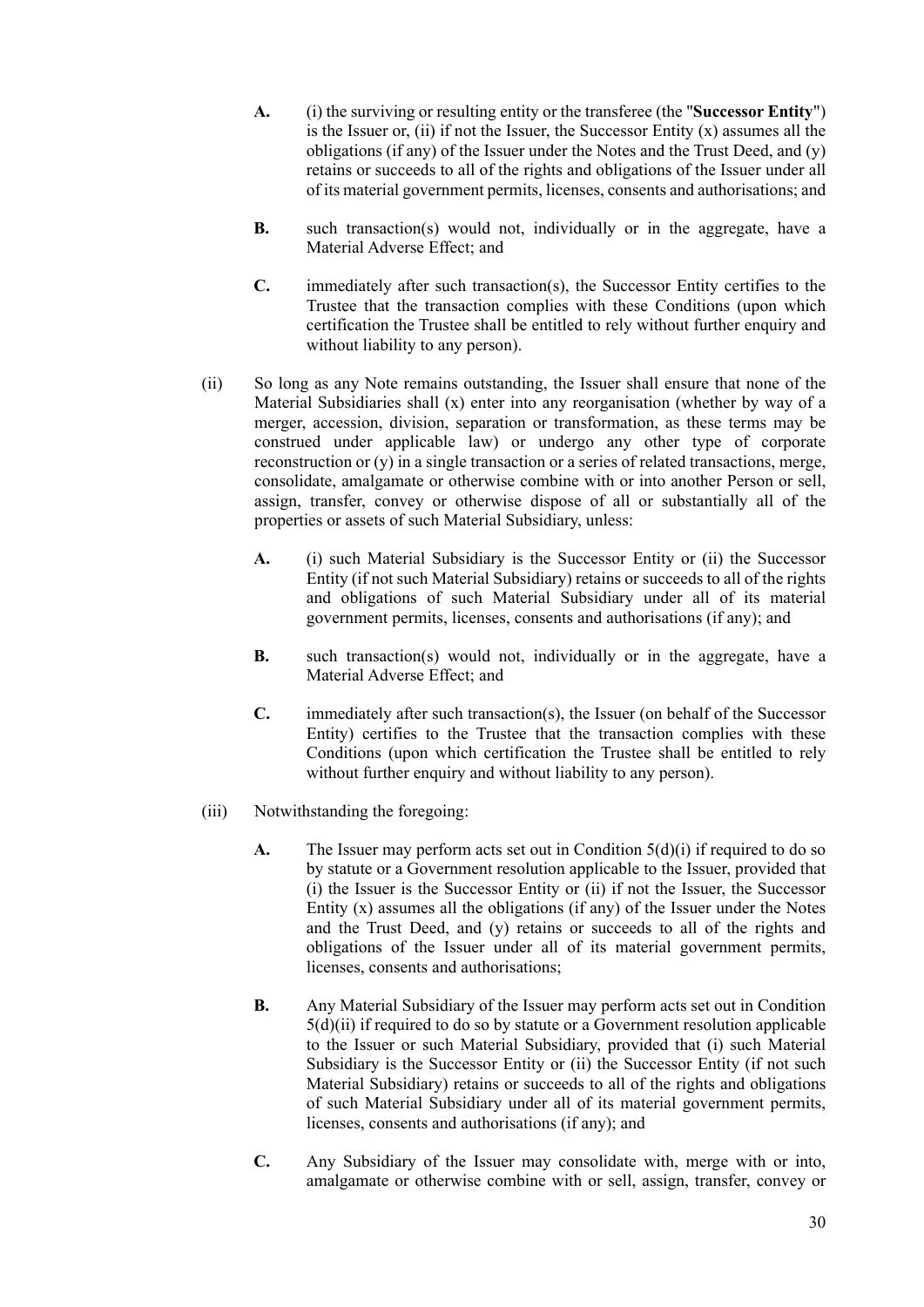- **A.** (i) the surviving or resulting entity or the transferee (the "**Successor Entity**") is the Issuer or, (ii) if not the Issuer, the Successor Entity (x) assumes all the obligations (if any) of the Issuer under the Notes and the Trust Deed, and (y) retains or succeeds to all of the rights and obligations of the Issuer under all of its material government permits, licenses, consents and authorisations; and

- **B.** such transaction(s) would not, individually or in the aggregate, have a Material Adverse Effect; and

- **C.** immediately after such transaction(s), the Successor Entity certifies to the Trustee that the transaction complies with these Conditions (upon which certification the Trustee shall be entitled to rely without further enquiry and without liability to any person).

(ii) So long as any Note remains outstanding, the Issuer shall ensure that none of the Material Subsidiaries shall (x) enter into any reorganisation (whether by way of a merger, accession, division, separation or transformation, as these terms may be construed under applicable law) or undergo any other type of corporate reconstruction or (y) in a single transaction or a series of related transactions, merge, consolidate, amalgamate or otherwise combine with or into another Person or sell, assign, transfer, convey or otherwise dispose of all or substantially all of the properties or assets of such Material Subsidiary, unless:

- **A.** (i) such Material Subsidiary is the Successor Entity or (ii) the Successor Entity (if not such Material Subsidiary) retains or succeeds to all of the rights and obligations of such Material Subsidiary under all of its material government permits, licenses, consents and authorisations (if any); and

- **B.** such transaction(s) would not, individually or in the aggregate, have a Material Adverse Effect; and

- **C.** immediately after such transaction(s), the Issuer (on behalf of the Successor Entity) certifies to the Trustee that the transaction complies with these Conditions (upon which certification the Trustee shall be entitled to rely without further enquiry and without liability to any person).

(iii) Notwithstanding the foregoing:

- **A.** The Issuer may perform acts set out in Condition 5(d)(i) if required to do so by statute or a Government resolution applicable to the Issuer, provided that (i) the Issuer is the Successor Entity or (ii) if not the Issuer, the Successor Entity (x) assumes all the obligations (if any) of the Issuer under the Notes and the Trust Deed, and (y) retains or succeeds to all of the rights and obligations of the Issuer under all of its material government permits, licenses, consents and authorisations;

- **B.** Any Material Subsidiary of the Issuer may perform acts set out in Condition 5(d)(ii) if required to do so by statute or a Government resolution applicable to the Issuer or such Material Subsidiary, provided that (i) such Material Subsidiary is the Successor Entity or (ii) the Successor Entity (if not such Material Subsidiary) retains or succeeds to all of the rights and obligations of such Material Subsidiary under all of its material government permits, licenses, consents and authorisations (if any); and

- **C.** Any Subsidiary of the Issuer may consolidate with, merge with or into, amalgamate or otherwise combine with or sell, assign, transfer, convey or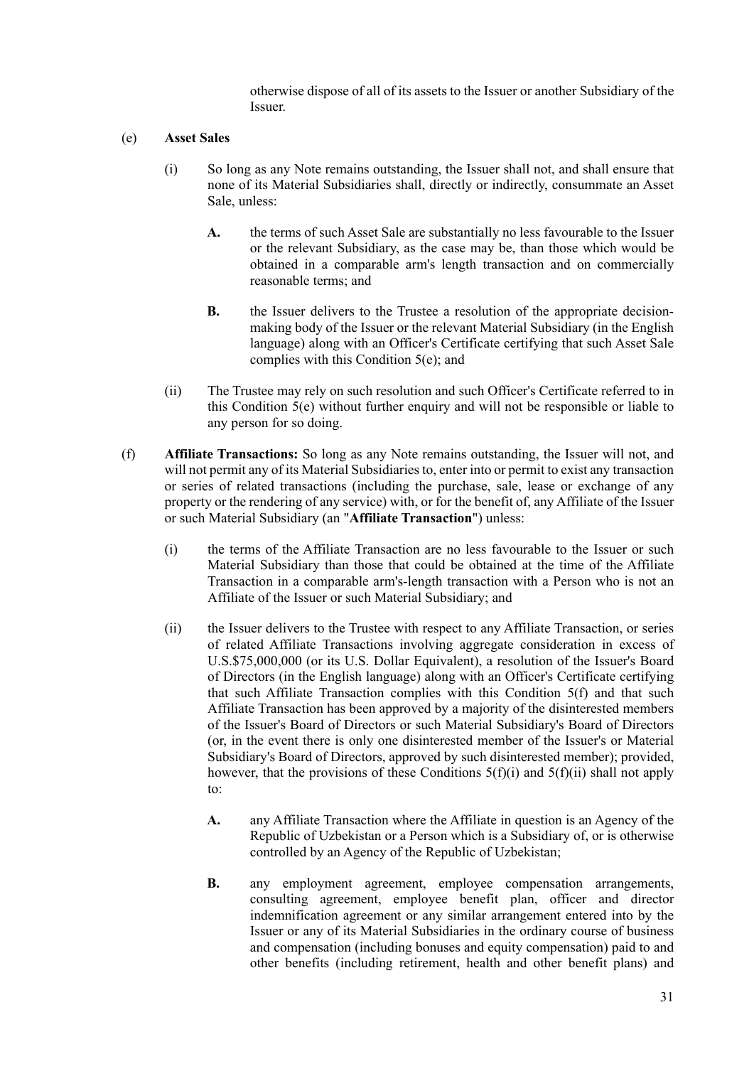otherwise dispose of all of its assets to the Issuer or another Subsidiary of the Issuer.

(e) **Asset Sales**

(i) So long as any Note remains outstanding, the Issuer shall not, and shall ensure that none of its Material Subsidiaries shall, directly or indirectly, consummate an Asset Sale, unless:

**A.** the terms of such Asset Sale are substantially no less favourable to the Issuer or the relevant Subsidiary, as the case may be, than those which would be obtained in a comparable arm's length transaction and on commercially reasonable terms; and

**B.** the Issuer delivers to the Trustee a resolution of the appropriate decision-making body of the Issuer or the relevant Material Subsidiary (in the English language) along with an Officer's Certificate certifying that such Asset Sale complies with this Condition 5(e); and

(ii) The Trustee may rely on such resolution and such Officer's Certificate referred to in this Condition 5(e) without further enquiry and will not be responsible or liable to any person for so doing.

(f) **Affiliate Transactions:** So long as any Note remains outstanding, the Issuer will not, and will not permit any of its Material Subsidiaries to, enter into or permit to exist any transaction or series of related transactions (including the purchase, sale, lease or exchange of any property or the rendering of any service) with, or for the benefit of, any Affiliate of the Issuer or such Material Subsidiary (an "**Affiliate Transaction**") unless:

(i) the terms of the Affiliate Transaction are no less favourable to the Issuer or such Material Subsidiary than those that could be obtained at the time of the Affiliate Transaction in a comparable arm's-length transaction with a Person who is not an Affiliate of the Issuer or such Material Subsidiary; and

(ii) the Issuer delivers to the Trustee with respect to any Affiliate Transaction, or series of related Affiliate Transactions involving aggregate consideration in excess of U.S.$75,000,000 (or its U.S. Dollar Equivalent), a resolution of the Issuer's Board of Directors (in the English language) along with an Officer's Certificate certifying that such Affiliate Transaction complies with this Condition 5(f) and that such Affiliate Transaction has been approved by a majority of the disinterested members of the Issuer's Board of Directors or such Material Subsidiary's Board of Directors (or, in the event there is only one disinterested member of the Issuer's or Material Subsidiary's Board of Directors, approved by such disinterested member); provided, however, that the provisions of these Conditions 5(f)(i) and 5(f)(ii) shall not apply to:

**A.** any Affiliate Transaction where the Affiliate in question is an Agency of the Republic of Uzbekistan or a Person which is a Subsidiary of, or is otherwise controlled by an Agency of the Republic of Uzbekistan;

**B.** any employment agreement, employee compensation arrangements, consulting agreement, employee benefit plan, officer and director indemnification agreement or any similar arrangement entered into by the Issuer or any of its Material Subsidiaries in the ordinary course of business and compensation (including bonuses and equity compensation) paid to and other benefits (including retirement, health and other benefit plans) and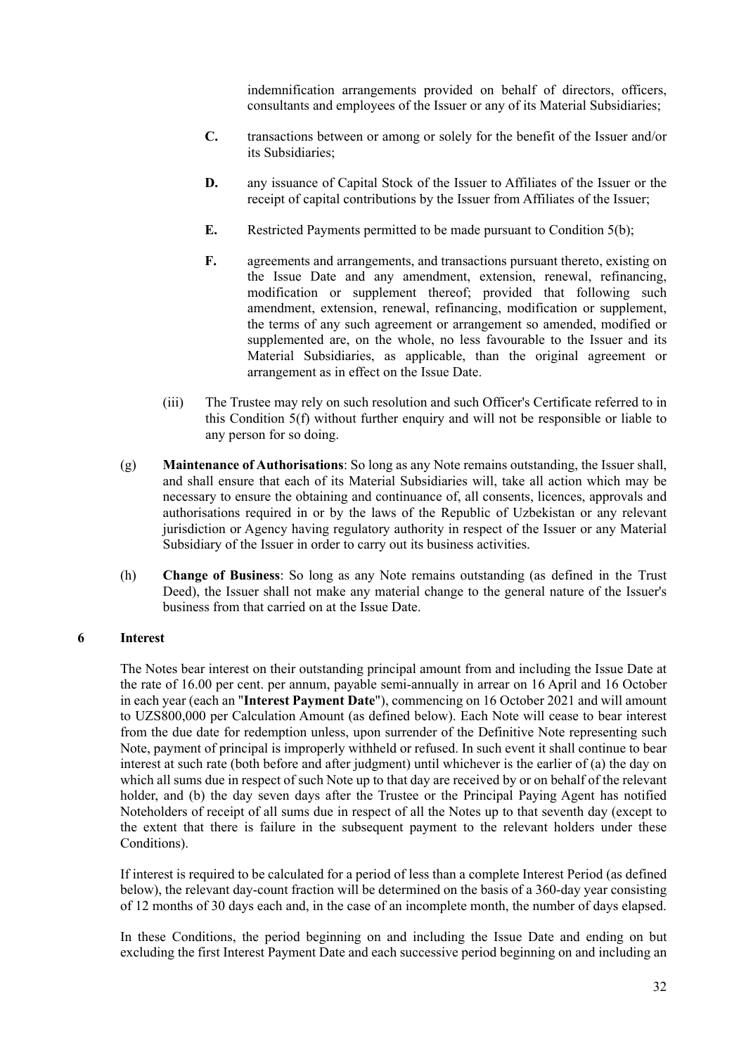indemnification arrangements provided on behalf of directors, officers, consultants and employees of the Issuer or any of its Material Subsidiaries;

**C.** transactions between or among or solely for the benefit of the Issuer and/or its Subsidiaries;

**D.** any issuance of Capital Stock of the Issuer to Affiliates of the Issuer or the receipt of capital contributions by the Issuer from Affiliates of the Issuer;

**E.** Restricted Payments permitted to be made pursuant to Condition 5(b);

**F.** agreements and arrangements, and transactions pursuant thereto, existing on the Issue Date and any amendment, extension, renewal, refinancing, modification or supplement thereof; provided that following such amendment, extension, renewal, refinancing, modification or supplement, the terms of any such agreement or arrangement so amended, modified or supplemented are, on the whole, no less favourable to the Issuer and its Material Subsidiaries, as applicable, than the original agreement or arrangement as in effect on the Issue Date.

(iii) The Trustee may rely on such resolution and such Officer's Certificate referred to in this Condition 5(f) without further enquiry and will not be responsible or liable to any person for so doing.

(g) **Maintenance of Authorisations**: So long as any Note remains outstanding, the Issuer shall, and shall ensure that each of its Material Subsidiaries will, take all action which may be necessary to ensure the obtaining and continuance of, all consents, licences, approvals and authorisations required in or by the laws of the Republic of Uzbekistan or any relevant jurisdiction or Agency having regulatory authority in respect of the Issuer or any Material Subsidiary of the Issuer in order to carry out its business activities.

(h) **Change of Business**: So long as any Note remains outstanding (as defined in the Trust Deed), the Issuer shall not make any material change to the general nature of the Issuer's business from that carried on at the Issue Date.

## 6 Interest

The Notes bear interest on their outstanding principal amount from and including the Issue Date at the rate of 16.00 per cent. per annum, payable semi-annually in arrear on 16 April and 16 October in each year (each an "**Interest Payment Date**"), commencing on 16 October 2021 and will amount to UZS800,000 per Calculation Amount (as defined below). Each Note will cease to bear interest from the due date for redemption unless, upon surrender of the Definitive Note representing such Note, payment of principal is improperly withheld or refused. In such event it shall continue to bear interest at such rate (both before and after judgment) until whichever is the earlier of (a) the day on which all sums due in respect of such Note up to that day are received by or on behalf of the relevant holder, and (b) the day seven days after the Trustee or the Principal Paying Agent has notified Noteholders of receipt of all sums due in respect of all the Notes up to that seventh day (except to the extent that there is failure in the subsequent payment to the relevant holders under these Conditions).

If interest is required to be calculated for a period of less than a complete Interest Period (as defined below), the relevant day-count fraction will be determined on the basis of a 360-day year consisting of 12 months of 30 days each and, in the case of an incomplete month, the number of days elapsed.

In these Conditions, the period beginning on and including the Issue Date and ending on but excluding the first Interest Payment Date and each successive period beginning on and including an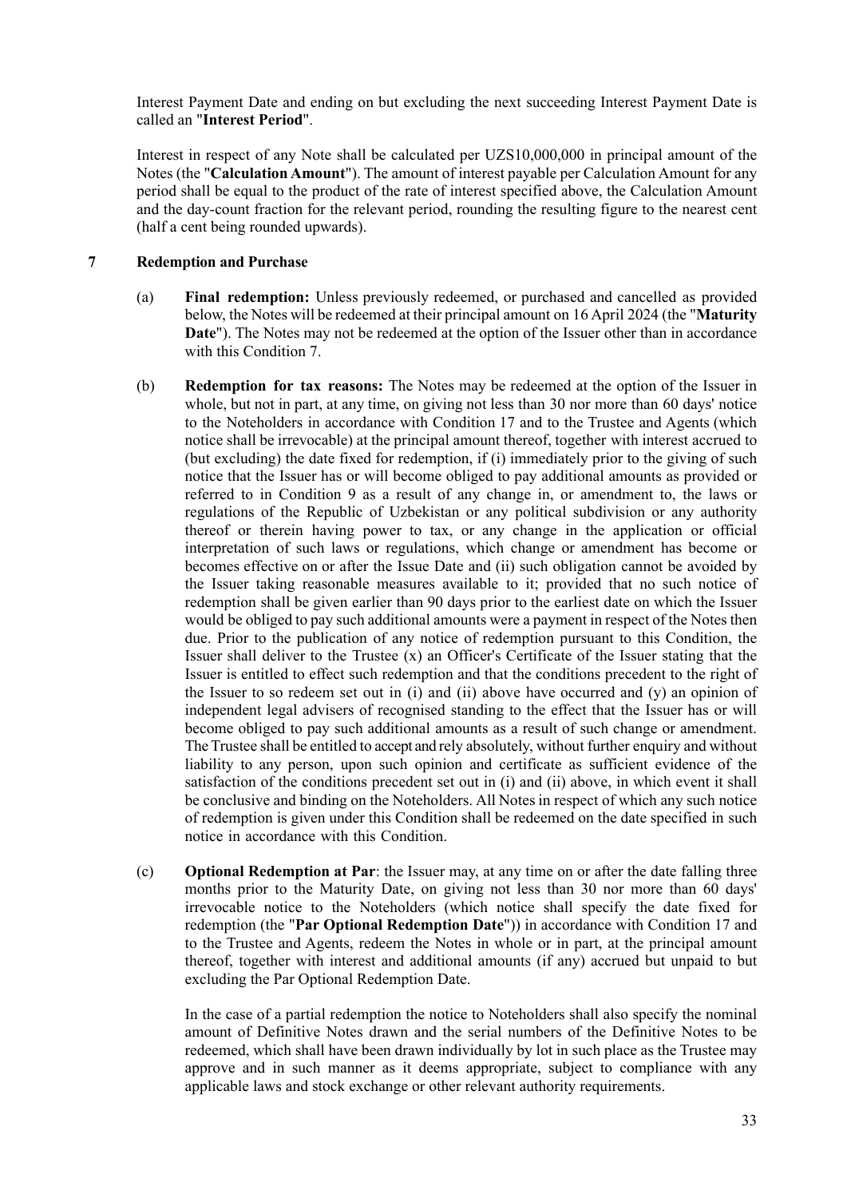Interest Payment Date and ending on but excluding the next succeeding Interest Payment Date is called an "**Interest Period**".

Interest in respect of any Note shall be calculated per UZS10,000,000 in principal amount of the Notes (the "**Calculation Amount**"). The amount of interest payable per Calculation Amount for any period shall be equal to the product of the rate of interest specified above, the Calculation Amount and the day-count fraction for the relevant period, rounding the resulting figure to the nearest cent (half a cent being rounded upwards).

## 7 Redemption and Purchase

(a) **Final redemption:** Unless previously redeemed, or purchased and cancelled as provided below, the Notes will be redeemed at their principal amount on 16 April 2024 (the "**Maturity Date**"). The Notes may not be redeemed at the option of the Issuer other than in accordance with this Condition 7.

(b) **Redemption for tax reasons:** The Notes may be redeemed at the option of the Issuer in whole, but not in part, at any time, on giving not less than 30 nor more than 60 days' notice to the Noteholders in accordance with Condition 17 and to the Trustee and Agents (which notice shall be irrevocable) at the principal amount thereof, together with interest accrued to (but excluding) the date fixed for redemption, if (i) immediately prior to the giving of such notice that the Issuer has or will become obliged to pay additional amounts as provided or referred to in Condition 9 as a result of any change in, or amendment to, the laws or regulations of the Republic of Uzbekistan or any political subdivision or any authority thereof or therein having power to tax, or any change in the application or official interpretation of such laws or regulations, which change or amendment has become or becomes effective on or after the Issue Date and (ii) such obligation cannot be avoided by the Issuer taking reasonable measures available to it; provided that no such notice of redemption shall be given earlier than 90 days prior to the earliest date on which the Issuer would be obliged to pay such additional amounts were a payment in respect of the Notes then due. Prior to the publication of any notice of redemption pursuant to this Condition, the Issuer shall deliver to the Trustee (x) an Officer's Certificate of the Issuer stating that the Issuer is entitled to effect such redemption and that the conditions precedent to the right of the Issuer to so redeem set out in (i) and (ii) above have occurred and (y) an opinion of independent legal advisers of recognised standing to the effect that the Issuer has or will become obliged to pay such additional amounts as a result of such change or amendment. The Trustee shall be entitled to accept and rely absolutely, without further enquiry and without liability to any person, upon such opinion and certificate as sufficient evidence of the satisfaction of the conditions precedent set out in (i) and (ii) above, in which event it shall be conclusive and binding on the Noteholders. All Notes in respect of which any such notice of redemption is given under this Condition shall be redeemed on the date specified in such notice in accordance with this Condition.

(c) **Optional Redemption at Par**: the Issuer may, at any time on or after the date falling three months prior to the Maturity Date, on giving not less than 30 nor more than 60 days' irrevocable notice to the Noteholders (which notice shall specify the date fixed for redemption (the "**Par Optional Redemption Date**")) in accordance with Condition 17 and to the Trustee and Agents, redeem the Notes in whole or in part, at the principal amount thereof, together with interest and additional amounts (if any) accrued but unpaid to but excluding the Par Optional Redemption Date.

In the case of a partial redemption the notice to Noteholders shall also specify the nominal amount of Definitive Notes drawn and the serial numbers of the Definitive Notes to be redeemed, which shall have been drawn individually by lot in such place as the Trustee may approve and in such manner as it deems appropriate, subject to compliance with any applicable laws and stock exchange or other relevant authority requirements.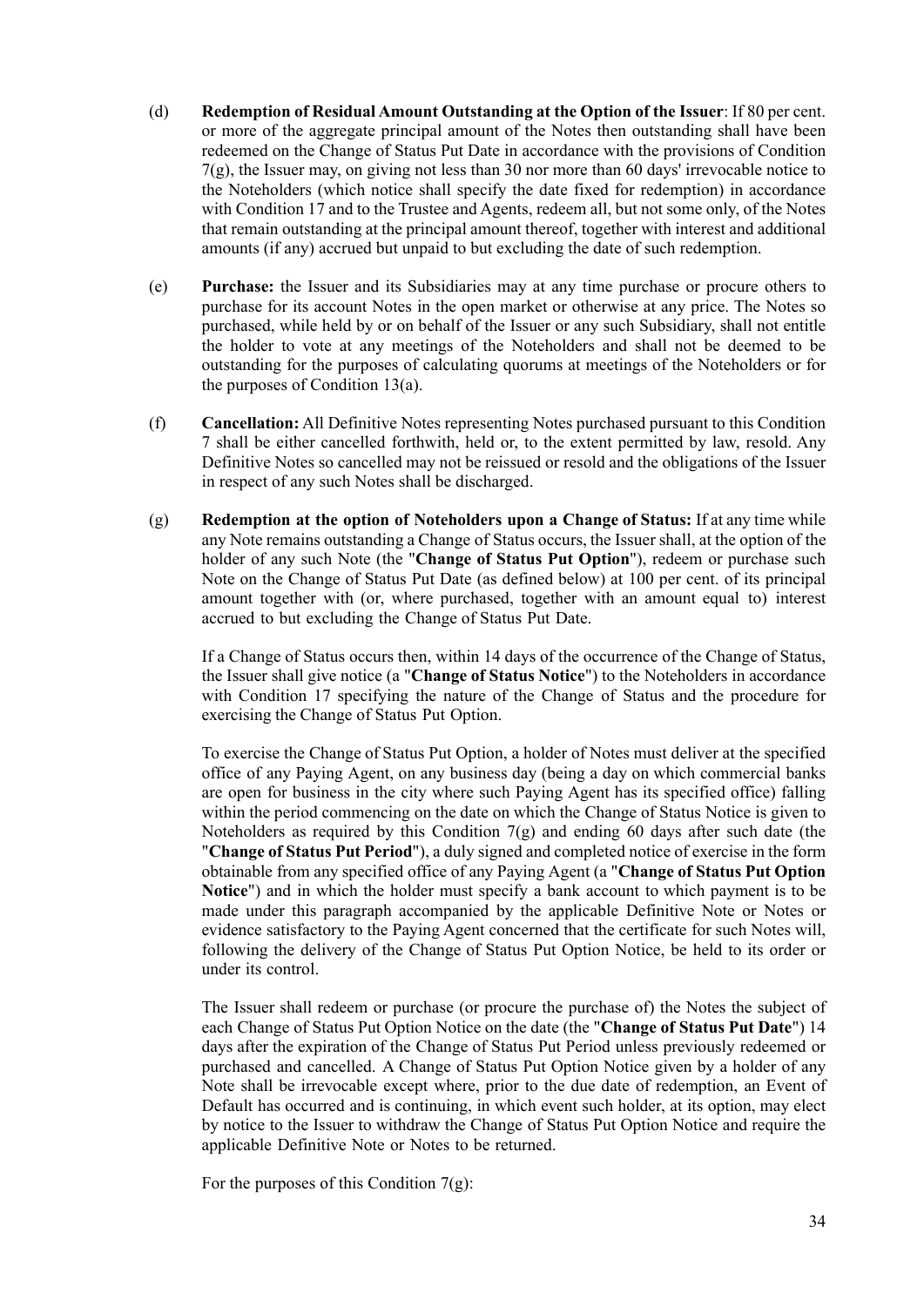(d) **Redemption of Residual Amount Outstanding at the Option of the Issuer**: If 80 per cent. or more of the aggregate principal amount of the Notes then outstanding shall have been redeemed on the Change of Status Put Date in accordance with the provisions of Condition 7(g), the Issuer may, on giving not less than 30 nor more than 60 days' irrevocable notice to the Noteholders (which notice shall specify the date fixed for redemption) in accordance with Condition 17 and to the Trustee and Agents, redeem all, but not some only, of the Notes that remain outstanding at the principal amount thereof, together with interest and additional amounts (if any) accrued but unpaid to but excluding the date of such redemption.

(e) **Purchase:** the Issuer and its Subsidiaries may at any time purchase or procure others to purchase for its account Notes in the open market or otherwise at any price. The Notes so purchased, while held by or on behalf of the Issuer or any such Subsidiary, shall not entitle the holder to vote at any meetings of the Noteholders and shall not be deemed to be outstanding for the purposes of calculating quorums at meetings of the Noteholders or for the purposes of Condition 13(a).

(f) **Cancellation:** All Definitive Notes representing Notes purchased pursuant to this Condition 7 shall be either cancelled forthwith, held or, to the extent permitted by law, resold. Any Definitive Notes so cancelled may not be reissued or resold and the obligations of the Issuer in respect of any such Notes shall be discharged.

(g) **Redemption at the option of Noteholders upon a Change of Status:** If at any time while any Note remains outstanding a Change of Status occurs, the Issuer shall, at the option of the holder of any such Note (the "**Change of Status Put Option**"), redeem or purchase such Note on the Change of Status Put Date (as defined below) at 100 per cent. of its principal amount together with (or, where purchased, together with an amount equal to) interest accrued to but excluding the Change of Status Put Date.

If a Change of Status occurs then, within 14 days of the occurrence of the Change of Status, the Issuer shall give notice (a "**Change of Status Notice**") to the Noteholders in accordance with Condition 17 specifying the nature of the Change of Status and the procedure for exercising the Change of Status Put Option.

To exercise the Change of Status Put Option, a holder of Notes must deliver at the specified office of any Paying Agent, on any business day (being a day on which commercial banks are open for business in the city where such Paying Agent has its specified office) falling within the period commencing on the date on which the Change of Status Notice is given to Noteholders as required by this Condition 7(g) and ending 60 days after such date (the "**Change of Status Put Period**"), a duly signed and completed notice of exercise in the form obtainable from any specified office of any Paying Agent (a "**Change of Status Put Option Notice**") and in which the holder must specify a bank account to which payment is to be made under this paragraph accompanied by the applicable Definitive Note or Notes or evidence satisfactory to the Paying Agent concerned that the certificate for such Notes will, following the delivery of the Change of Status Put Option Notice, be held to its order or under its control.

The Issuer shall redeem or purchase (or procure the purchase of) the Notes the subject of each Change of Status Put Option Notice on the date (the "**Change of Status Put Date**") 14 days after the expiration of the Change of Status Put Period unless previously redeemed or purchased and cancelled. A Change of Status Put Option Notice given by a holder of any Note shall be irrevocable except where, prior to the due date of redemption, an Event of Default has occurred and is continuing, in which event such holder, at its option, may elect by notice to the Issuer to withdraw the Change of Status Put Option Notice and require the applicable Definitive Note or Notes to be returned.

For the purposes of this Condition 7(g):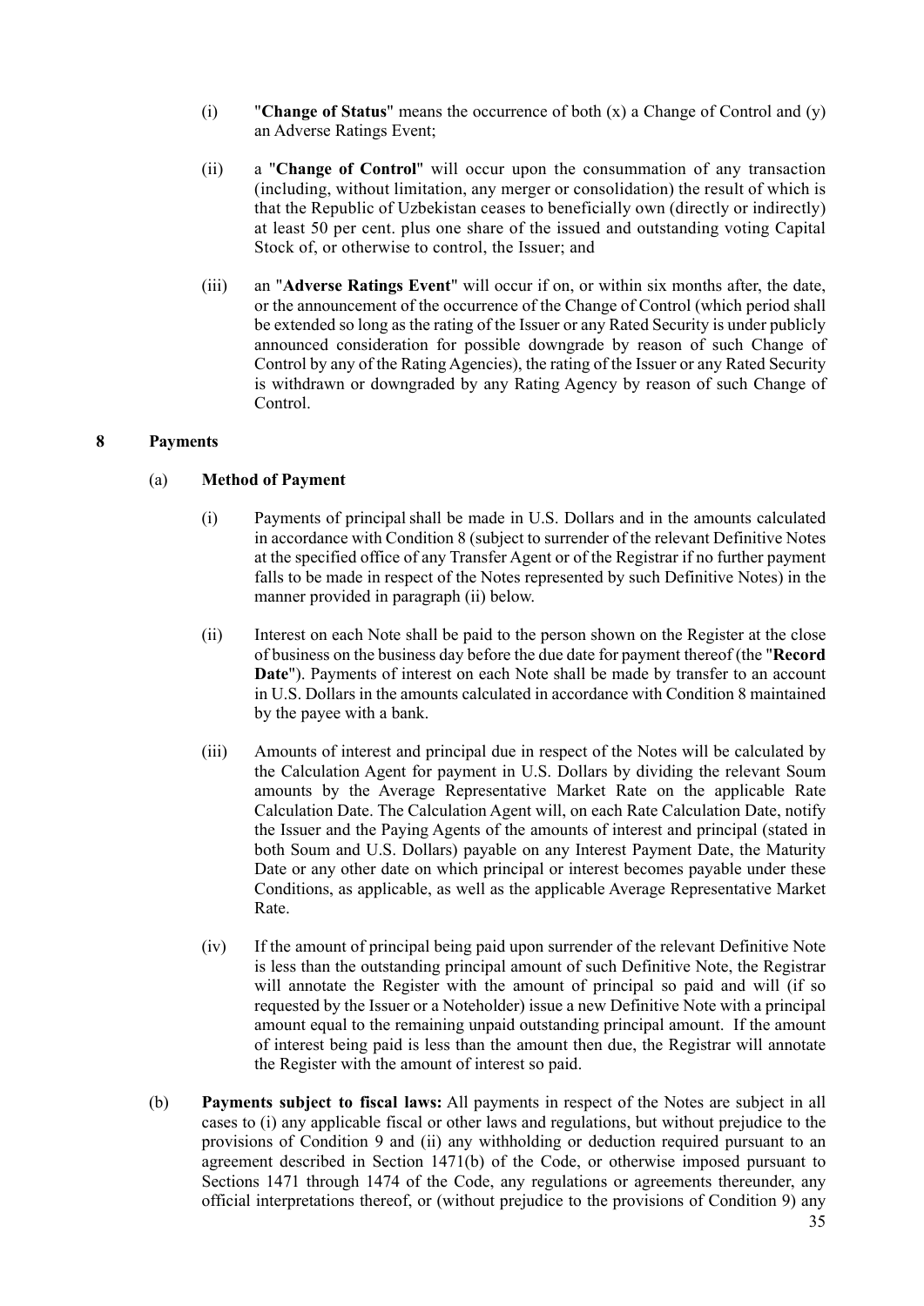(i) "**Change of Status**" means the occurrence of both (x) a Change of Control and (y) an Adverse Ratings Event;

(ii) a "**Change of Control**" will occur upon the consummation of any transaction (including, without limitation, any merger or consolidation) the result of which is that the Republic of Uzbekistan ceases to beneficially own (directly or indirectly) at least 50 per cent. plus one share of the issued and outstanding voting Capital Stock of, or otherwise to control, the Issuer; and

(iii) an "**Adverse Ratings Event**" will occur if on, or within six months after, the date, or the announcement of the occurrence of the Change of Control (which period shall be extended so long as the rating of the Issuer or any Rated Security is under publicly announced consideration for possible downgrade by reason of such Change of Control by any of the Rating Agencies), the rating of the Issuer or any Rated Security is withdrawn or downgraded by any Rating Agency by reason of such Change of Control.

## 8 Payments

### (a) Method of Payment

(i) Payments of principal shall be made in U.S. Dollars and in the amounts calculated in accordance with Condition 8 (subject to surrender of the relevant Definitive Notes at the specified office of any Transfer Agent or of the Registrar if no further payment falls to be made in respect of the Notes represented by such Definitive Notes) in the manner provided in paragraph (ii) below.

(ii) Interest on each Note shall be paid to the person shown on the Register at the close of business on the business day before the due date for payment thereof (the "**Record Date**"). Payments of interest on each Note shall be made by transfer to an account in U.S. Dollars in the amounts calculated in accordance with Condition 8 maintained by the payee with a bank.

(iii) Amounts of interest and principal due in respect of the Notes will be calculated by the Calculation Agent for payment in U.S. Dollars by dividing the relevant Soum amounts by the Average Representative Market Rate on the applicable Rate Calculation Date. The Calculation Agent will, on each Rate Calculation Date, notify the Issuer and the Paying Agents of the amounts of interest and principal (stated in both Soum and U.S. Dollars) payable on any Interest Payment Date, the Maturity Date or any other date on which principal or interest becomes payable under these Conditions, as applicable, as well as the applicable Average Representative Market Rate.

(iv) If the amount of principal being paid upon surrender of the relevant Definitive Note is less than the outstanding principal amount of such Definitive Note, the Registrar will annotate the Register with the amount of principal so paid and will (if so requested by the Issuer or a Noteholder) issue a new Definitive Note with a principal amount equal to the remaining unpaid outstanding principal amount. If the amount of interest being paid is less than the amount then due, the Registrar will annotate the Register with the amount of interest so paid.

(b) **Payments subject to fiscal laws:** All payments in respect of the Notes are subject in all cases to (i) any applicable fiscal or other laws and regulations, but without prejudice to the provisions of Condition 9 and (ii) any withholding or deduction required pursuant to an agreement described in Section 1471(b) of the Code, or otherwise imposed pursuant to Sections 1471 through 1474 of the Code, any regulations or agreements thereunder, any official interpretations thereof, or (without prejudice to the provisions of Condition 9) any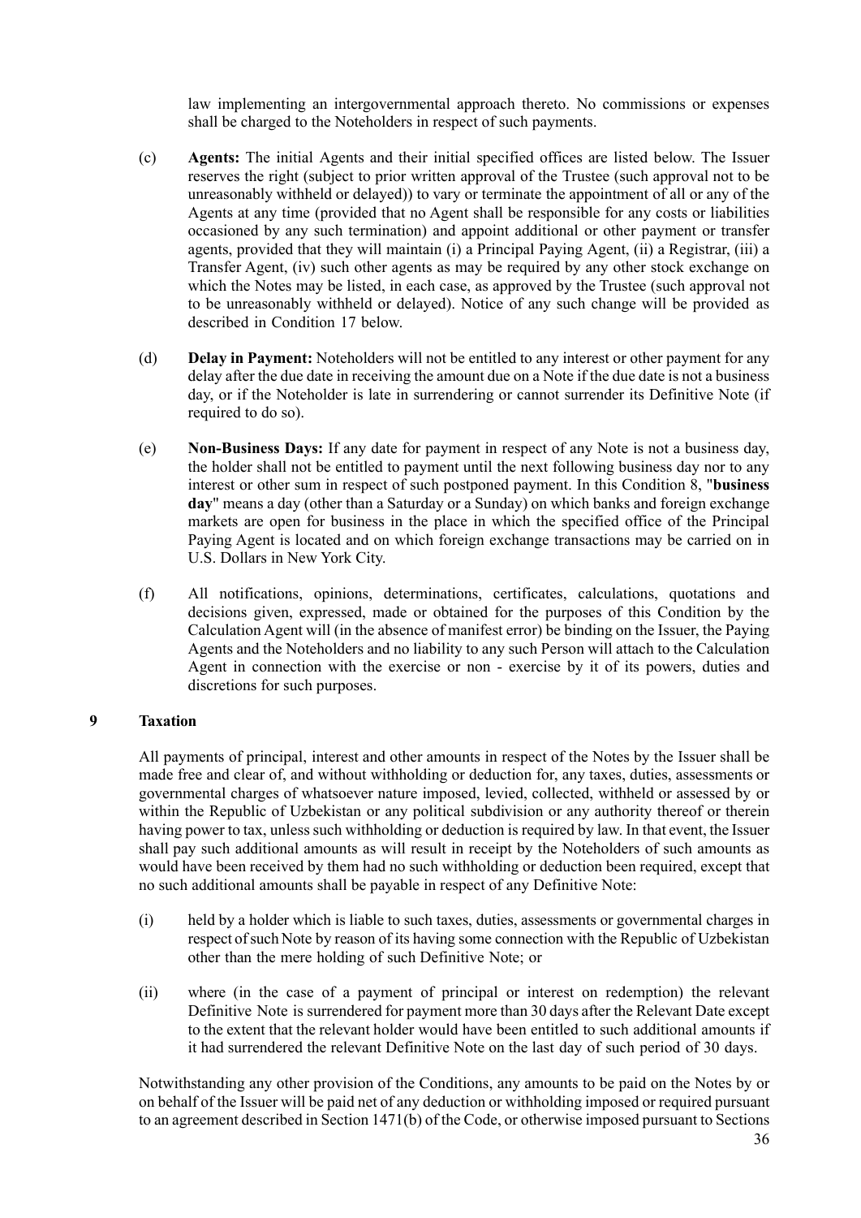law implementing an intergovernmental approach thereto. No commissions or expenses shall be charged to the Noteholders in respect of such payments.

(c) **Agents:** The initial Agents and their initial specified offices are listed below. The Issuer reserves the right (subject to prior written approval of the Trustee (such approval not to be unreasonably withheld or delayed)) to vary or terminate the appointment of all or any of the Agents at any time (provided that no Agent shall be responsible for any costs or liabilities occasioned by any such termination) and appoint additional or other payment or transfer agents, provided that they will maintain (i) a Principal Paying Agent, (ii) a Registrar, (iii) a Transfer Agent, (iv) such other agents as may be required by any other stock exchange on which the Notes may be listed, in each case, as approved by the Trustee (such approval not to be unreasonably withheld or delayed). Notice of any such change will be provided as described in Condition 17 below.

(d) **Delay in Payment:** Noteholders will not be entitled to any interest or other payment for any delay after the due date in receiving the amount due on a Note if the due date is not a business day, or if the Noteholder is late in surrendering or cannot surrender its Definitive Note (if required to do so).

(e) **Non-Business Days:** If any date for payment in respect of any Note is not a business day, the holder shall not be entitled to payment until the next following business day nor to any interest or other sum in respect of such postponed payment. In this Condition 8, "**business day**" means a day (other than a Saturday or a Sunday) on which banks and foreign exchange markets are open for business in the place in which the specified office of the Principal Paying Agent is located and on which foreign exchange transactions may be carried on in U.S. Dollars in New York City.

(f) All notifications, opinions, determinations, certificates, calculations, quotations and decisions given, expressed, made or obtained for the purposes of this Condition by the Calculation Agent will (in the absence of manifest error) be binding on the Issuer, the Paying Agents and the Noteholders and no liability to any such Person will attach to the Calculation Agent in connection with the exercise or non - exercise by it of its powers, duties and discretions for such purposes.

## 9 Taxation

All payments of principal, interest and other amounts in respect of the Notes by the Issuer shall be made free and clear of, and without withholding or deduction for, any taxes, duties, assessments or governmental charges of whatsoever nature imposed, levied, collected, withheld or assessed by or within the Republic of Uzbekistan or any political subdivision or any authority thereof or therein having power to tax, unless such withholding or deduction is required by law. In that event, the Issuer shall pay such additional amounts as will result in receipt by the Noteholders of such amounts as would have been received by them had no such withholding or deduction been required, except that no such additional amounts shall be payable in respect of any Definitive Note:

(i) held by a holder which is liable to such taxes, duties, assessments or governmental charges in respect of such Note by reason of its having some connection with the Republic of Uzbekistan other than the mere holding of such Definitive Note; or

(ii) where (in the case of a payment of principal or interest on redemption) the relevant Definitive Note is surrendered for payment more than 30 days after the Relevant Date except to the extent that the relevant holder would have been entitled to such additional amounts if it had surrendered the relevant Definitive Note on the last day of such period of 30 days.

Notwithstanding any other provision of the Conditions, any amounts to be paid on the Notes by or on behalf of the Issuer will be paid net of any deduction or withholding imposed or required pursuant to an agreement described in Section 1471(b) of the Code, or otherwise imposed pursuant to Sections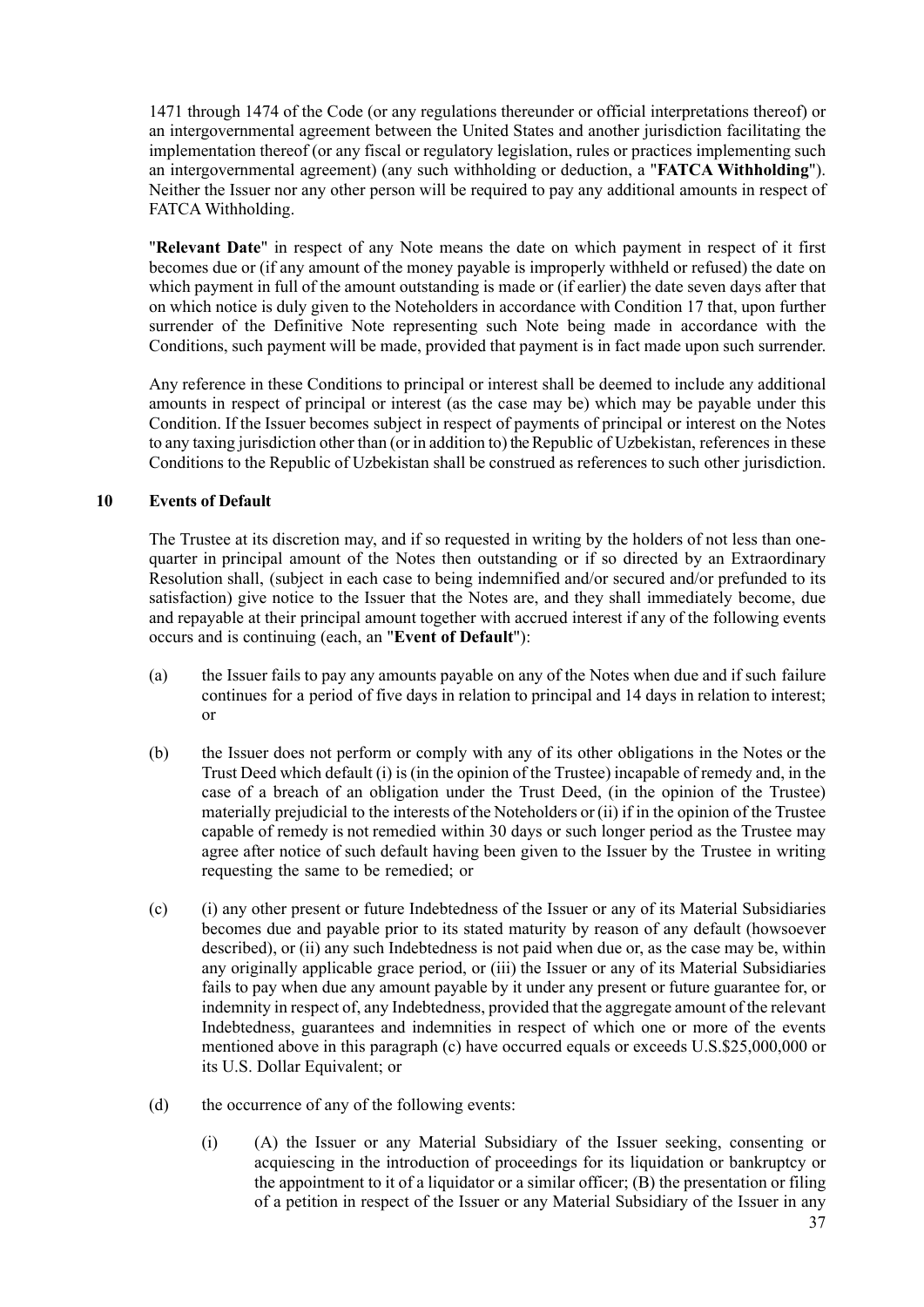1471 through 1474 of the Code (or any regulations thereunder or official interpretations thereof) or an intergovernmental agreement between the United States and another jurisdiction facilitating the implementation thereof (or any fiscal or regulatory legislation, rules or practices implementing such an intergovernmental agreement) (any such withholding or deduction, a "**FATCA Withholding**"). Neither the Issuer nor any other person will be required to pay any additional amounts in respect of FATCA Withholding.

"**Relevant Date**" in respect of any Note means the date on which payment in respect of it first becomes due or (if any amount of the money payable is improperly withheld or refused) the date on which payment in full of the amount outstanding is made or (if earlier) the date seven days after that on which notice is duly given to the Noteholders in accordance with Condition 17 that, upon further surrender of the Definitive Note representing such Note being made in accordance with the Conditions, such payment will be made, provided that payment is in fact made upon such surrender.

Any reference in these Conditions to principal or interest shall be deemed to include any additional amounts in respect of principal or interest (as the case may be) which may be payable under this Condition. If the Issuer becomes subject in respect of payments of principal or interest on the Notes to any taxing jurisdiction other than (or in addition to) the Republic of Uzbekistan, references in these Conditions to the Republic of Uzbekistan shall be construed as references to such other jurisdiction.

## 10 Events of Default

The Trustee at its discretion may, and if so requested in writing by the holders of not less than one-quarter in principal amount of the Notes then outstanding or if so directed by an Extraordinary Resolution shall, (subject in each case to being indemnified and/or secured and/or prefunded to its satisfaction) give notice to the Issuer that the Notes are, and they shall immediately become, due and repayable at their principal amount together with accrued interest if any of the following events occurs and is continuing (each, an "**Event of Default**"):

(a) the Issuer fails to pay any amounts payable on any of the Notes when due and if such failure continues for a period of five days in relation to principal and 14 days in relation to interest; or

(b) the Issuer does not perform or comply with any of its other obligations in the Notes or the Trust Deed which default (i) is (in the opinion of the Trustee) incapable of remedy and, in the case of a breach of an obligation under the Trust Deed, (in the opinion of the Trustee) materially prejudicial to the interests of the Noteholders or (ii) if in the opinion of the Trustee capable of remedy is not remedied within 30 days or such longer period as the Trustee may agree after notice of such default having been given to the Issuer by the Trustee in writing requesting the same to be remedied; or

(c) (i) any other present or future Indebtedness of the Issuer or any of its Material Subsidiaries becomes due and payable prior to its stated maturity by reason of any default (howsoever described), or (ii) any such Indebtedness is not paid when due or, as the case may be, within any originally applicable grace period, or (iii) the Issuer or any of its Material Subsidiaries fails to pay when due any amount payable by it under any present or future guarantee for, or indemnity in respect of, any Indebtedness, provided that the aggregate amount of the relevant Indebtedness, guarantees and indemnities in respect of which one or more of the events mentioned above in this paragraph (c) have occurred equals or exceeds U.S.$25,000,000 or its U.S. Dollar Equivalent; or

(d) the occurrence of any of the following events:

   (i) (A) the Issuer or any Material Subsidiary of the Issuer seeking, consenting or acquiescing in the introduction of proceedings for its liquidation or bankruptcy or the appointment to it of a liquidator or a similar officer; (B) the presentation or filing of a petition in respect of the Issuer or any Material Subsidiary of the Issuer in any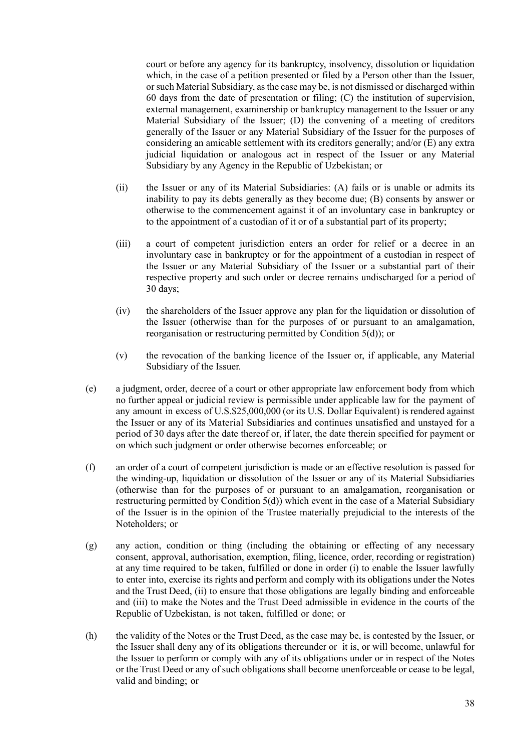court or before any agency for its bankruptcy, insolvency, dissolution or liquidation which, in the case of a petition presented or filed by a Person other than the Issuer, or such Material Subsidiary, as the case may be, is not dismissed or discharged within 60 days from the date of presentation or filing; (C) the institution of supervision, external management, examinership or bankruptcy management to the Issuer or any Material Subsidiary of the Issuer; (D) the convening of a meeting of creditors generally of the Issuer or any Material Subsidiary of the Issuer for the purposes of considering an amicable settlement with its creditors generally; and/or (E) any extra judicial liquidation or analogous act in respect of the Issuer or any Material Subsidiary by any Agency in the Republic of Uzbekistan; or

(ii) the Issuer or any of its Material Subsidiaries: (A) fails or is unable or admits its inability to pay its debts generally as they become due; (B) consents by answer or otherwise to the commencement against it of an involuntary case in bankruptcy or to the appointment of a custodian of it or of a substantial part of its property;

(iii) a court of competent jurisdiction enters an order for relief or a decree in an involuntary case in bankruptcy or for the appointment of a custodian in respect of the Issuer or any Material Subsidiary of the Issuer or a substantial part of their respective property and such order or decree remains undischarged for a period of 30 days;

(iv) the shareholders of the Issuer approve any plan for the liquidation or dissolution of the Issuer (otherwise than for the purposes of or pursuant to an amalgamation, reorganisation or restructuring permitted by Condition 5(d)); or

(v) the revocation of the banking licence of the Issuer or, if applicable, any Material Subsidiary of the Issuer.

(e) a judgment, order, decree of a court or other appropriate law enforcement body from which no further appeal or judicial review is permissible under applicable law for the payment of any amount in excess of U.S.$25,000,000 (or its U.S. Dollar Equivalent) is rendered against the Issuer or any of its Material Subsidiaries and continues unsatisfied and unstayed for a period of 30 days after the date thereof or, if later, the date therein specified for payment or on which such judgment or order otherwise becomes enforceable; or

(f) an order of a court of competent jurisdiction is made or an effective resolution is passed for the winding-up, liquidation or dissolution of the Issuer or any of its Material Subsidiaries (otherwise than for the purposes of or pursuant to an amalgamation, reorganisation or restructuring permitted by Condition 5(d)) which event in the case of a Material Subsidiary of the Issuer is in the opinion of the Trustee materially prejudicial to the interests of the Noteholders; or

(g) any action, condition or thing (including the obtaining or effecting of any necessary consent, approval, authorisation, exemption, filing, licence, order, recording or registration) at any time required to be taken, fulfilled or done in order (i) to enable the Issuer lawfully to enter into, exercise its rights and perform and comply with its obligations under the Notes and the Trust Deed, (ii) to ensure that those obligations are legally binding and enforceable and (iii) to make the Notes and the Trust Deed admissible in evidence in the courts of the Republic of Uzbekistan, is not taken, fulfilled or done; or

(h) the validity of the Notes or the Trust Deed, as the case may be, is contested by the Issuer, or the Issuer shall deny any of its obligations thereunder or it is, or will become, unlawful for the Issuer to perform or comply with any of its obligations under or in respect of the Notes or the Trust Deed or any of such obligations shall become unenforceable or cease to be legal, valid and binding; or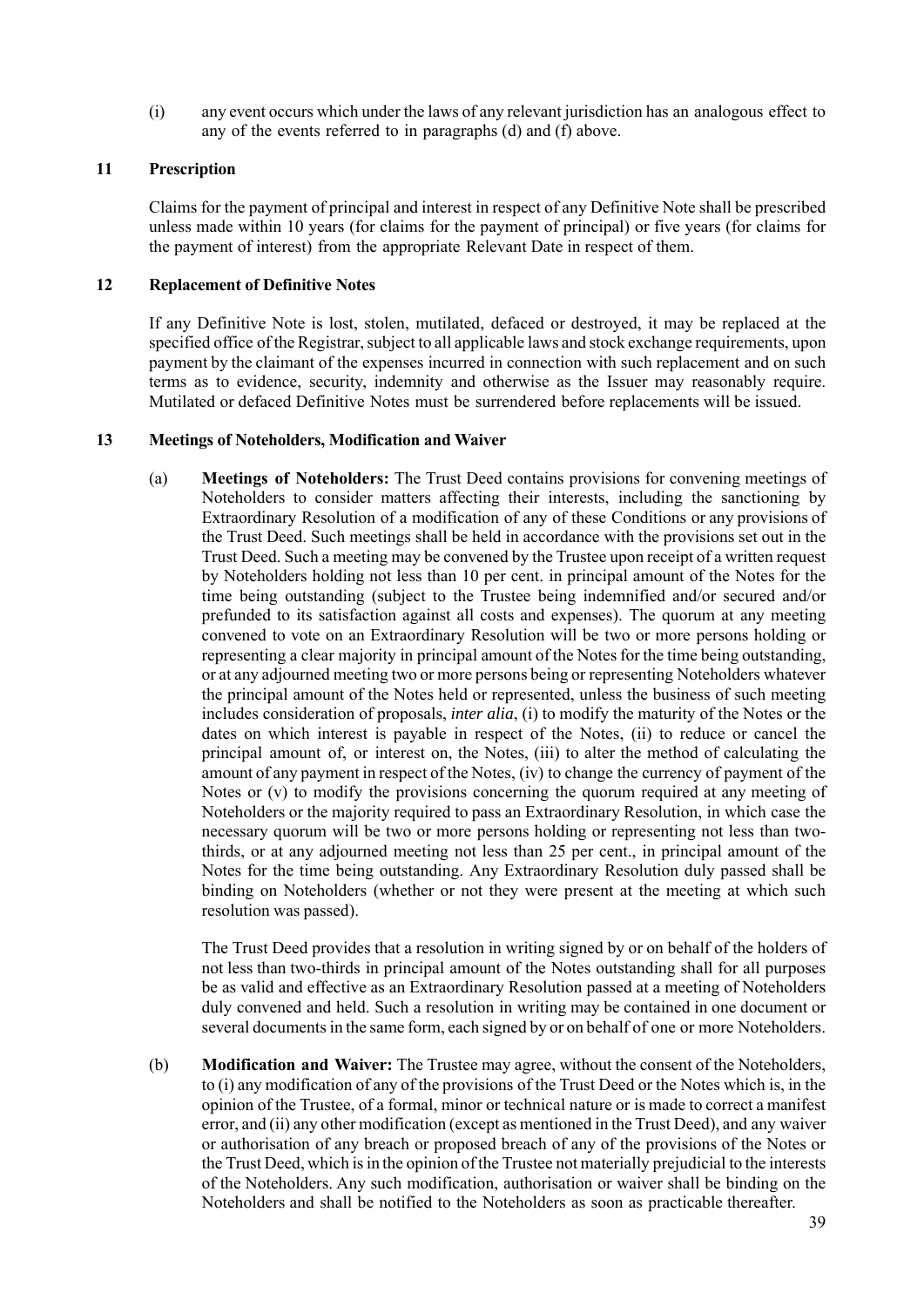(i) any event occurs which under the laws of any relevant jurisdiction has an analogous effect to any of the events referred to in paragraphs (d) and (f) above.

## 11 Prescription

Claims for the payment of principal and interest in respect of any Definitive Note shall be prescribed unless made within 10 years (for claims for the payment of principal) or five years (for claims for the payment of interest) from the appropriate Relevant Date in respect of them.

## 12 Replacement of Definitive Notes

If any Definitive Note is lost, stolen, mutilated, defaced or destroyed, it may be replaced at the specified office of the Registrar, subject to all applicable laws and stock exchange requirements, upon payment by the claimant of the expenses incurred in connection with such replacement and on such terms as to evidence, security, indemnity and otherwise as the Issuer may reasonably require. Mutilated or defaced Definitive Notes must be surrendered before replacements will be issued.

## 13 Meetings of Noteholders, Modification and Waiver

(a) **Meetings of Noteholders:** The Trust Deed contains provisions for convening meetings of Noteholders to consider matters affecting their interests, including the sanctioning by Extraordinary Resolution of a modification of any of these Conditions or any provisions of the Trust Deed. Such meetings shall be held in accordance with the provisions set out in the Trust Deed. Such a meeting may be convened by the Trustee upon receipt of a written request by Noteholders holding not less than 10 per cent. in principal amount of the Notes for the time being outstanding (subject to the Trustee being indemnified and/or secured and/or prefunded to its satisfaction against all costs and expenses). The quorum at any meeting convened to vote on an Extraordinary Resolution will be two or more persons holding or representing a clear majority in principal amount of the Notes for the time being outstanding, or at any adjourned meeting two or more persons being or representing Noteholders whatever the principal amount of the Notes held or represented, unless the business of such meeting includes consideration of proposals, *inter alia*, (i) to modify the maturity of the Notes or the dates on which interest is payable in respect of the Notes, (ii) to reduce or cancel the principal amount of, or interest on, the Notes, (iii) to alter the method of calculating the amount of any payment in respect of the Notes, (iv) to change the currency of payment of the Notes or (v) to modify the provisions concerning the quorum required at any meeting of Noteholders or the majority required to pass an Extraordinary Resolution, in which case the necessary quorum will be two or more persons holding or representing not less than two-thirds, or at any adjourned meeting not less than 25 per cent., in principal amount of the Notes for the time being outstanding. Any Extraordinary Resolution duly passed shall be binding on Noteholders (whether or not they were present at the meeting at which such resolution was passed).

The Trust Deed provides that a resolution in writing signed by or on behalf of the holders of not less than two-thirds in principal amount of the Notes outstanding shall for all purposes be as valid and effective as an Extraordinary Resolution passed at a meeting of Noteholders duly convened and held. Such a resolution in writing may be contained in one document or several documents in the same form, each signed by or on behalf of one or more Noteholders.

(b) **Modification and Waiver:** The Trustee may agree, without the consent of the Noteholders, to (i) any modification of any of the provisions of the Trust Deed or the Notes which is, in the opinion of the Trustee, of a formal, minor or technical nature or is made to correct a manifest error, and (ii) any other modification (except as mentioned in the Trust Deed), and any waiver or authorisation of any breach or proposed breach of any of the provisions of the Notes or the Trust Deed, which is in the opinion of the Trustee not materially prejudicial to the interests of the Noteholders. Any such modification, authorisation or waiver shall be binding on the Noteholders and shall be notified to the Noteholders as soon as practicable thereafter.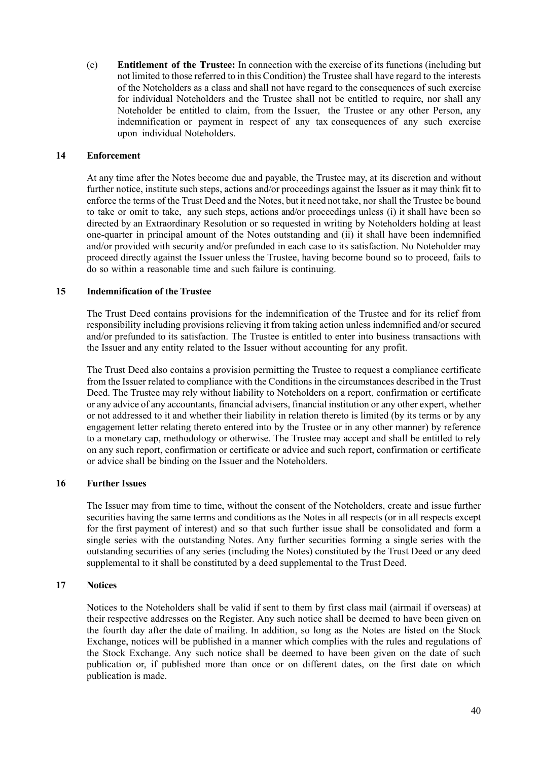(c) **Entitlement of the Trustee:** In connection with the exercise of its functions (including but not limited to those referred to in this Condition) the Trustee shall have regard to the interests of the Noteholders as a class and shall not have regard to the consequences of such exercise for individual Noteholders and the Trustee shall not be entitled to require, nor shall any Noteholder be entitled to claim, from the Issuer, the Trustee or any other Person, any indemnification or payment in respect of any tax consequences of any such exercise upon individual Noteholders.

## 14 Enforcement

At any time after the Notes become due and payable, the Trustee may, at its discretion and without further notice, institute such steps, actions and/or proceedings against the Issuer as it may think fit to enforce the terms of the Trust Deed and the Notes, but it need not take, nor shall the Trustee be bound to take or omit to take, any such steps, actions and/or proceedings unless (i) it shall have been so directed by an Extraordinary Resolution or so requested in writing by Noteholders holding at least one-quarter in principal amount of the Notes outstanding and (ii) it shall have been indemnified and/or provided with security and/or prefunded in each case to its satisfaction. No Noteholder may proceed directly against the Issuer unless the Trustee, having become bound so to proceed, fails to do so within a reasonable time and such failure is continuing.

## 15 Indemnification of the Trustee

The Trust Deed contains provisions for the indemnification of the Trustee and for its relief from responsibility including provisions relieving it from taking action unless indemnified and/or secured and/or prefunded to its satisfaction. The Trustee is entitled to enter into business transactions with the Issuer and any entity related to the Issuer without accounting for any profit.

The Trust Deed also contains a provision permitting the Trustee to request a compliance certificate from the Issuer related to compliance with the Conditions in the circumstances described in the Trust Deed. The Trustee may rely without liability to Noteholders on a report, confirmation or certificate or any advice of any accountants, financial advisers, financial institution or any other expert, whether or not addressed to it and whether their liability in relation thereto is limited (by its terms or by any engagement letter relating thereto entered into by the Trustee or in any other manner) by reference to a monetary cap, methodology or otherwise. The Trustee may accept and shall be entitled to rely on any such report, confirmation or certificate or advice and such report, confirmation or certificate or advice shall be binding on the Issuer and the Noteholders.

## 16 Further Issues

The Issuer may from time to time, without the consent of the Noteholders, create and issue further securities having the same terms and conditions as the Notes in all respects (or in all respects except for the first payment of interest) and so that such further issue shall be consolidated and form a single series with the outstanding Notes. Any further securities forming a single series with the outstanding securities of any series (including the Notes) constituted by the Trust Deed or any deed supplemental to it shall be constituted by a deed supplemental to the Trust Deed.

## 17 Notices

Notices to the Noteholders shall be valid if sent to them by first class mail (airmail if overseas) at their respective addresses on the Register. Any such notice shall be deemed to have been given on the fourth day after the date of mailing. In addition, so long as the Notes are listed on the Stock Exchange, notices will be published in a manner which complies with the rules and regulations of the Stock Exchange. Any such notice shall be deemed to have been given on the date of such publication or, if published more than once or on different dates, on the first date on which publication is made.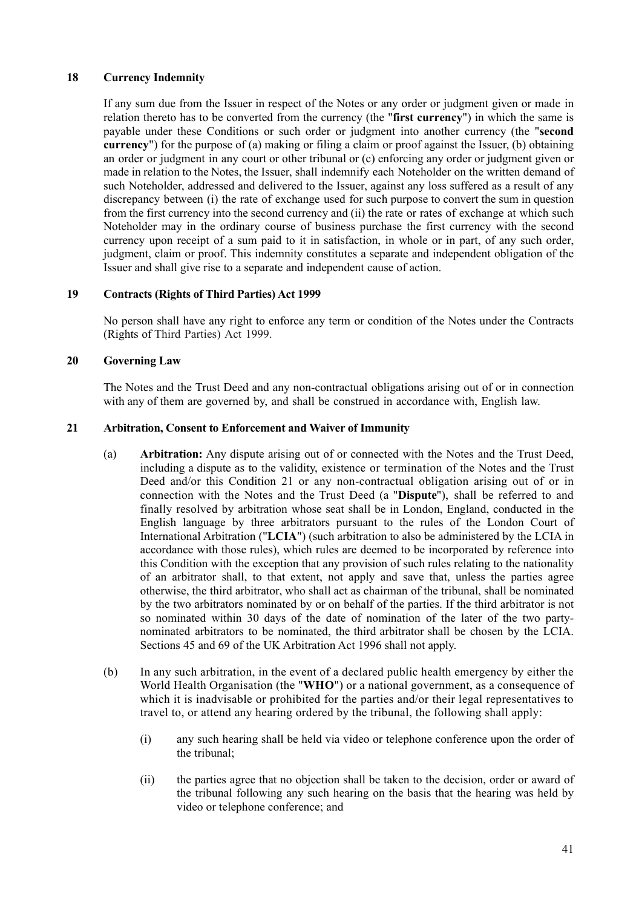## 18 Currency Indemnity

If any sum due from the Issuer in respect of the Notes or any order or judgment given or made in relation thereto has to be converted from the currency (the "**first currency**") in which the same is payable under these Conditions or such order or judgment into another currency (the "**second currency**") for the purpose of (a) making or filing a claim or proof against the Issuer, (b) obtaining an order or judgment in any court or other tribunal or (c) enforcing any order or judgment given or made in relation to the Notes, the Issuer, shall indemnify each Noteholder on the written demand of such Noteholder, addressed and delivered to the Issuer, against any loss suffered as a result of any discrepancy between (i) the rate of exchange used for such purpose to convert the sum in question from the first currency into the second currency and (ii) the rate or rates of exchange at which such Noteholder may in the ordinary course of business purchase the first currency with the second currency upon receipt of a sum paid to it in satisfaction, in whole or in part, of any such order, judgment, claim or proof. This indemnity constitutes a separate and independent obligation of the Issuer and shall give rise to a separate and independent cause of action.

## 19 Contracts (Rights of Third Parties) Act 1999

No person shall have any right to enforce any term or condition of the Notes under the Contracts (Rights of Third Parties) Act 1999.

## 20 Governing Law

The Notes and the Trust Deed and any non-contractual obligations arising out of or in connection with any of them are governed by, and shall be construed in accordance with, English law.

## 21 Arbitration, Consent to Enforcement and Waiver of Immunity

(a) **Arbitration:** Any dispute arising out of or connected with the Notes and the Trust Deed, including a dispute as to the validity, existence or termination of the Notes and the Trust Deed and/or this Condition 21 or any non-contractual obligation arising out of or in connection with the Notes and the Trust Deed (a "**Dispute**"), shall be referred to and finally resolved by arbitration whose seat shall be in London, England, conducted in the English language by three arbitrators pursuant to the rules of the London Court of International Arbitration ("**LCIA**") (such arbitration to also be administered by the LCIA in accordance with those rules), which rules are deemed to be incorporated by reference into this Condition with the exception that any provision of such rules relating to the nationality of an arbitrator shall, to that extent, not apply and save that, unless the parties agree otherwise, the third arbitrator, who shall act as chairman of the tribunal, shall be nominated by the two arbitrators nominated by or on behalf of the parties. If the third arbitrator is not so nominated within 30 days of the date of nomination of the later of the two party-nominated arbitrators to be nominated, the third arbitrator shall be chosen by the LCIA. Sections 45 and 69 of the UK Arbitration Act 1996 shall not apply.

(b) In any such arbitration, in the event of a declared public health emergency by either the World Health Organisation (the "**WHO**") or a national government, as a consequence of which it is inadvisable or prohibited for the parties and/or their legal representatives to travel to, or attend any hearing ordered by the tribunal, the following shall apply:

   (i) any such hearing shall be held via video or telephone conference upon the order of the tribunal;

   (ii) the parties agree that no objection shall be taken to the decision, order or award of the tribunal following any such hearing on the basis that the hearing was held by video or telephone conference; and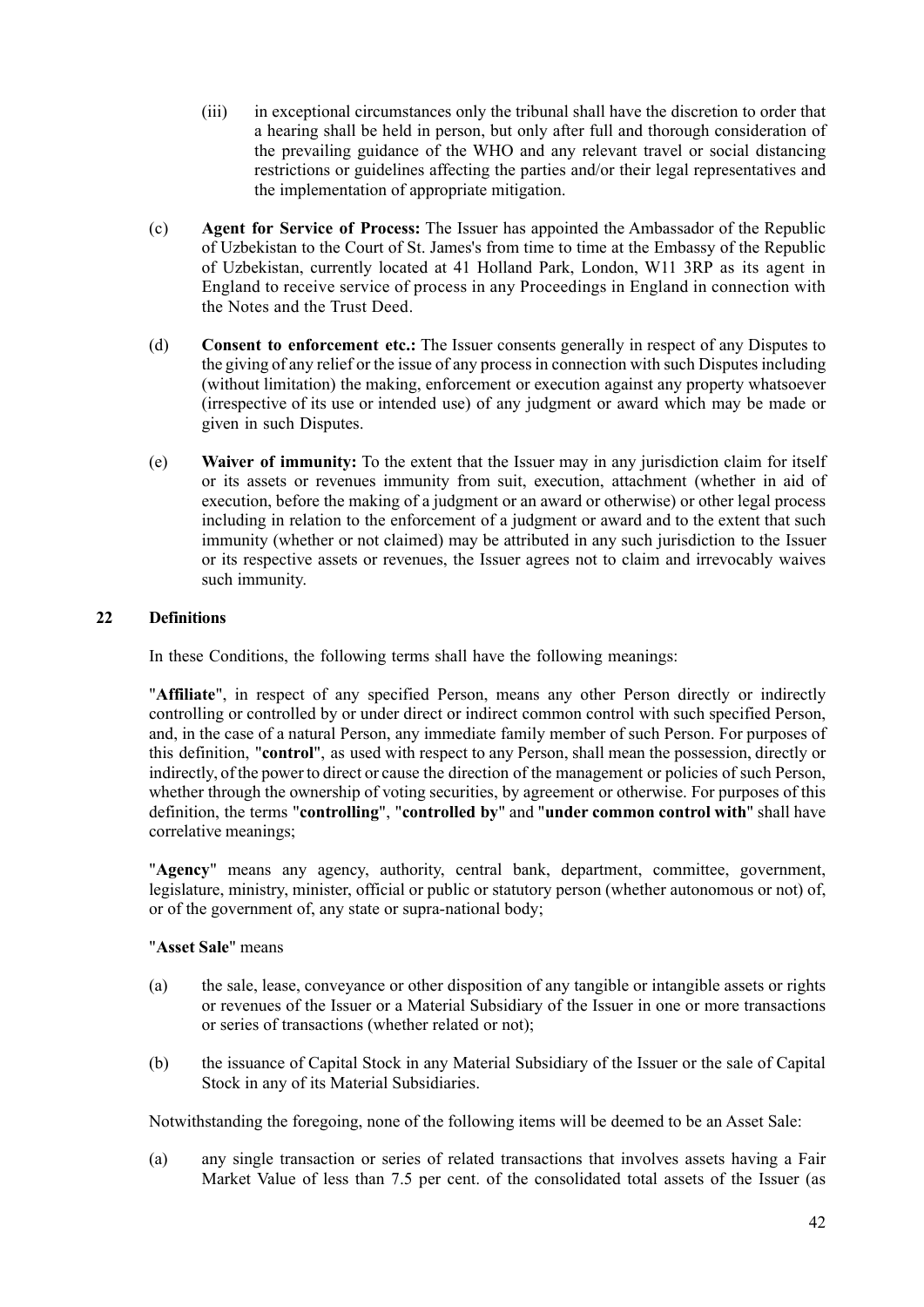(iii) in exceptional circumstances only the tribunal shall have the discretion to order that a hearing shall be held in person, but only after full and thorough consideration of the prevailing guidance of the WHO and any relevant travel or social distancing restrictions or guidelines affecting the parties and/or their legal representatives and the implementation of appropriate mitigation.

(c) **Agent for Service of Process:** The Issuer has appointed the Ambassador of the Republic of Uzbekistan to the Court of St. James's from time to time at the Embassy of the Republic of Uzbekistan, currently located at 41 Holland Park, London, W11 3RP as its agent in England to receive service of process in any Proceedings in England in connection with the Notes and the Trust Deed.

(d) **Consent to enforcement etc.:** The Issuer consents generally in respect of any Disputes to the giving of any relief or the issue of any process in connection with such Disputes including (without limitation) the making, enforcement or execution against any property whatsoever (irrespective of its use or intended use) of any judgment or award which may be made or given in such Disputes.

(e) **Waiver of immunity:** To the extent that the Issuer may in any jurisdiction claim for itself or its assets or revenues immunity from suit, execution, attachment (whether in aid of execution, before the making of a judgment or an award or otherwise) or other legal process including in relation to the enforcement of a judgment or award and to the extent that such immunity (whether or not claimed) may be attributed in any such jurisdiction to the Issuer or its respective assets or revenues, the Issuer agrees not to claim and irrevocably waives such immunity.

## 22 Definitions

In these Conditions, the following terms shall have the following meanings:

"**Affiliate**", in respect of any specified Person, means any other Person directly or indirectly controlling or controlled by or under direct or indirect common control with such specified Person, and, in the case of a natural Person, any immediate family member of such Person. For purposes of this definition, "**control**", as used with respect to any Person, shall mean the possession, directly or indirectly, of the power to direct or cause the direction of the management or policies of such Person, whether through the ownership of voting securities, by agreement or otherwise. For purposes of this definition, the terms "**controlling**", "**controlled by**" and "**under common control with**" shall have correlative meanings;

"**Agency**" means any agency, authority, central bank, department, committee, government, legislature, ministry, minister, official or public or statutory person (whether autonomous or not) of, or of the government of, any state or supra-national body;

"**Asset Sale**" means

(a) the sale, lease, conveyance or other disposition of any tangible or intangible assets or rights or revenues of the Issuer or a Material Subsidiary of the Issuer in one or more transactions or series of transactions (whether related or not);

(b) the issuance of Capital Stock in any Material Subsidiary of the Issuer or the sale of Capital Stock in any of its Material Subsidiaries.

Notwithstanding the foregoing, none of the following items will be deemed to be an Asset Sale:

(a) any single transaction or series of related transactions that involves assets having a Fair Market Value of less than 7.5 per cent. of the consolidated total assets of the Issuer (as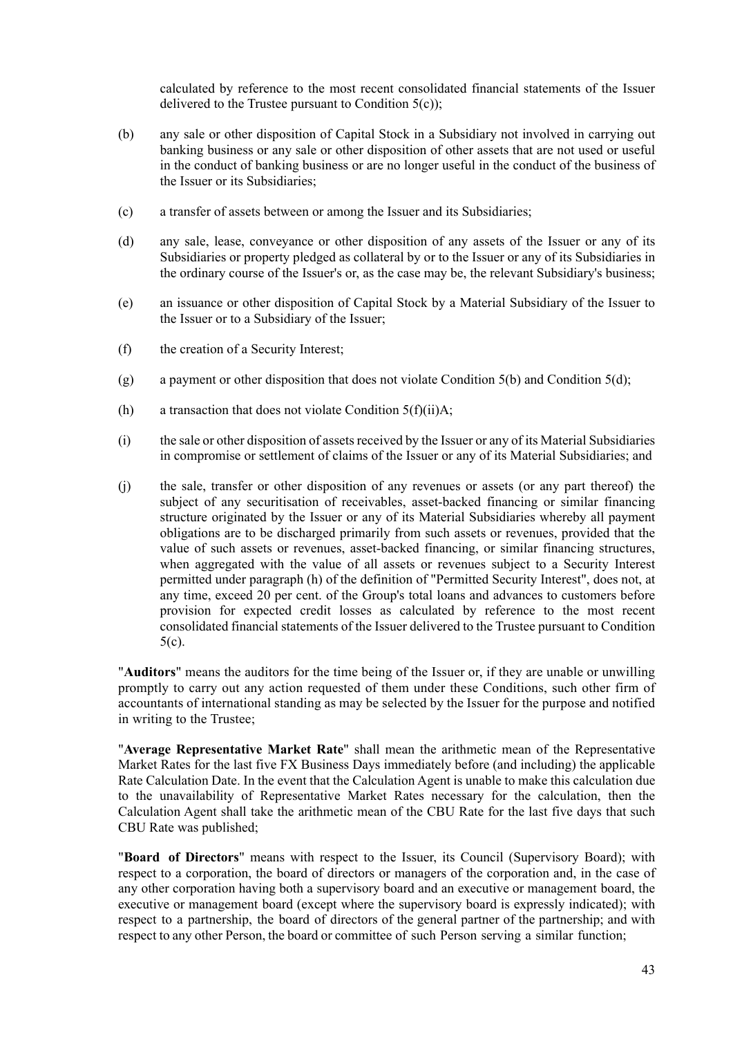calculated by reference to the most recent consolidated financial statements of the Issuer delivered to the Trustee pursuant to Condition 5(c));

(b) any sale or other disposition of Capital Stock in a Subsidiary not involved in carrying out banking business or any sale or other disposition of other assets that are not used or useful in the conduct of banking business or are no longer useful in the conduct of the business of the Issuer or its Subsidiaries;

(c) a transfer of assets between or among the Issuer and its Subsidiaries;

(d) any sale, lease, conveyance or other disposition of any assets of the Issuer or any of its Subsidiaries or property pledged as collateral by or to the Issuer or any of its Subsidiaries in the ordinary course of the Issuer's or, as the case may be, the relevant Subsidiary's business;

(e) an issuance or other disposition of Capital Stock by a Material Subsidiary of the Issuer to the Issuer or to a Subsidiary of the Issuer;

(f) the creation of a Security Interest;

(g) a payment or other disposition that does not violate Condition 5(b) and Condition 5(d);

(h) a transaction that does not violate Condition 5(f)(ii)A;

(i) the sale or other disposition of assets received by the Issuer or any of its Material Subsidiaries in compromise or settlement of claims of the Issuer or any of its Material Subsidiaries; and

(j) the sale, transfer or other disposition of any revenues or assets (or any part thereof) the subject of any securitisation of receivables, asset-backed financing or similar financing structure originated by the Issuer or any of its Material Subsidiaries whereby all payment obligations are to be discharged primarily from such assets or revenues, provided that the value of such assets or revenues, asset-backed financing, or similar financing structures, when aggregated with the value of all assets or revenues subject to a Security Interest permitted under paragraph (h) of the definition of "Permitted Security Interest", does not, at any time, exceed 20 per cent. of the Group's total loans and advances to customers before provision for expected credit losses as calculated by reference to the most recent consolidated financial statements of the Issuer delivered to the Trustee pursuant to Condition 5(c).

"**Auditors**" means the auditors for the time being of the Issuer or, if they are unable or unwilling promptly to carry out any action requested of them under these Conditions, such other firm of accountants of international standing as may be selected by the Issuer for the purpose and notified in writing to the Trustee;

"**Average Representative Market Rate**" shall mean the arithmetic mean of the Representative Market Rates for the last five FX Business Days immediately before (and including) the applicable Rate Calculation Date. In the event that the Calculation Agent is unable to make this calculation due to the unavailability of Representative Market Rates necessary for the calculation, then the Calculation Agent shall take the arithmetic mean of the CBU Rate for the last five days that such CBU Rate was published;

"**Board of Directors**" means with respect to the Issuer, its Council (Supervisory Board); with respect to a corporation, the board of directors or managers of the corporation and, in the case of any other corporation having both a supervisory board and an executive or management board, the executive or management board (except where the supervisory board is expressly indicated); with respect to a partnership, the board of directors of the general partner of the partnership; and with respect to any other Person, the board or committee of such Person serving a similar function;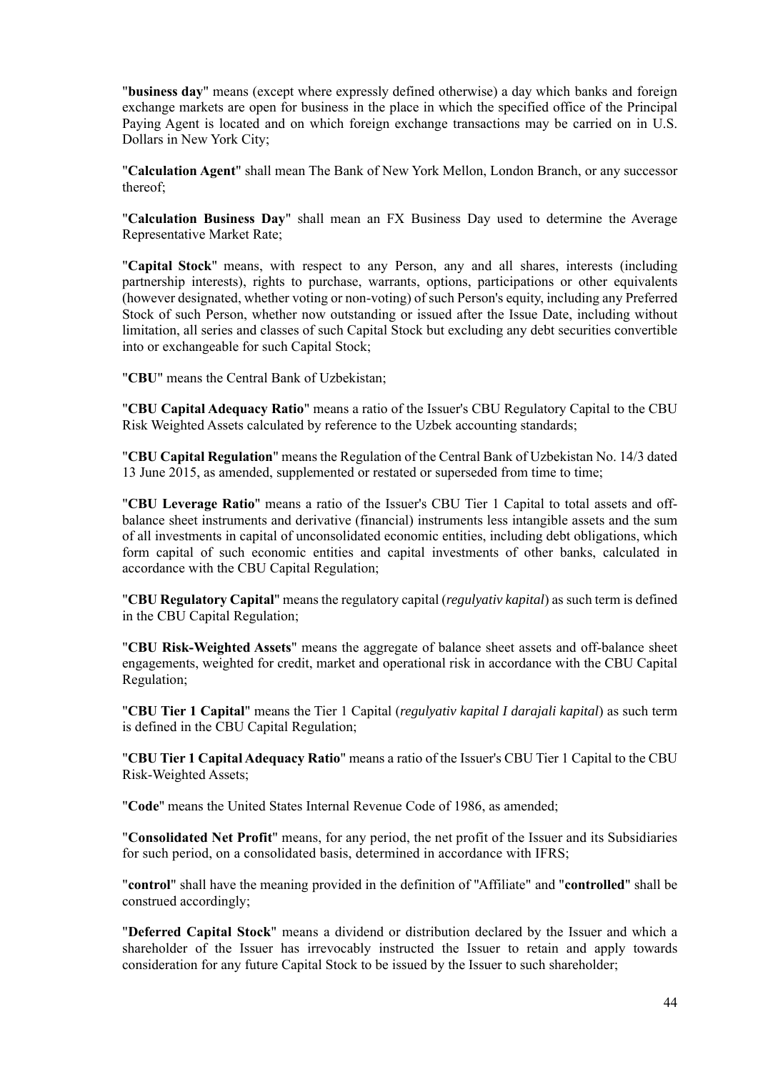"**business day**" means (except where expressly defined otherwise) a day which banks and foreign exchange markets are open for business in the place in which the specified office of the Principal Paying Agent is located and on which foreign exchange transactions may be carried on in U.S. Dollars in New York City;

"**Calculation Agent**" shall mean The Bank of New York Mellon, London Branch, or any successor thereof;

"**Calculation Business Day**" shall mean an FX Business Day used to determine the Average Representative Market Rate;

"**Capital Stock**" means, with respect to any Person, any and all shares, interests (including partnership interests), rights to purchase, warrants, options, participations or other equivalents (however designated, whether voting or non-voting) of such Person's equity, including any Preferred Stock of such Person, whether now outstanding or issued after the Issue Date, including without limitation, all series and classes of such Capital Stock but excluding any debt securities convertible into or exchangeable for such Capital Stock;

"**CBU**" means the Central Bank of Uzbekistan;

"**CBU Capital Adequacy Ratio**" means a ratio of the Issuer's CBU Regulatory Capital to the CBU Risk Weighted Assets calculated by reference to the Uzbek accounting standards;

"**CBU Capital Regulation**" means the Regulation of the Central Bank of Uzbekistan No. 14/3 dated 13 June 2015, as amended, supplemented or restated or superseded from time to time;

"**CBU Leverage Ratio**" means a ratio of the Issuer's CBU Tier 1 Capital to total assets and off-balance sheet instruments and derivative (financial) instruments less intangible assets and the sum of all investments in capital of unconsolidated economic entities, including debt obligations, which form capital of such economic entities and capital investments of other banks, calculated in accordance with the CBU Capital Regulation;

"**CBU Regulatory Capital**" means the regulatory capital (*regulyativ kapital*) as such term is defined in the CBU Capital Regulation;

"**CBU Risk-Weighted Assets**" means the aggregate of balance sheet assets and off-balance sheet engagements, weighted for credit, market and operational risk in accordance with the CBU Capital Regulation;

"**CBU Tier 1 Capital**" means the Tier 1 Capital (*regulyativ kapital I darajali kapital*) as such term is defined in the CBU Capital Regulation;

"**CBU Tier 1 Capital Adequacy Ratio**" means a ratio of the Issuer's CBU Tier 1 Capital to the CBU Risk-Weighted Assets;

"**Code**" means the United States Internal Revenue Code of 1986, as amended;

"**Consolidated Net Profit**" means, for any period, the net profit of the Issuer and its Subsidiaries for such period, on a consolidated basis, determined in accordance with IFRS;

"**control**" shall have the meaning provided in the definition of "Affiliate" and "**controlled**" shall be construed accordingly;

"**Deferred Capital Stock**" means a dividend or distribution declared by the Issuer and which a shareholder of the Issuer has irrevocably instructed the Issuer to retain and apply towards consideration for any future Capital Stock to be issued by the Issuer to such shareholder;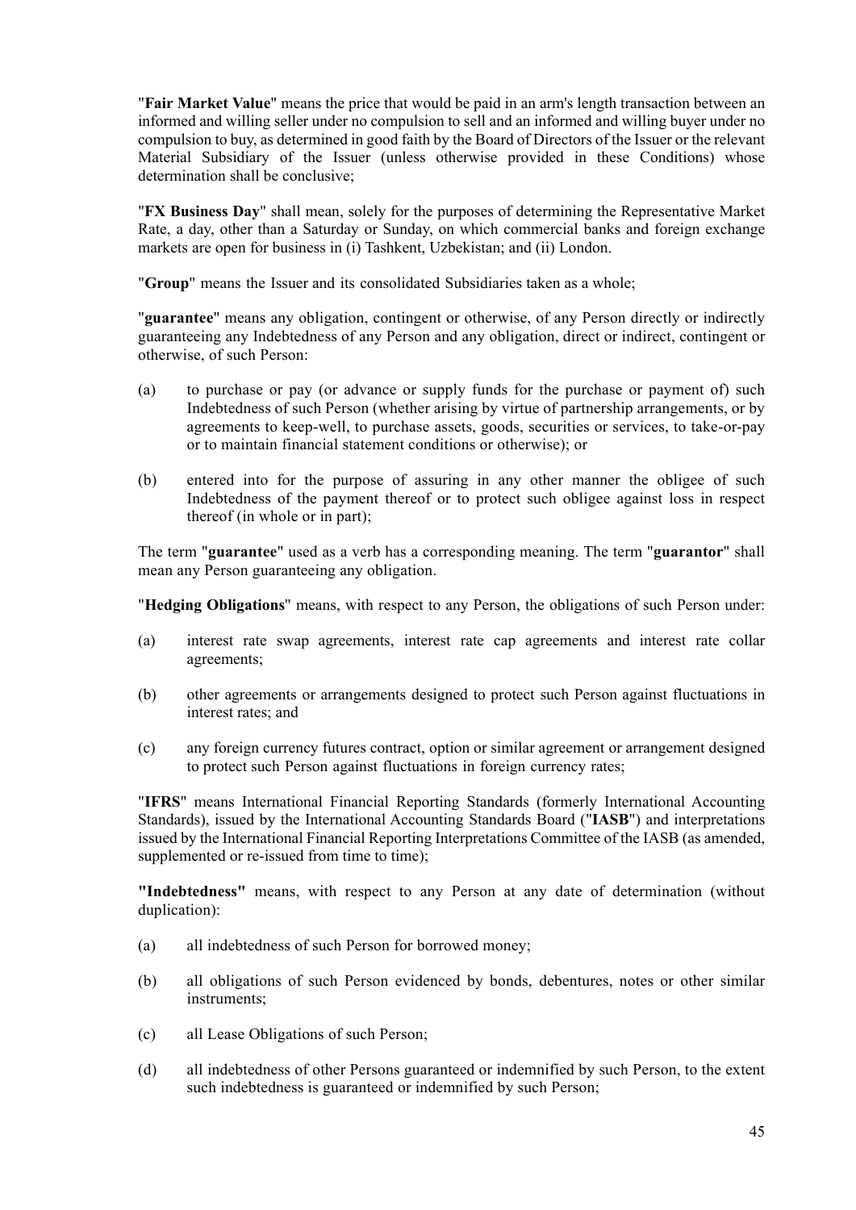"**Fair Market Value**" means the price that would be paid in an arm's length transaction between an informed and willing seller under no compulsion to sell and an informed and willing buyer under no compulsion to buy, as determined in good faith by the Board of Directors of the Issuer or the relevant Material Subsidiary of the Issuer (unless otherwise provided in these Conditions) whose determination shall be conclusive;

"**FX Business Day**" shall mean, solely for the purposes of determining the Representative Market Rate, a day, other than a Saturday or Sunday, on which commercial banks and foreign exchange markets are open for business in (i) Tashkent, Uzbekistan; and (ii) London.

"**Group**" means the Issuer and its consolidated Subsidiaries taken as a whole;

"**guarantee**" means any obligation, contingent or otherwise, of any Person directly or indirectly guaranteeing any Indebtedness of any Person and any obligation, direct or indirect, contingent or otherwise, of such Person:

(a) to purchase or pay (or advance or supply funds for the purchase or payment of) such Indebtedness of such Person (whether arising by virtue of partnership arrangements, or by agreements to keep-well, to purchase assets, goods, securities or services, to take-or-pay or to maintain financial statement conditions or otherwise); or

(b) entered into for the purpose of assuring in any other manner the obligee of such Indebtedness of the payment thereof or to protect such obligee against loss in respect thereof (in whole or in part);

The term "**guarantee**" used as a verb has a corresponding meaning. The term "**guarantor**" shall mean any Person guaranteeing any obligation.

"**Hedging Obligations**" means, with respect to any Person, the obligations of such Person under:

(a) interest rate swap agreements, interest rate cap agreements and interest rate collar agreements;

(b) other agreements or arrangements designed to protect such Person against fluctuations in interest rates; and

(c) any foreign currency futures contract, option or similar agreement or arrangement designed to protect such Person against fluctuations in foreign currency rates;

"**IFRS**" means International Financial Reporting Standards (formerly International Accounting Standards), issued by the International Accounting Standards Board ("**IASB**") and interpretations issued by the International Financial Reporting Interpretations Committee of the IASB (as amended, supplemented or re-issued from time to time);

**"Indebtedness"** means, with respect to any Person at any date of determination (without duplication):

(a) all indebtedness of such Person for borrowed money;

(b) all obligations of such Person evidenced by bonds, debentures, notes or other similar instruments;

(c) all Lease Obligations of such Person;

(d) all indebtedness of other Persons guaranteed or indemnified by such Person, to the extent such indebtedness is guaranteed or indemnified by such Person;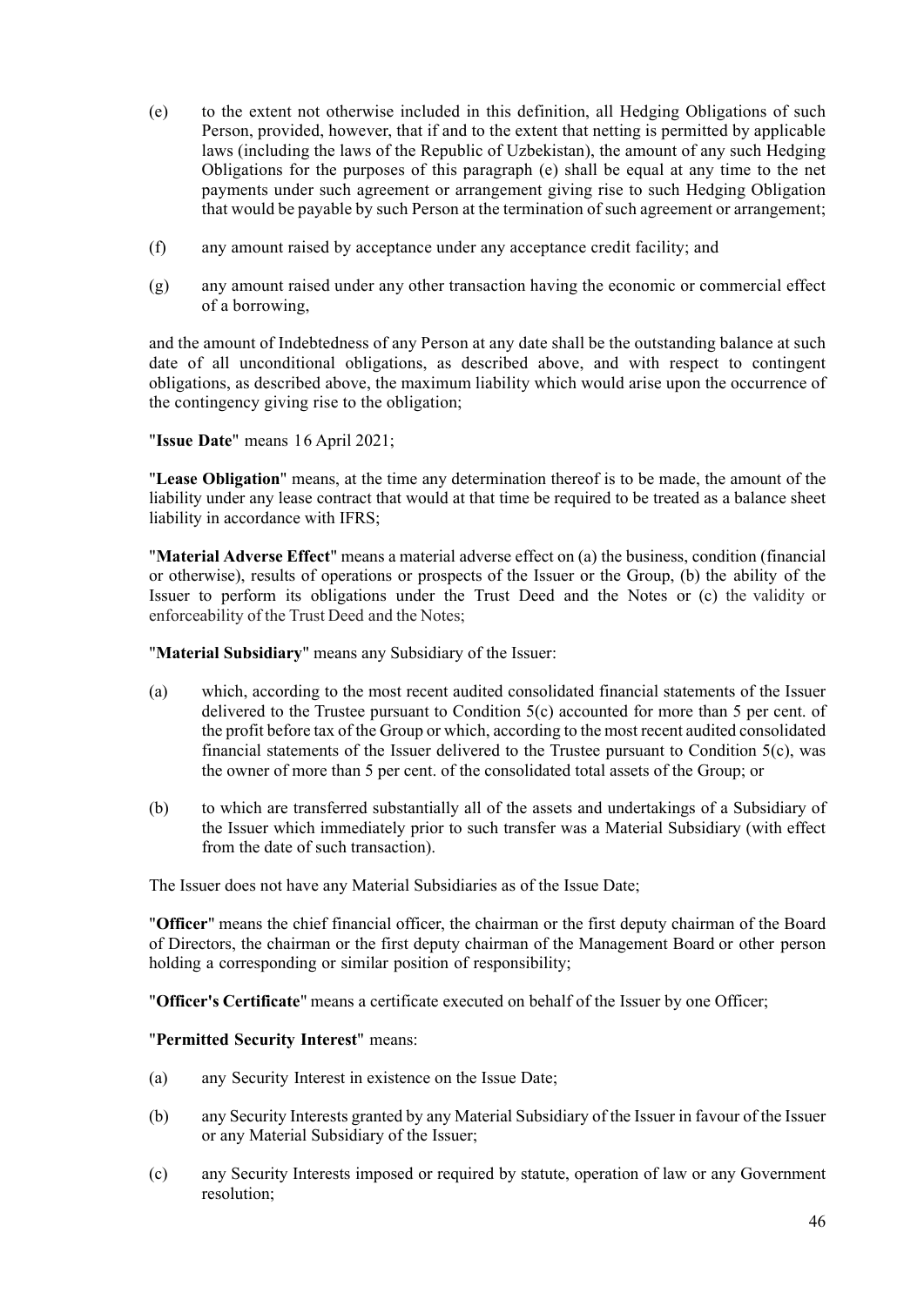(e) to the extent not otherwise included in this definition, all Hedging Obligations of such Person, provided, however, that if and to the extent that netting is permitted by applicable laws (including the laws of the Republic of Uzbekistan), the amount of any such Hedging Obligations for the purposes of this paragraph (e) shall be equal at any time to the net payments under such agreement or arrangement giving rise to such Hedging Obligation that would be payable by such Person at the termination of such agreement or arrangement;

(f) any amount raised by acceptance under any acceptance credit facility; and

(g) any amount raised under any other transaction having the economic or commercial effect of a borrowing,

and the amount of Indebtedness of any Person at any date shall be the outstanding balance at such date of all unconditional obligations, as described above, and with respect to contingent obligations, as described above, the maximum liability which would arise upon the occurrence of the contingency giving rise to the obligation;

"**Issue Date**" means 16 April 2021;

"**Lease Obligation**" means, at the time any determination thereof is to be made, the amount of the liability under any lease contract that would at that time be required to be treated as a balance sheet liability in accordance with IFRS;

"**Material Adverse Effect**" means a material adverse effect on (a) the business, condition (financial or otherwise), results of operations or prospects of the Issuer or the Group, (b) the ability of the Issuer to perform its obligations under the Trust Deed and the Notes or (c) the validity or enforceability of the Trust Deed and the Notes;

"**Material Subsidiary**" means any Subsidiary of the Issuer:

(a) which, according to the most recent audited consolidated financial statements of the Issuer delivered to the Trustee pursuant to Condition 5(c) accounted for more than 5 per cent. of the profit before tax of the Group or which, according to the most recent audited consolidated financial statements of the Issuer delivered to the Trustee pursuant to Condition 5(c), was the owner of more than 5 per cent. of the consolidated total assets of the Group; or

(b) to which are transferred substantially all of the assets and undertakings of a Subsidiary of the Issuer which immediately prior to such transfer was a Material Subsidiary (with effect from the date of such transaction).

The Issuer does not have any Material Subsidiaries as of the Issue Date;

"**Officer**" means the chief financial officer, the chairman or the first deputy chairman of the Board of Directors, the chairman or the first deputy chairman of the Management Board or other person holding a corresponding or similar position of responsibility;

"**Officer's Certificate**" means a certificate executed on behalf of the Issuer by one Officer;

"**Permitted Security Interest**" means:

(a) any Security Interest in existence on the Issue Date;

(b) any Security Interests granted by any Material Subsidiary of the Issuer in favour of the Issuer or any Material Subsidiary of the Issuer;

(c) any Security Interests imposed or required by statute, operation of law or any Government resolution;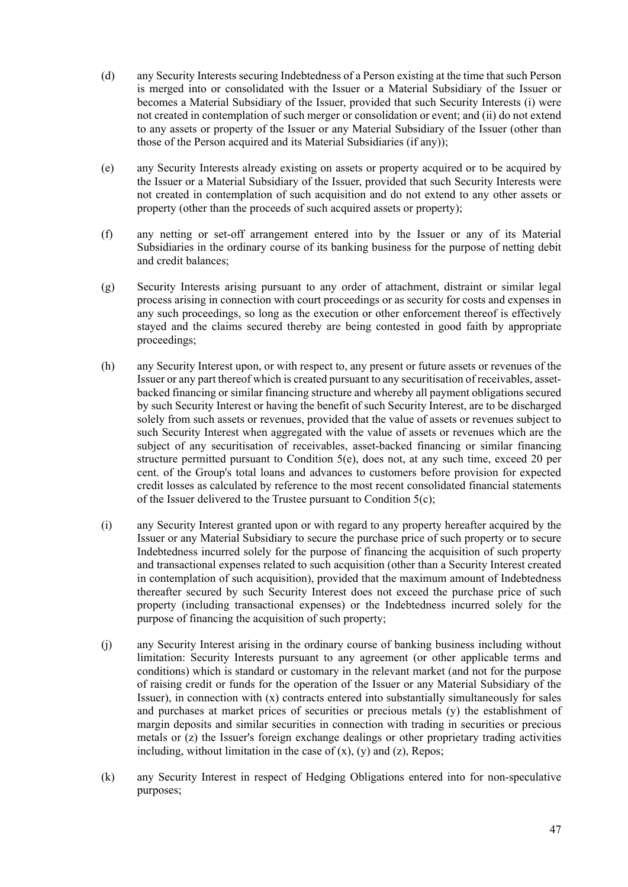(d) any Security Interests securing Indebtedness of a Person existing at the time that such Person is merged into or consolidated with the Issuer or a Material Subsidiary of the Issuer or becomes a Material Subsidiary of the Issuer, provided that such Security Interests (i) were not created in contemplation of such merger or consolidation or event; and (ii) do not extend to any assets or property of the Issuer or any Material Subsidiary of the Issuer (other than those of the Person acquired and its Material Subsidiaries (if any));

(e) any Security Interests already existing on assets or property acquired or to be acquired by the Issuer or a Material Subsidiary of the Issuer, provided that such Security Interests were not created in contemplation of such acquisition and do not extend to any other assets or property (other than the proceeds of such acquired assets or property);

(f) any netting or set-off arrangement entered into by the Issuer or any of its Material Subsidiaries in the ordinary course of its banking business for the purpose of netting debit and credit balances;

(g) Security Interests arising pursuant to any order of attachment, distraint or similar legal process arising in connection with court proceedings or as security for costs and expenses in any such proceedings, so long as the execution or other enforcement thereof is effectively stayed and the claims secured thereby are being contested in good faith by appropriate proceedings;

(h) any Security Interest upon, or with respect to, any present or future assets or revenues of the Issuer or any part thereof which is created pursuant to any securitisation of receivables, asset-backed financing or similar financing structure and whereby all payment obligations secured by such Security Interest or having the benefit of such Security Interest, are to be discharged solely from such assets or revenues, provided that the value of assets or revenues subject to such Security Interest when aggregated with the value of assets or revenues which are the subject of any securitisation of receivables, asset-backed financing or similar financing structure permitted pursuant to Condition 5(e), does not, at any such time, exceed 20 per cent. of the Group's total loans and advances to customers before provision for expected credit losses as calculated by reference to the most recent consolidated financial statements of the Issuer delivered to the Trustee pursuant to Condition 5(c);

(i) any Security Interest granted upon or with regard to any property hereafter acquired by the Issuer or any Material Subsidiary to secure the purchase price of such property or to secure Indebtedness incurred solely for the purpose of financing the acquisition of such property and transactional expenses related to such acquisition (other than a Security Interest created in contemplation of such acquisition), provided that the maximum amount of Indebtedness thereafter secured by such Security Interest does not exceed the purchase price of such property (including transactional expenses) or the Indebtedness incurred solely for the purpose of financing the acquisition of such property;

(j) any Security Interest arising in the ordinary course of banking business including without limitation: Security Interests pursuant to any agreement (or other applicable terms and conditions) which is standard or customary in the relevant market (and not for the purpose of raising credit or funds for the operation of the Issuer or any Material Subsidiary of the Issuer), in connection with (x) contracts entered into substantially simultaneously for sales and purchases at market prices of securities or precious metals (y) the establishment of margin deposits and similar securities in connection with trading in securities or precious metals or (z) the Issuer's foreign exchange dealings or other proprietary trading activities including, without limitation in the case of (x), (y) and (z), Repos;

(k) any Security Interest in respect of Hedging Obligations entered into for non-speculative purposes;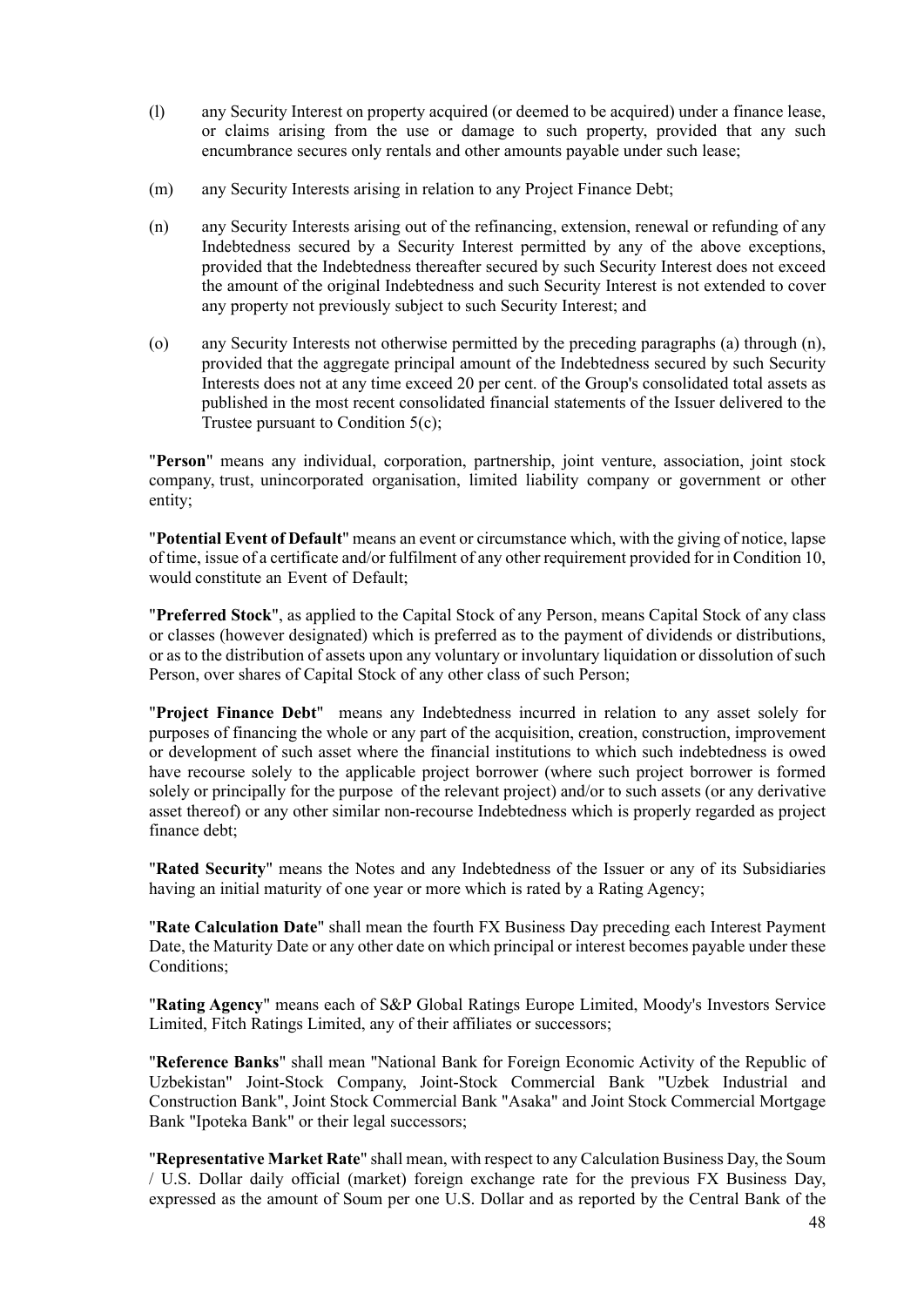(l) any Security Interest on property acquired (or deemed to be acquired) under a finance lease, or claims arising from the use or damage to such property, provided that any such encumbrance secures only rentals and other amounts payable under such lease;

(m) any Security Interests arising in relation to any Project Finance Debt;

(n) any Security Interests arising out of the refinancing, extension, renewal or refunding of any Indebtedness secured by a Security Interest permitted by any of the above exceptions, provided that the Indebtedness thereafter secured by such Security Interest does not exceed the amount of the original Indebtedness and such Security Interest is not extended to cover any property not previously subject to such Security Interest; and

(o) any Security Interests not otherwise permitted by the preceding paragraphs (a) through (n), provided that the aggregate principal amount of the Indebtedness secured by such Security Interests does not at any time exceed 20 per cent. of the Group's consolidated total assets as published in the most recent consolidated financial statements of the Issuer delivered to the Trustee pursuant to Condition 5(c);

"**Person**" means any individual, corporation, partnership, joint venture, association, joint stock company, trust, unincorporated organisation, limited liability company or government or other entity;

"**Potential Event of Default**" means an event or circumstance which, with the giving of notice, lapse of time, issue of a certificate and/or fulfilment of any other requirement provided for in Condition 10, would constitute an Event of Default;

"**Preferred Stock**", as applied to the Capital Stock of any Person, means Capital Stock of any class or classes (however designated) which is preferred as to the payment of dividends or distributions, or as to the distribution of assets upon any voluntary or involuntary liquidation or dissolution of such Person, over shares of Capital Stock of any other class of such Person;

"**Project Finance Debt**" means any Indebtedness incurred in relation to any asset solely for purposes of financing the whole or any part of the acquisition, creation, construction, improvement or development of such asset where the financial institutions to which such indebtedness is owed have recourse solely to the applicable project borrower (where such project borrower is formed solely or principally for the purpose of the relevant project) and/or to such assets (or any derivative asset thereof) or any other similar non-recourse Indebtedness which is properly regarded as project finance debt;

"**Rated Security**" means the Notes and any Indebtedness of the Issuer or any of its Subsidiaries having an initial maturity of one year or more which is rated by a Rating Agency;

"**Rate Calculation Date**" shall mean the fourth FX Business Day preceding each Interest Payment Date, the Maturity Date or any other date on which principal or interest becomes payable under these Conditions;

"**Rating Agency**" means each of S&P Global Ratings Europe Limited, Moody's Investors Service Limited, Fitch Ratings Limited, any of their affiliates or successors;

"**Reference Banks**" shall mean "National Bank for Foreign Economic Activity of the Republic of Uzbekistan" Joint-Stock Company, Joint-Stock Commercial Bank "Uzbek Industrial and Construction Bank", Joint Stock Commercial Bank "Asaka" and Joint Stock Commercial Mortgage Bank "Ipoteka Bank" or their legal successors;

"**Representative Market Rate**" shall mean, with respect to any Calculation Business Day, the Soum / U.S. Dollar daily official (market) foreign exchange rate for the previous FX Business Day, expressed as the amount of Soum per one U.S. Dollar and as reported by the Central Bank of the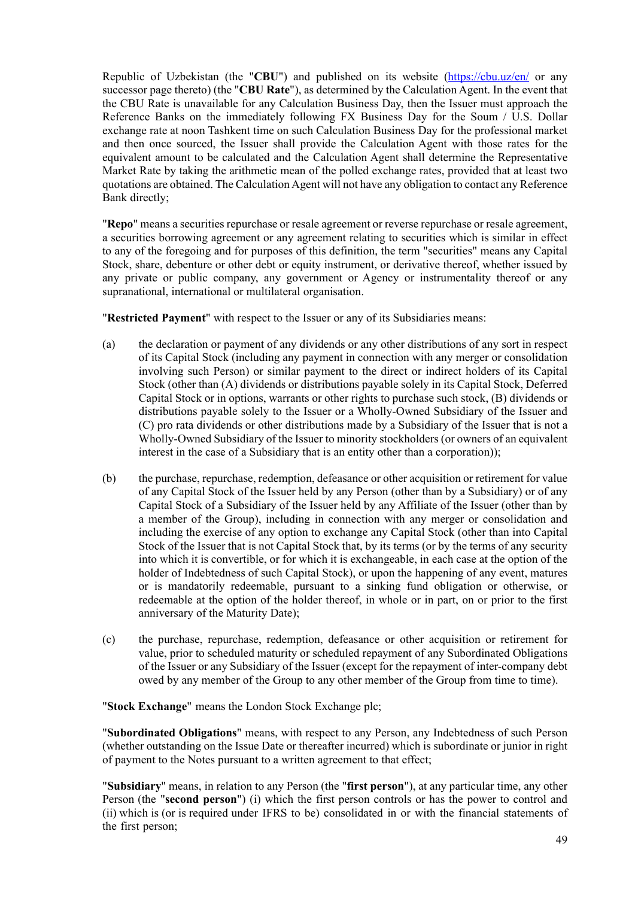Republic of Uzbekistan (the "**CBU**") and published on its website (https://cbu.uz/en/ or any successor page thereto) (the "**CBU Rate**"), as determined by the Calculation Agent. In the event that the CBU Rate is unavailable for any Calculation Business Day, then the Issuer must approach the Reference Banks on the immediately following FX Business Day for the Soum / U.S. Dollar exchange rate at noon Tashkent time on such Calculation Business Day for the professional market and then once sourced, the Issuer shall provide the Calculation Agent with those rates for the equivalent amount to be calculated and the Calculation Agent shall determine the Representative Market Rate by taking the arithmetic mean of the polled exchange rates, provided that at least two quotations are obtained. The Calculation Agent will not have any obligation to contact any Reference Bank directly;

"**Repo**" means a securities repurchase or resale agreement or reverse repurchase or resale agreement, a securities borrowing agreement or any agreement relating to securities which is similar in effect to any of the foregoing and for purposes of this definition, the term "securities" means any Capital Stock, share, debenture or other debt or equity instrument, or derivative thereof, whether issued by any private or public company, any government or Agency or instrumentality thereof or any supranational, international or multilateral organisation.

"**Restricted Payment**" with respect to the Issuer or any of its Subsidiaries means:

(a) the declaration or payment of any dividends or any other distributions of any sort in respect of its Capital Stock (including any payment in connection with any merger or consolidation involving such Person) or similar payment to the direct or indirect holders of its Capital Stock (other than (A) dividends or distributions payable solely in its Capital Stock, Deferred Capital Stock or in options, warrants or other rights to purchase such stock, (B) dividends or distributions payable solely to the Issuer or a Wholly-Owned Subsidiary of the Issuer and (C) pro rata dividends or other distributions made by a Subsidiary of the Issuer that is not a Wholly-Owned Subsidiary of the Issuer to minority stockholders (or owners of an equivalent interest in the case of a Subsidiary that is an entity other than a corporation));

(b) the purchase, repurchase, redemption, defeasance or other acquisition or retirement for value of any Capital Stock of the Issuer held by any Person (other than by a Subsidiary) or of any Capital Stock of a Subsidiary of the Issuer held by any Affiliate of the Issuer (other than by a member of the Group), including in connection with any merger or consolidation and including the exercise of any option to exchange any Capital Stock (other than into Capital Stock of the Issuer that is not Capital Stock that, by its terms (or by the terms of any security into which it is convertible, or for which it is exchangeable, in each case at the option of the holder of Indebtedness of such Capital Stock), or upon the happening of any event, matures or is mandatorily redeemable, pursuant to a sinking fund obligation or otherwise, or redeemable at the option of the holder thereof, in whole or in part, on or prior to the first anniversary of the Maturity Date);

(c) the purchase, repurchase, redemption, defeasance or other acquisition or retirement for value, prior to scheduled maturity or scheduled repayment of any Subordinated Obligations of the Issuer or any Subsidiary of the Issuer (except for the repayment of inter-company debt owed by any member of the Group to any other member of the Group from time to time).

"**Stock Exchange**" means the London Stock Exchange plc;

"**Subordinated Obligations**" means, with respect to any Person, any Indebtedness of such Person (whether outstanding on the Issue Date or thereafter incurred) which is subordinate or junior in right of payment to the Notes pursuant to a written agreement to that effect;

"**Subsidiary**" means, in relation to any Person (the "**first person**"), at any particular time, any other Person (the "**second person**") (i) which the first person controls or has the power to control and (ii) which is (or is required under IFRS to be) consolidated in or with the financial statements of the first person;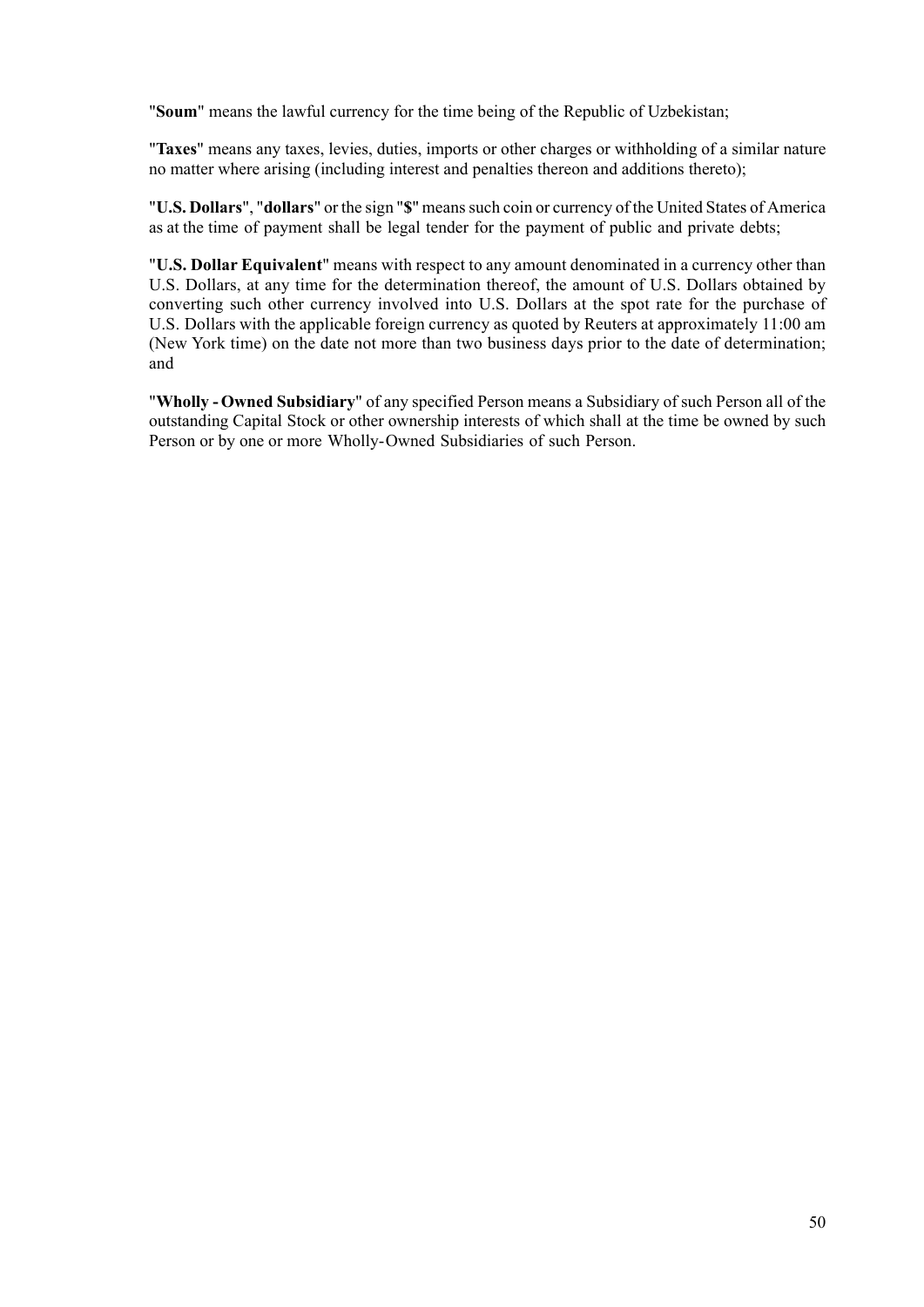"**Soum**" means the lawful currency for the time being of the Republic of Uzbekistan;

"**Taxes**" means any taxes, levies, duties, imports or other charges or withholding of a similar nature no matter where arising (including interest and penalties thereon and additions thereto);

"**U.S. Dollars**", "**dollars**" or the sign "**$**" means such coin or currency of the United States of America as at the time of payment shall be legal tender for the payment of public and private debts;

"**U.S. Dollar Equivalent**" means with respect to any amount denominated in a currency other than U.S. Dollars, at any time for the determination thereof, the amount of U.S. Dollars obtained by converting such other currency involved into U.S. Dollars at the spot rate for the purchase of U.S. Dollars with the applicable foreign currency as quoted by Reuters at approximately 11:00 am (New York time) on the date not more than two business days prior to the date of determination; and

"**Wholly - Owned Subsidiary**" of any specified Person means a Subsidiary of such Person all of the outstanding Capital Stock or other ownership interests of which shall at the time be owned by such Person or by one or more Wholly-Owned Subsidiaries of such Person.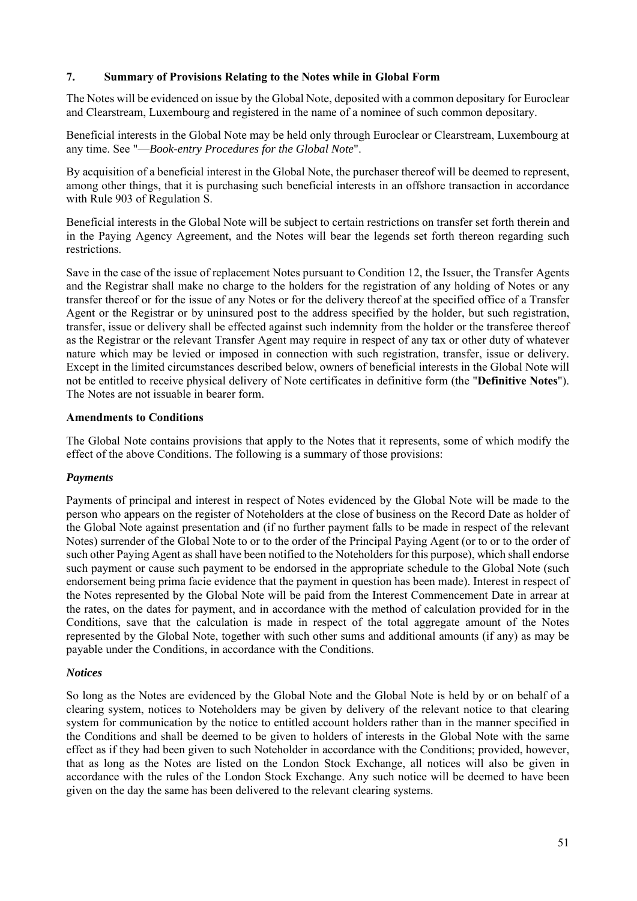## 7. Summary of Provisions Relating to the Notes while in Global Form

The Notes will be evidenced on issue by the Global Note, deposited with a common depositary for Euroclear and Clearstream, Luxembourg and registered in the name of a nominee of such common depositary.

Beneficial interests in the Global Note may be held only through Euroclear or Clearstream, Luxembourg at any time. See "—*Book-entry Procedures for the Global Note*".

By acquisition of a beneficial interest in the Global Note, the purchaser thereof will be deemed to represent, among other things, that it is purchasing such beneficial interests in an offshore transaction in accordance with Rule 903 of Regulation S.

Beneficial interests in the Global Note will be subject to certain restrictions on transfer set forth therein and in the Paying Agency Agreement, and the Notes will bear the legends set forth thereon regarding such restrictions.

Save in the case of the issue of replacement Notes pursuant to Condition 12, the Issuer, the Transfer Agents and the Registrar shall make no charge to the holders for the registration of any holding of Notes or any transfer thereof or for the issue of any Notes or for the delivery thereof at the specified office of a Transfer Agent or the Registrar or by uninsured post to the address specified by the holder, but such registration, transfer, issue or delivery shall be effected against such indemnity from the holder or the transferee thereof as the Registrar or the relevant Transfer Agent may require in respect of any tax or other duty of whatever nature which may be levied or imposed in connection with such registration, transfer, issue or delivery. Except in the limited circumstances described below, owners of beneficial interests in the Global Note will not be entitled to receive physical delivery of Note certificates in definitive form (the "**Definitive Notes**"). The Notes are not issuable in bearer form.

### Amendments to Conditions

The Global Note contains provisions that apply to the Notes that it represents, some of which modify the effect of the above Conditions. The following is a summary of those provisions:

#### *Payments*

Payments of principal and interest in respect of Notes evidenced by the Global Note will be made to the person who appears on the register of Noteholders at the close of business on the Record Date as holder of the Global Note against presentation and (if no further payment falls to be made in respect of the relevant Notes) surrender of the Global Note to or to the order of the Principal Paying Agent (or to or to the order of such other Paying Agent as shall have been notified to the Noteholders for this purpose), which shall endorse such payment or cause such payment to be endorsed in the appropriate schedule to the Global Note (such endorsement being prima facie evidence that the payment in question has been made). Interest in respect of the Notes represented by the Global Note will be paid from the Interest Commencement Date in arrear at the rates, on the dates for payment, and in accordance with the method of calculation provided for in the Conditions, save that the calculation is made in respect of the total aggregate amount of the Notes represented by the Global Note, together with such other sums and additional amounts (if any) as may be payable under the Conditions, in accordance with the Conditions.

#### *Notices*

So long as the Notes are evidenced by the Global Note and the Global Note is held by or on behalf of a clearing system, notices to Noteholders may be given by delivery of the relevant notice to that clearing system for communication by the notice to entitled account holders rather than in the manner specified in the Conditions and shall be deemed to be given to holders of interests in the Global Note with the same effect as if they had been given to such Noteholder in accordance with the Conditions; provided, however, that as long as the Notes are listed on the London Stock Exchange, all notices will also be given in accordance with the rules of the London Stock Exchange. Any such notice will be deemed to have been given on the day the same has been delivered to the relevant clearing systems.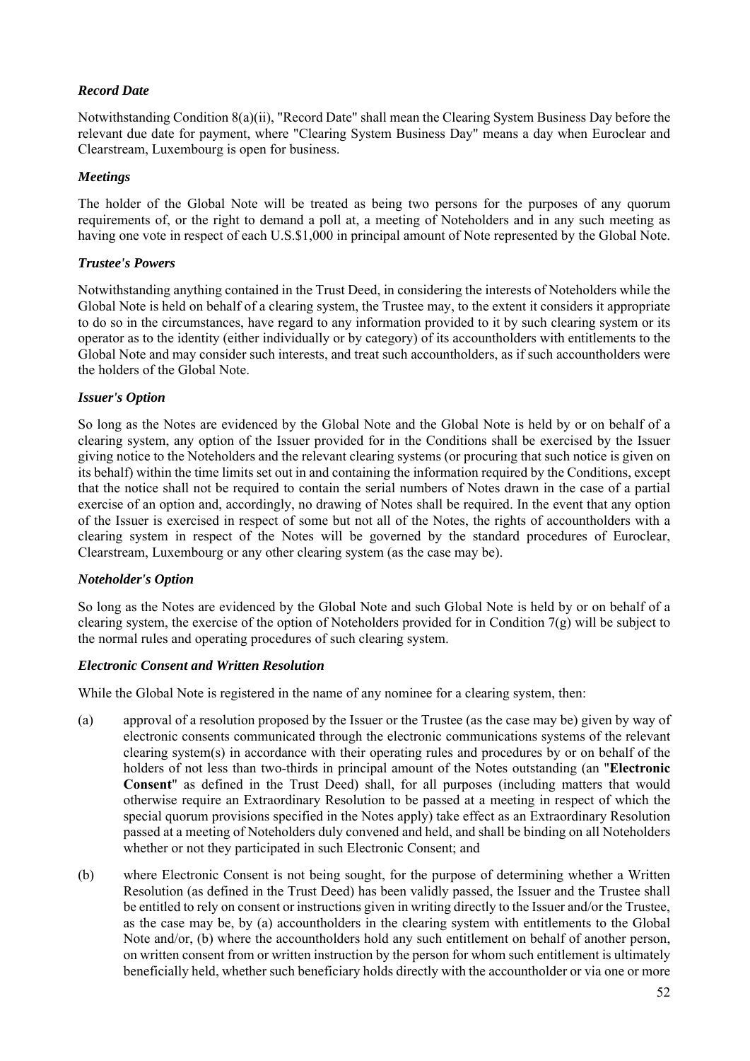***Record Date***

Notwithstanding Condition 8(a)(ii), "Record Date" shall mean the Clearing System Business Day before the relevant due date for payment, where "Clearing System Business Day" means a day when Euroclear and Clearstream, Luxembourg is open for business.

***Meetings***

The holder of the Global Note will be treated as being two persons for the purposes of any quorum requirements of, or the right to demand a poll at, a meeting of Noteholders and in any such meeting as having one vote in respect of each U.S.$1,000 in principal amount of Note represented by the Global Note.

***Trustee's Powers***

Notwithstanding anything contained in the Trust Deed, in considering the interests of Noteholders while the Global Note is held on behalf of a clearing system, the Trustee may, to the extent it considers it appropriate to do so in the circumstances, have regard to any information provided to it by such clearing system or its operator as to the identity (either individually or by category) of its accountholders with entitlements to the Global Note and may consider such interests, and treat such accountholders, as if such accountholders were the holders of the Global Note.

***Issuer's Option***

So long as the Notes are evidenced by the Global Note and the Global Note is held by or on behalf of a clearing system, any option of the Issuer provided for in the Conditions shall be exercised by the Issuer giving notice to the Noteholders and the relevant clearing systems (or procuring that such notice is given on its behalf) within the time limits set out in and containing the information required by the Conditions, except that the notice shall not be required to contain the serial numbers of Notes drawn in the case of a partial exercise of an option and, accordingly, no drawing of Notes shall be required. In the event that any option of the Issuer is exercised in respect of some but not all of the Notes, the rights of accountholders with a clearing system in respect of the Notes will be governed by the standard procedures of Euroclear, Clearstream, Luxembourg or any other clearing system (as the case may be).

***Noteholder's Option***

So long as the Notes are evidenced by the Global Note and such Global Note is held by or on behalf of a clearing system, the exercise of the option of Noteholders provided for in Condition 7(g) will be subject to the normal rules and operating procedures of such clearing system.

***Electronic Consent and Written Resolution***

While the Global Note is registered in the name of any nominee for a clearing system, then:

(a) approval of a resolution proposed by the Issuer or the Trustee (as the case may be) given by way of electronic consents communicated through the electronic communications systems of the relevant clearing system(s) in accordance with their operating rules and procedures by or on behalf of the holders of not less than two-thirds in principal amount of the Notes outstanding (an "**Electronic Consent**" as defined in the Trust Deed) shall, for all purposes (including matters that would otherwise require an Extraordinary Resolution to be passed at a meeting in respect of which the special quorum provisions specified in the Notes apply) take effect as an Extraordinary Resolution passed at a meeting of Noteholders duly convened and held, and shall be binding on all Noteholders whether or not they participated in such Electronic Consent; and

(b) where Electronic Consent is not being sought, for the purpose of determining whether a Written Resolution (as defined in the Trust Deed) has been validly passed, the Issuer and the Trustee shall be entitled to rely on consent or instructions given in writing directly to the Issuer and/or the Trustee, as the case may be, by (a) accountholders in the clearing system with entitlements to the Global Note and/or, (b) where the accountholders hold any such entitlement on behalf of another person, on written consent from or written instruction by the person for whom such entitlement is ultimately beneficially held, whether such beneficiary holds directly with the accountholder or via one or more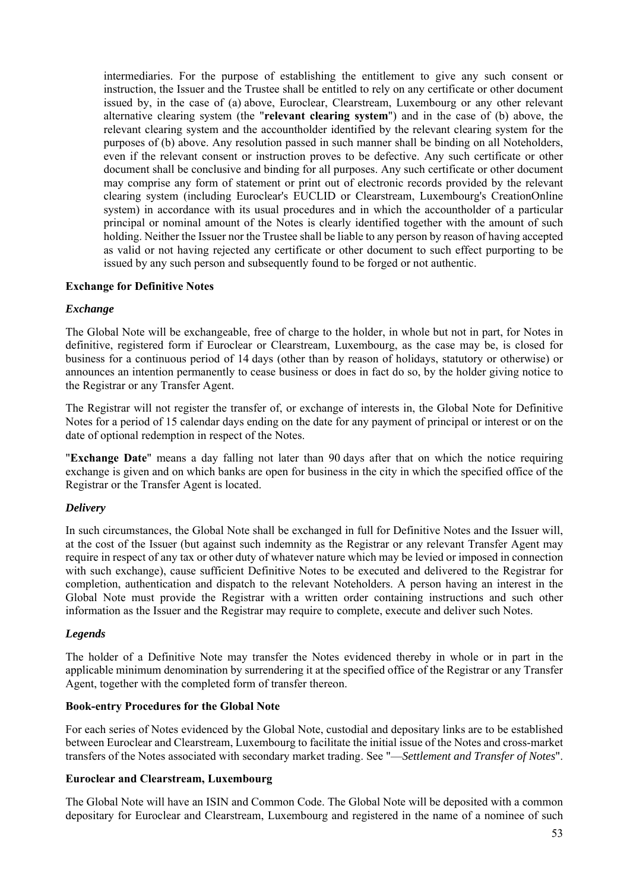intermediaries. For the purpose of establishing the entitlement to give any such consent or instruction, the Issuer and the Trustee shall be entitled to rely on any certificate or other document issued by, in the case of (a) above, Euroclear, Clearstream, Luxembourg or any other relevant alternative clearing system (the "**relevant clearing system**") and in the case of (b) above, the relevant clearing system and the accountholder identified by the relevant clearing system for the purposes of (b) above. Any resolution passed in such manner shall be binding on all Noteholders, even if the relevant consent or instruction proves to be defective. Any such certificate or other document shall be conclusive and binding for all purposes. Any such certificate or other document may comprise any form of statement or print out of electronic records provided by the relevant clearing system (including Euroclear's EUCLID or Clearstream, Luxembourg's CreationOnline system) in accordance with its usual procedures and in which the accountholder of a particular principal or nominal amount of the Notes is clearly identified together with the amount of such holding. Neither the Issuer nor the Trustee shall be liable to any person by reason of having accepted as valid or not having rejected any certificate or other document to such effect purporting to be issued by any such person and subsequently found to be forged or not authentic.

**Exchange for Definitive Notes**

***Exchange***

The Global Note will be exchangeable, free of charge to the holder, in whole but not in part, for Notes in definitive, registered form if Euroclear or Clearstream, Luxembourg, as the case may be, is closed for business for a continuous period of 14 days (other than by reason of holidays, statutory or otherwise) or announces an intention permanently to cease business or does in fact do so, by the holder giving notice to the Registrar or any Transfer Agent.

The Registrar will not register the transfer of, or exchange of interests in, the Global Note for Definitive Notes for a period of 15 calendar days ending on the date for any payment of principal or interest or on the date of optional redemption in respect of the Notes.

"**Exchange Date**" means a day falling not later than 90 days after that on which the notice requiring exchange is given and on which banks are open for business in the city in which the specified office of the Registrar or the Transfer Agent is located.

***Delivery***

In such circumstances, the Global Note shall be exchanged in full for Definitive Notes and the Issuer will, at the cost of the Issuer (but against such indemnity as the Registrar or any relevant Transfer Agent may require in respect of any tax or other duty of whatever nature which may be levied or imposed in connection with such exchange), cause sufficient Definitive Notes to be executed and delivered to the Registrar for completion, authentication and dispatch to the relevant Noteholders. A person having an interest in the Global Note must provide the Registrar with a written order containing instructions and such other information as the Issuer and the Registrar may require to complete, execute and deliver such Notes.

***Legends***

The holder of a Definitive Note may transfer the Notes evidenced thereby in whole or in part in the applicable minimum denomination by surrendering it at the specified office of the Registrar or any Transfer Agent, together with the completed form of transfer thereon.

**Book-entry Procedures for the Global Note**

For each series of Notes evidenced by the Global Note, custodial and depositary links are to be established between Euroclear and Clearstream, Luxembourg to facilitate the initial issue of the Notes and cross-market transfers of the Notes associated with secondary market trading. See "—*Settlement and Transfer of Notes*".

**Euroclear and Clearstream, Luxembourg**

The Global Note will have an ISIN and Common Code. The Global Note will be deposited with a common depositary for Euroclear and Clearstream, Luxembourg and registered in the name of a nominee of such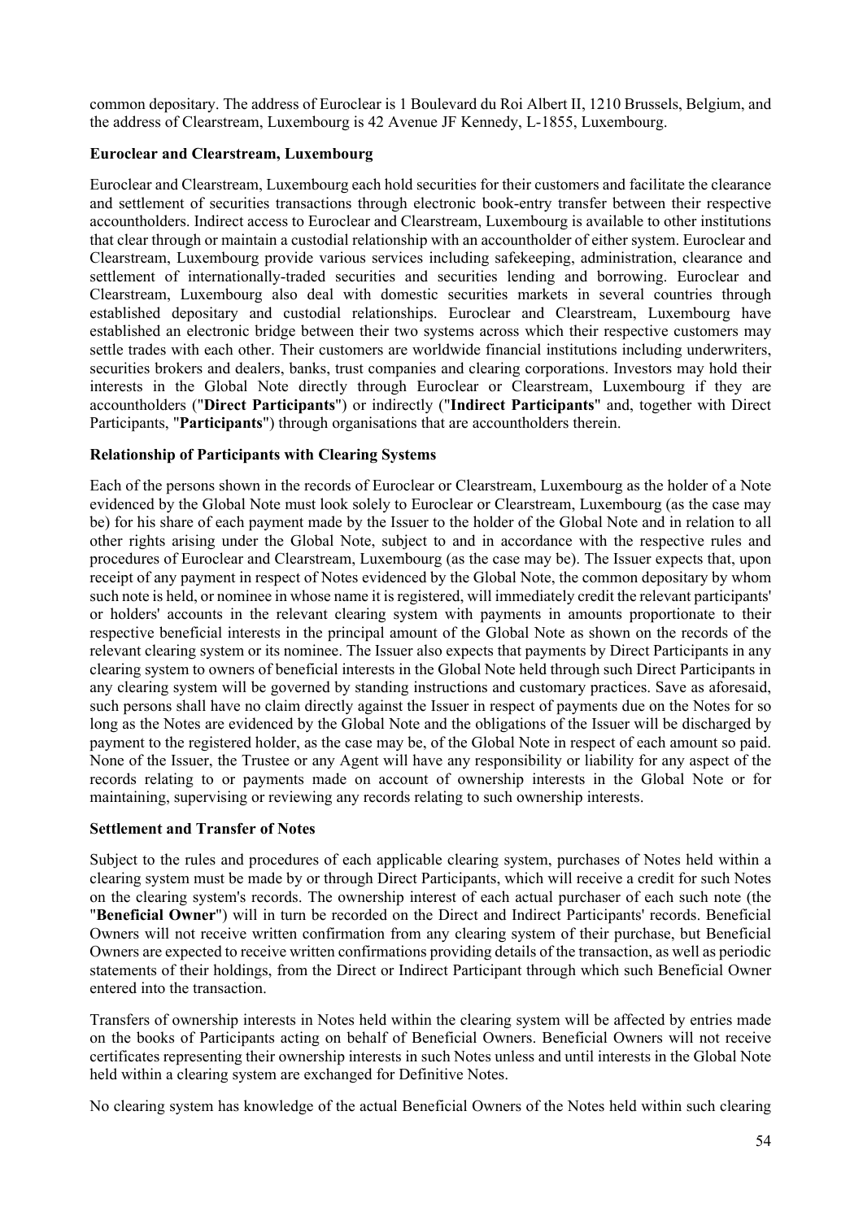common depositary. The address of Euroclear is 1 Boulevard du Roi Albert II, 1210 Brussels, Belgium, and the address of Clearstream, Luxembourg is 42 Avenue JF Kennedy, L-1855, Luxembourg.

**Euroclear and Clearstream, Luxembourg**

Euroclear and Clearstream, Luxembourg each hold securities for their customers and facilitate the clearance and settlement of securities transactions through electronic book-entry transfer between their respective accountholders. Indirect access to Euroclear and Clearstream, Luxembourg is available to other institutions that clear through or maintain a custodial relationship with an accountholder of either system. Euroclear and Clearstream, Luxembourg provide various services including safekeeping, administration, clearance and settlement of internationally-traded securities and securities lending and borrowing. Euroclear and Clearstream, Luxembourg also deal with domestic securities markets in several countries through established depositary and custodial relationships. Euroclear and Clearstream, Luxembourg have established an electronic bridge between their two systems across which their respective customers may settle trades with each other. Their customers are worldwide financial institutions including underwriters, securities brokers and dealers, banks, trust companies and clearing corporations. Investors may hold their interests in the Global Note directly through Euroclear or Clearstream, Luxembourg if they are accountholders ("**Direct Participants**") or indirectly ("**Indirect Participants**" and, together with Direct Participants, "**Participants**") through organisations that are accountholders therein.

**Relationship of Participants with Clearing Systems**

Each of the persons shown in the records of Euroclear or Clearstream, Luxembourg as the holder of a Note evidenced by the Global Note must look solely to Euroclear or Clearstream, Luxembourg (as the case may be) for his share of each payment made by the Issuer to the holder of the Global Note and in relation to all other rights arising under the Global Note, subject to and in accordance with the respective rules and procedures of Euroclear and Clearstream, Luxembourg (as the case may be). The Issuer expects that, upon receipt of any payment in respect of Notes evidenced by the Global Note, the common depositary by whom such note is held, or nominee in whose name it is registered, will immediately credit the relevant participants' or holders' accounts in the relevant clearing system with payments in amounts proportionate to their respective beneficial interests in the principal amount of the Global Note as shown on the records of the relevant clearing system or its nominee. The Issuer also expects that payments by Direct Participants in any clearing system to owners of beneficial interests in the Global Note held through such Direct Participants in any clearing system will be governed by standing instructions and customary practices. Save as aforesaid, such persons shall have no claim directly against the Issuer in respect of payments due on the Notes for so long as the Notes are evidenced by the Global Note and the obligations of the Issuer will be discharged by payment to the registered holder, as the case may be, of the Global Note in respect of each amount so paid. None of the Issuer, the Trustee or any Agent will have any responsibility or liability for any aspect of the records relating to or payments made on account of ownership interests in the Global Note or for maintaining, supervising or reviewing any records relating to such ownership interests.

**Settlement and Transfer of Notes**

Subject to the rules and procedures of each applicable clearing system, purchases of Notes held within a clearing system must be made by or through Direct Participants, which will receive a credit for such Notes on the clearing system's records. The ownership interest of each actual purchaser of each such note (the "**Beneficial Owner**") will in turn be recorded on the Direct and Indirect Participants' records. Beneficial Owners will not receive written confirmation from any clearing system of their purchase, but Beneficial Owners are expected to receive written confirmations providing details of the transaction, as well as periodic statements of their holdings, from the Direct or Indirect Participant through which such Beneficial Owner entered into the transaction.

Transfers of ownership interests in Notes held within the clearing system will be affected by entries made on the books of Participants acting on behalf of Beneficial Owners. Beneficial Owners will not receive certificates representing their ownership interests in such Notes unless and until interests in the Global Note held within a clearing system are exchanged for Definitive Notes.

No clearing system has knowledge of the actual Beneficial Owners of the Notes held within such clearing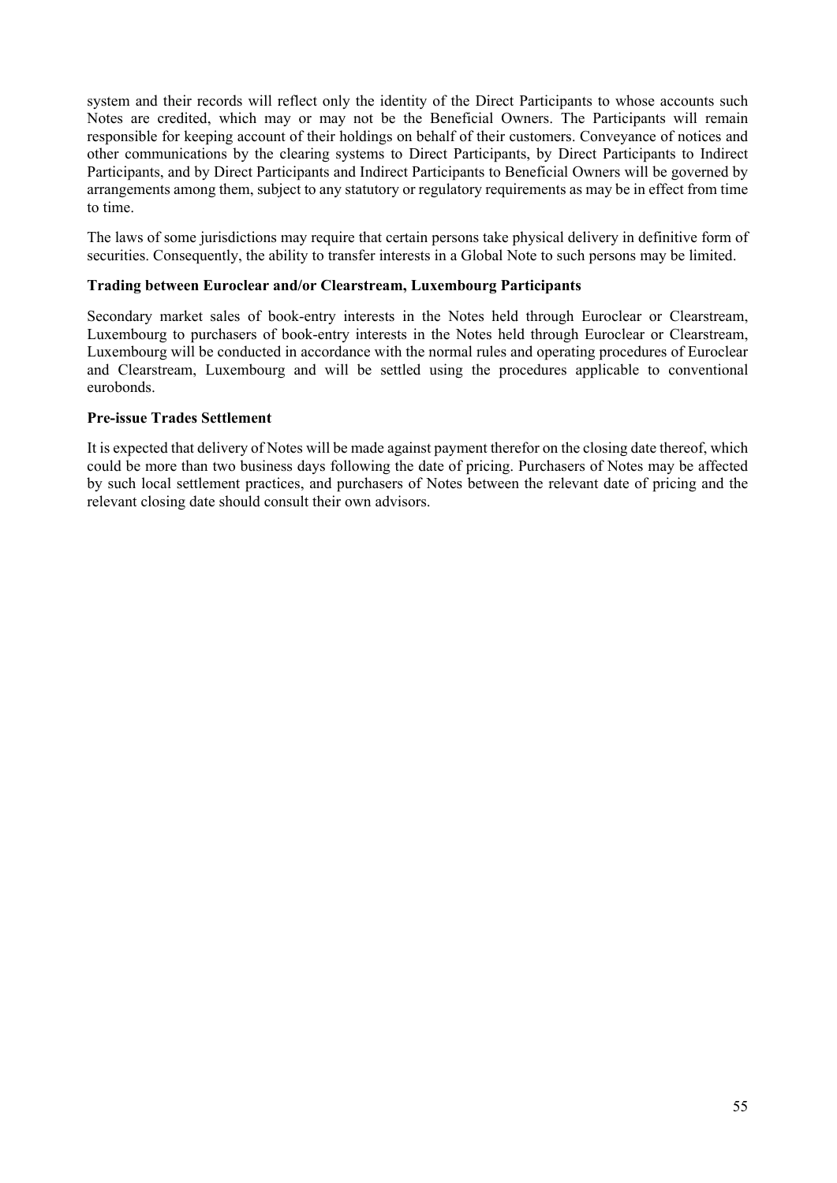system and their records will reflect only the identity of the Direct Participants to whose accounts such Notes are credited, which may or may not be the Beneficial Owners. The Participants will remain responsible for keeping account of their holdings on behalf of their customers. Conveyance of notices and other communications by the clearing systems to Direct Participants, by Direct Participants to Indirect Participants, and by Direct Participants and Indirect Participants to Beneficial Owners will be governed by arrangements among them, subject to any statutory or regulatory requirements as may be in effect from time to time.

The laws of some jurisdictions may require that certain persons take physical delivery in definitive form of securities. Consequently, the ability to transfer interests in a Global Note to such persons may be limited.

**Trading between Euroclear and/or Clearstream, Luxembourg Participants**

Secondary market sales of book-entry interests in the Notes held through Euroclear or Clearstream, Luxembourg to purchasers of book-entry interests in the Notes held through Euroclear or Clearstream, Luxembourg will be conducted in accordance with the normal rules and operating procedures of Euroclear and Clearstream, Luxembourg and will be settled using the procedures applicable to conventional eurobonds.

**Pre-issue Trades Settlement**

It is expected that delivery of Notes will be made against payment therefor on the closing date thereof, which could be more than two business days following the date of pricing. Purchasers of Notes may be affected by such local settlement practices, and purchasers of Notes between the relevant date of pricing and the relevant closing date should consult their own advisors.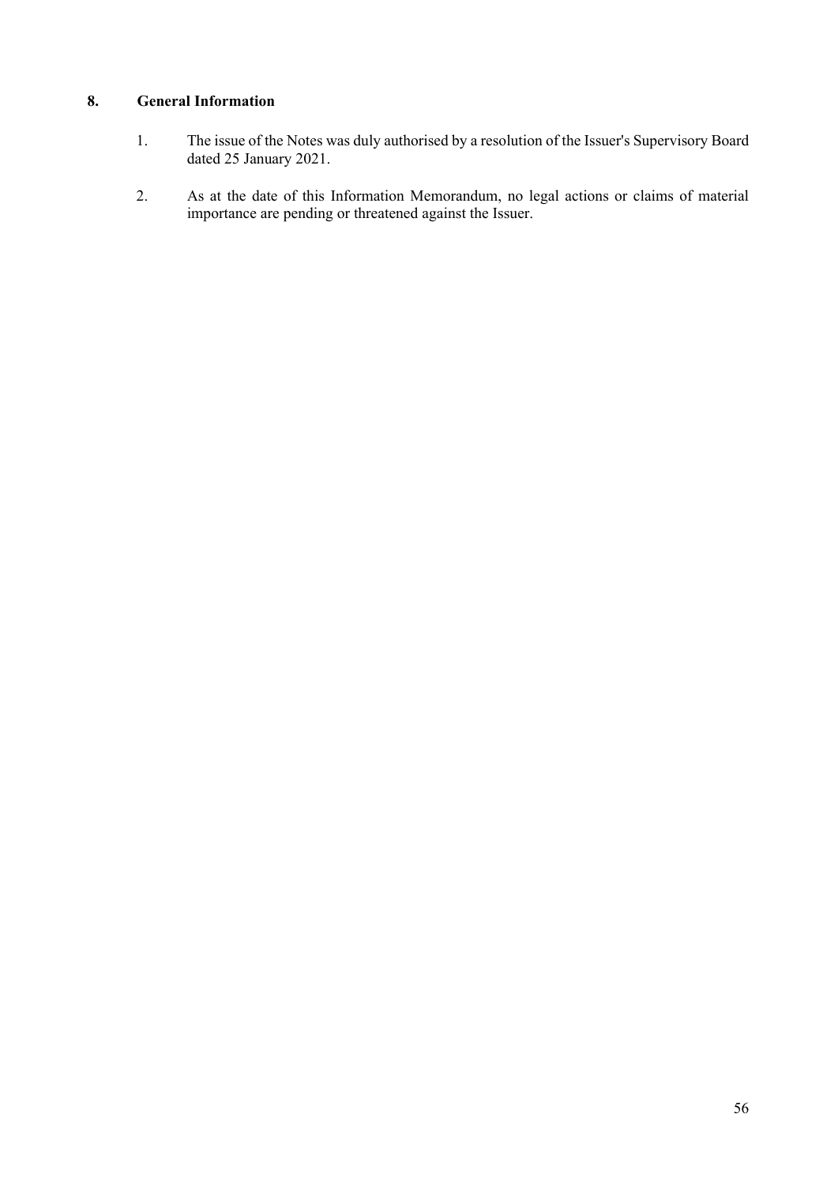## 8. General Information

1. The issue of the Notes was duly authorised by a resolution of the Issuer's Supervisory Board dated 25 January 2021.

2. As at the date of this Information Memorandum, no legal actions or claims of material importance are pending or threatened against the Issuer.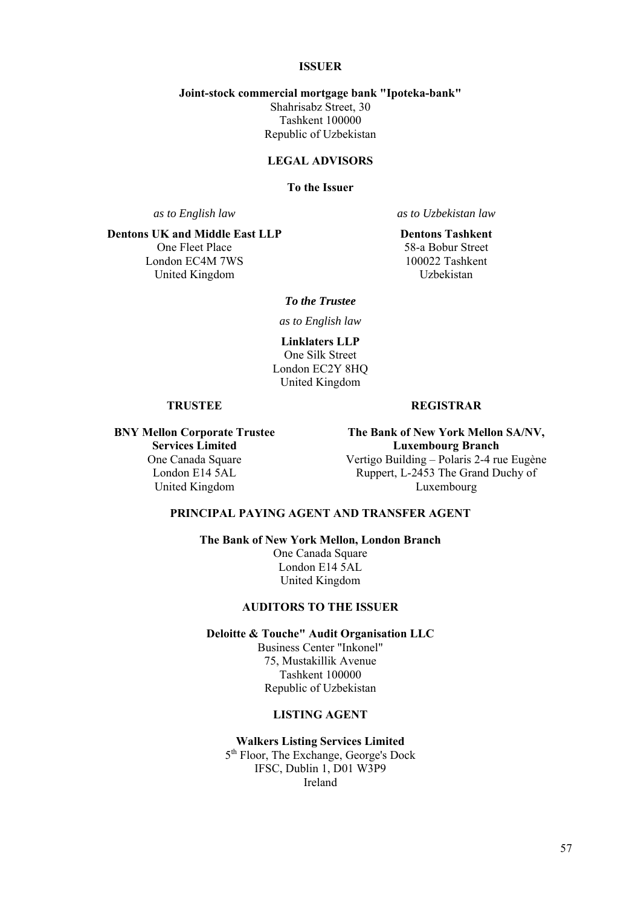**ISSUER**

**Joint-stock commercial mortgage bank "Ipoteka-bank"**
Shahrisabz Street, 30
Tashkent 100000
Republic of Uzbekistan

**LEGAL ADVISORS**

**To the Issuer**

*as to English law*

**Dentons UK and Middle East LLP**
One Fleet Place
London EC4M 7WS
United Kingdom

*as to Uzbekistan law*

**Dentons Tashkent**
58-a Bobur Street
100022 Tashkent
Uzbekistan

***To the Trustee***

*as to English law*

**Linklaters LLP**
One Silk Street
London EC2Y 8HQ
United Kingdom

**TRUSTEE**

**BNY Mellon Corporate Trustee Services Limited**
One Canada Square
London E14 5AL
United Kingdom

**REGISTRAR**

**The Bank of New York Mellon SA/NV, Luxembourg Branch**
Vertigo Building – Polaris 2-4 rue Eugène Ruppert, L-2453 The Grand Duchy of Luxembourg

**PRINCIPAL PAYING AGENT AND TRANSFER AGENT**

**The Bank of New York Mellon, London Branch**
One Canada Square
London E14 5AL
United Kingdom

**AUDITORS TO THE ISSUER**

**Deloitte & Touche" Audit Organisation LLC**
Business Center "Inkonel"
75, Mustakillik Avenue
Tashkent 100000
Republic of Uzbekistan

**LISTING AGENT**

**Walkers Listing Services Limited**
5th Floor, The Exchange, George's Dock
IFSC, Dublin 1, D01 W3P9
Ireland